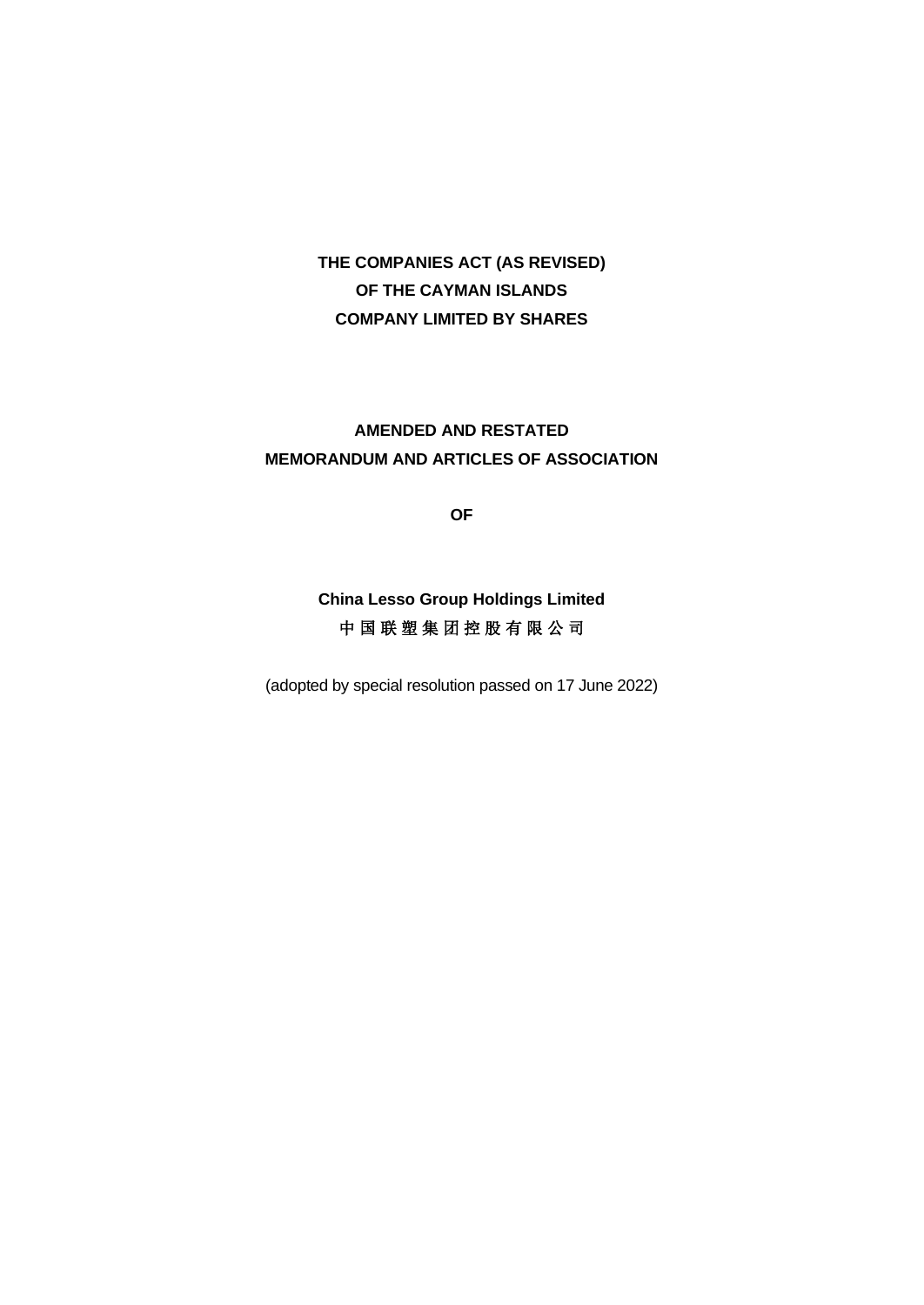**THE COMPANIES ACT (AS REVISED)**
**OF THE CAYMAN ISLANDS**
**COMPANY LIMITED BY SHARES**

**AMENDED AND RESTATED**
**MEMORANDUM AND ARTICLES OF ASSOCIATION**

**OF**

**China Lesso Group Holdings Limited**
**中国联塑集团控股有限公司**

(adopted by special resolution passed on 17 June 2022)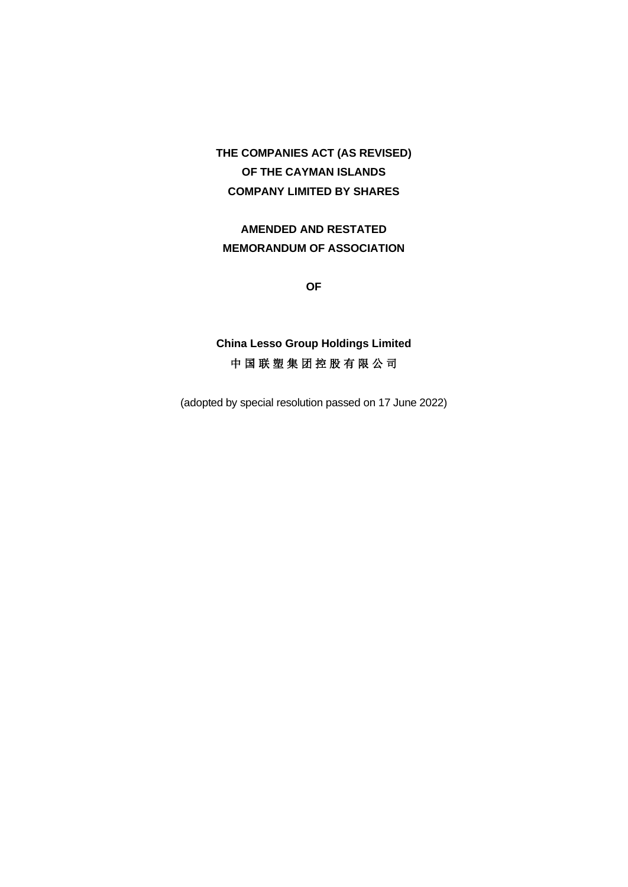**THE COMPANIES ACT (AS REVISED)**
**OF THE CAYMAN ISLANDS**
**COMPANY LIMITED BY SHARES**

**AMENDED AND RESTATED**
**MEMORANDUM OF ASSOCIATION**

**OF**

**China Lesso Group Holdings Limited**
**中国联塑集团控股有限公司**

(adopted by special resolution passed on 17 June 2022)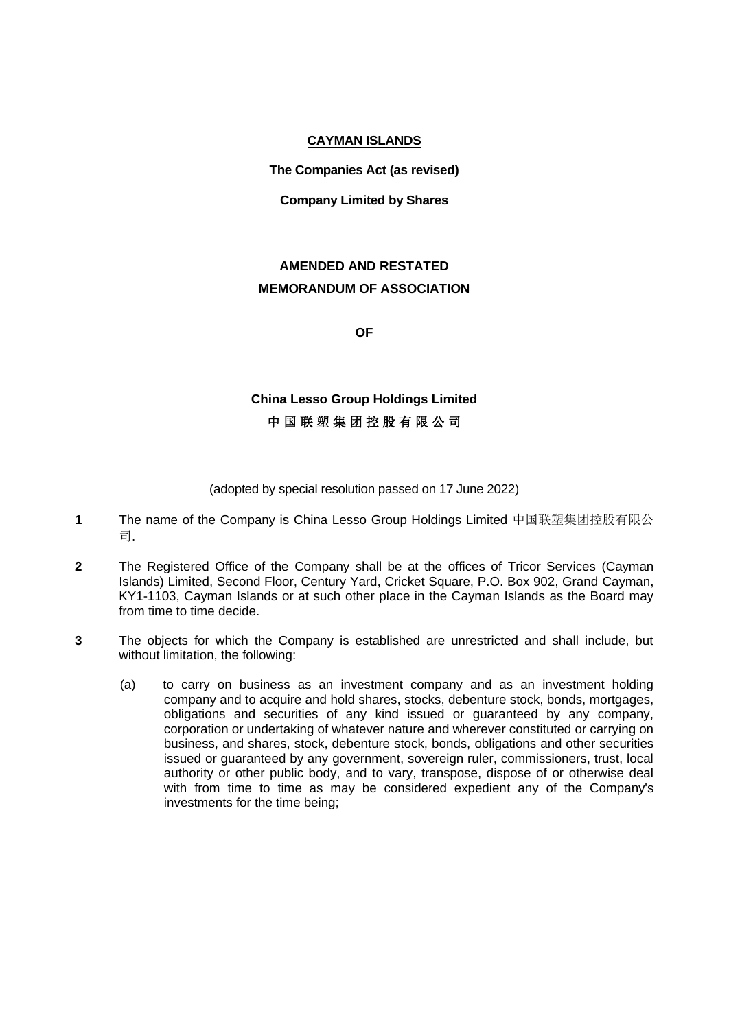**<u>CAYMAN ISLANDS</u>**

**The Companies Act (as revised)**

**Company Limited by Shares**

# AMENDED AND RESTATED MEMORANDUM OF ASSOCIATION

**OF**

## China Lesso Group Holdings Limited
## 中 国 联 塑 集 团 控 股 有 限 公 司

(adopted by special resolution passed on 17 June 2022)

**1** The name of the Company is China Lesso Group Holdings Limited 中国联塑集团控股有限公司.

**2** The Registered Office of the Company shall be at the offices of Tricor Services (Cayman Islands) Limited, Second Floor, Century Yard, Cricket Square, P.O. Box 902, Grand Cayman, KY1-1103, Cayman Islands or at such other place in the Cayman Islands as the Board may from time to time decide.

**3** The objects for which the Company is established are unrestricted and shall include, but without limitation, the following:

(a) to carry on business as an investment company and as an investment holding company and to acquire and hold shares, stocks, debenture stock, bonds, mortgages, obligations and securities of any kind issued or guaranteed by any company, corporation or undertaking of whatever nature and wherever constituted or carrying on business, and shares, stock, debenture stock, bonds, obligations and other securities issued or guaranteed by any government, sovereign ruler, commissioners, trust, local authority or other public body, and to vary, transpose, dispose of or otherwise deal with from time to time as may be considered expedient any of the Company's investments for the time being;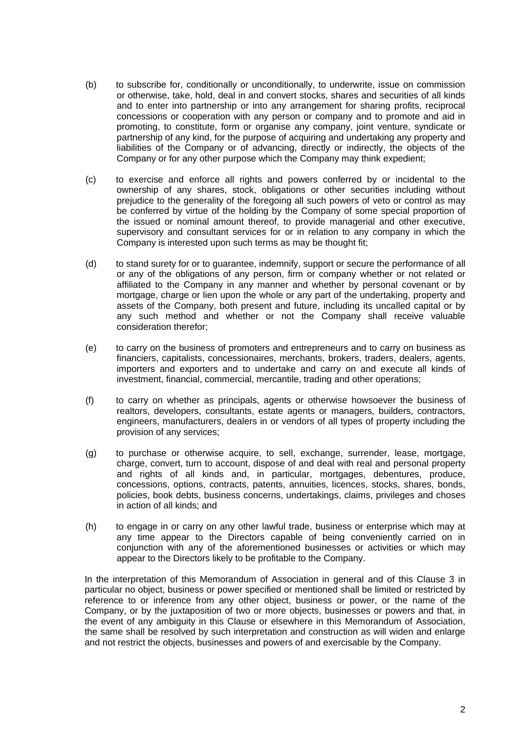(b) to subscribe for, conditionally or unconditionally, to underwrite, issue on commission or otherwise, take, hold, deal in and convert stocks, shares and securities of all kinds and to enter into partnership or into any arrangement for sharing profits, reciprocal concessions or cooperation with any person or company and to promote and aid in promoting, to constitute, form or organise any company, joint venture, syndicate or partnership of any kind, for the purpose of acquiring and undertaking any property and liabilities of the Company or of advancing, directly or indirectly, the objects of the Company or for any other purpose which the Company may think expedient;

(c) to exercise and enforce all rights and powers conferred by or incidental to the ownership of any shares, stock, obligations or other securities including without prejudice to the generality of the foregoing all such powers of veto or control as may be conferred by virtue of the holding by the Company of some special proportion of the issued or nominal amount thereof, to provide managerial and other executive, supervisory and consultant services for or in relation to any company in which the Company is interested upon such terms as may be thought fit;

(d) to stand surety for or to guarantee, indemnify, support or secure the performance of all or any of the obligations of any person, firm or company whether or not related or affiliated to the Company in any manner and whether by personal covenant or by mortgage, charge or lien upon the whole or any part of the undertaking, property and assets of the Company, both present and future, including its uncalled capital or by any such method and whether or not the Company shall receive valuable consideration therefor;

(e) to carry on the business of promoters and entrepreneurs and to carry on business as financiers, capitalists, concessionaires, merchants, brokers, traders, dealers, agents, importers and exporters and to undertake and carry on and execute all kinds of investment, financial, commercial, mercantile, trading and other operations;

(f) to carry on whether as principals, agents or otherwise howsoever the business of realtors, developers, consultants, estate agents or managers, builders, contractors, engineers, manufacturers, dealers in or vendors of all types of property including the provision of any services;

(g) to purchase or otherwise acquire, to sell, exchange, surrender, lease, mortgage, charge, convert, turn to account, dispose of and deal with real and personal property and rights of all kinds and, in particular, mortgages, debentures, produce, concessions, options, contracts, patents, annuities, licences, stocks, shares, bonds, policies, book debts, business concerns, undertakings, claims, privileges and choses in action of all kinds; and

(h) to engage in or carry on any other lawful trade, business or enterprise which may at any time appear to the Directors capable of being conveniently carried on in conjunction with any of the aforementioned businesses or activities or which may appear to the Directors likely to be profitable to the Company.

In the interpretation of this Memorandum of Association in general and of this Clause 3 in particular no object, business or power specified or mentioned shall be limited or restricted by reference to or inference from any other object, business or power, or the name of the Company, or by the juxtaposition of two or more objects, businesses or powers and that, in the event of any ambiguity in this Clause or elsewhere in this Memorandum of Association, the same shall be resolved by such interpretation and construction as will widen and enlarge and not restrict the objects, businesses and powers of and exercisable by the Company.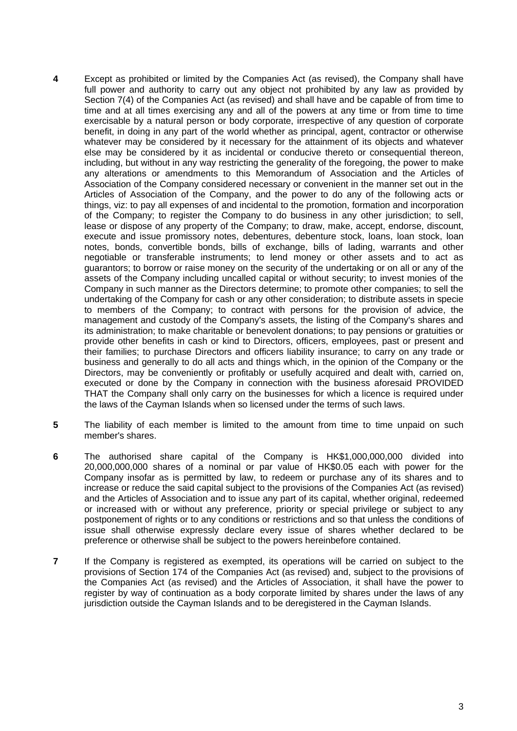**4** Except as prohibited or limited by the Companies Act (as revised), the Company shall have full power and authority to carry out any object not prohibited by any law as provided by Section 7(4) of the Companies Act (as revised) and shall have and be capable of from time to time and at all times exercising any and all of the powers at any time or from time to time exercisable by a natural person or body corporate, irrespective of any question of corporate benefit, in doing in any part of the world whether as principal, agent, contractor or otherwise whatever may be considered by it necessary for the attainment of its objects and whatever else may be considered by it as incidental or conducive thereto or consequential thereon, including, but without in any way restricting the generality of the foregoing, the power to make any alterations or amendments to this Memorandum of Association and the Articles of Association of the Company considered necessary or convenient in the manner set out in the Articles of Association of the Company, and the power to do any of the following acts or things, viz: to pay all expenses of and incidental to the promotion, formation and incorporation of the Company; to register the Company to do business in any other jurisdiction; to sell, lease or dispose of any property of the Company; to draw, make, accept, endorse, discount, execute and issue promissory notes, debentures, debenture stock, loans, loan stock, loan notes, bonds, convertible bonds, bills of exchange, bills of lading, warrants and other negotiable or transferable instruments; to lend money or other assets and to act as guarantors; to borrow or raise money on the security of the undertaking or on all or any of the assets of the Company including uncalled capital or without security; to invest monies of the Company in such manner as the Directors determine; to promote other companies; to sell the undertaking of the Company for cash or any other consideration; to distribute assets in specie to members of the Company; to contract with persons for the provision of advice, the management and custody of the Company's assets, the listing of the Company's shares and its administration; to make charitable or benevolent donations; to pay pensions or gratuities or provide other benefits in cash or kind to Directors, officers, employees, past or present and their families; to purchase Directors and officers liability insurance; to carry on any trade or business and generally to do all acts and things which, in the opinion of the Company or the Directors, may be conveniently or profitably or usefully acquired and dealt with, carried on, executed or done by the Company in connection with the business aforesaid PROVIDED THAT the Company shall only carry on the businesses for which a licence is required under the laws of the Cayman Islands when so licensed under the terms of such laws.

**5** The liability of each member is limited to the amount from time to time unpaid on such member's shares.

**6** The authorised share capital of the Company is HK$1,000,000,000 divided into 20,000,000,000 shares of a nominal or par value of HK$0.05 each with power for the Company insofar as is permitted by law, to redeem or purchase any of its shares and to increase or reduce the said capital subject to the provisions of the Companies Act (as revised) and the Articles of Association and to issue any part of its capital, whether original, redeemed or increased with or without any preference, priority or special privilege or subject to any postponement of rights or to any conditions or restrictions and so that unless the conditions of issue shall otherwise expressly declare every issue of shares whether declared to be preference or otherwise shall be subject to the powers hereinbefore contained.

**7** If the Company is registered as exempted, its operations will be carried on subject to the provisions of Section 174 of the Companies Act (as revised) and, subject to the provisions of the Companies Act (as revised) and the Articles of Association, it shall have the power to register by way of continuation as a body corporate limited by shares under the laws of any jurisdiction outside the Cayman Islands and to be deregistered in the Cayman Islands.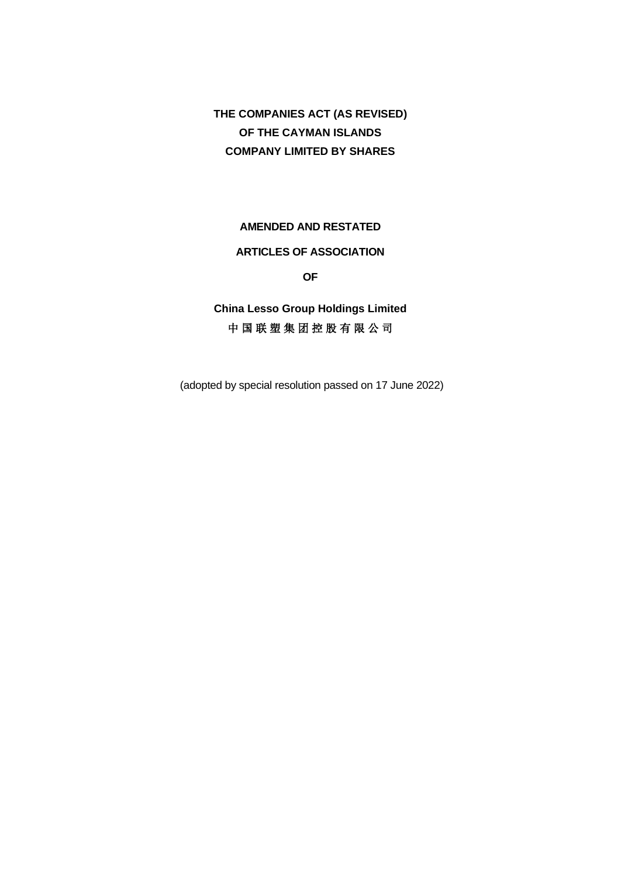**THE COMPANIES ACT (AS REVISED)**
**OF THE CAYMAN ISLANDS**
**COMPANY LIMITED BY SHARES**

**AMENDED AND RESTATED**

**ARTICLES OF ASSOCIATION**

**OF**

**China Lesso Group Holdings Limited**
**中国联塑集团控股有限公司**

(adopted by special resolution passed on 17 June 2022)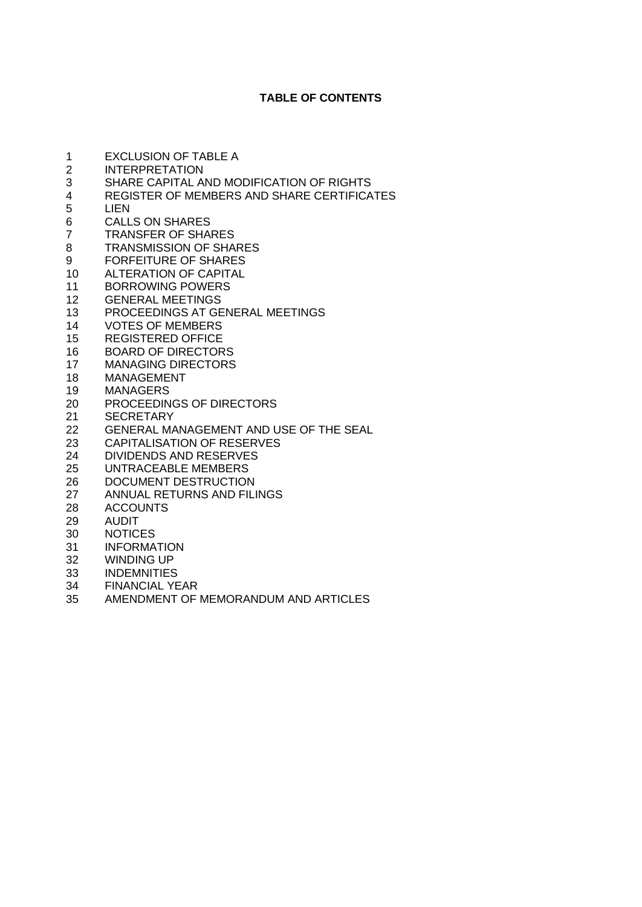# TABLE OF CONTENTS

1 EXCLUSION OF TABLE A
2 INTERPRETATION
3 SHARE CAPITAL AND MODIFICATION OF RIGHTS
4 REGISTER OF MEMBERS AND SHARE CERTIFICATES
5 LIEN
6 CALLS ON SHARES
7 TRANSFER OF SHARES
8 TRANSMISSION OF SHARES
9 FORFEITURE OF SHARES
10 ALTERATION OF CAPITAL
11 BORROWING POWERS
12 GENERAL MEETINGS
13 PROCEEDINGS AT GENERAL MEETINGS
14 VOTES OF MEMBERS
15 REGISTERED OFFICE
16 BOARD OF DIRECTORS
17 MANAGING DIRECTORS
18 MANAGEMENT
19 MANAGERS
20 PROCEEDINGS OF DIRECTORS
21 SECRETARY
22 GENERAL MANAGEMENT AND USE OF THE SEAL
23 CAPITALISATION OF RESERVES
24 DIVIDENDS AND RESERVES
25 UNTRACEABLE MEMBERS
26 DOCUMENT DESTRUCTION
27 ANNUAL RETURNS AND FILINGS
28 ACCOUNTS
29 AUDIT
30 NOTICES
31 INFORMATION
32 WINDING UP
33 INDEMNITIES
34 FINANCIAL YEAR
35 AMENDMENT OF MEMORANDUM AND ARTICLES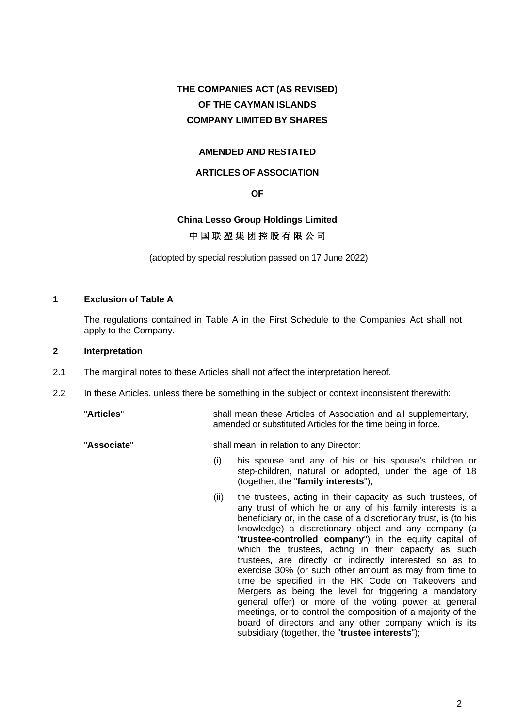**THE COMPANIES ACT (AS REVISED)**
**OF THE CAYMAN ISLANDS**
**COMPANY LIMITED BY SHARES**

**AMENDED AND RESTATED**

**ARTICLES OF ASSOCIATION**

**OF**

**China Lesso Group Holdings Limited**
**中国联塑集团控股有限公司**

(adopted by special resolution passed on 17 June 2022)

## 1 Exclusion of Table A

The regulations contained in Table A in the First Schedule to the Companies Act shall not apply to the Company.

## 2 Interpretation

2.1 The marginal notes to these Articles shall not affect the interpretation hereof.

2.2 In these Articles, unless there be something in the subject or context inconsistent therewith:

"**Articles**" shall mean these Articles of Association and all supplementary, amended or substituted Articles for the time being in force.

"**Associate**" shall mean, in relation to any Director:

(i) his spouse and any of his or his spouse's children or step-children, natural or adopted, under the age of 18 (together, the "**family interests**");

(ii) the trustees, acting in their capacity as such trustees, of any trust of which he or any of his family interests is a beneficiary or, in the case of a discretionary trust, is (to his knowledge) a discretionary object and any company (a "**trustee-controlled company**") in the equity capital of which the trustees, acting in their capacity as such trustees, are directly or indirectly interested so as to exercise 30% (or such other amount as may from time to time be specified in the HK Code on Takeovers and Mergers as being the level for triggering a mandatory general offer) or more of the voting power at general meetings, or to control the composition of a majority of the board of directors and any other company which is its subsidiary (together, the "**trustee interests**");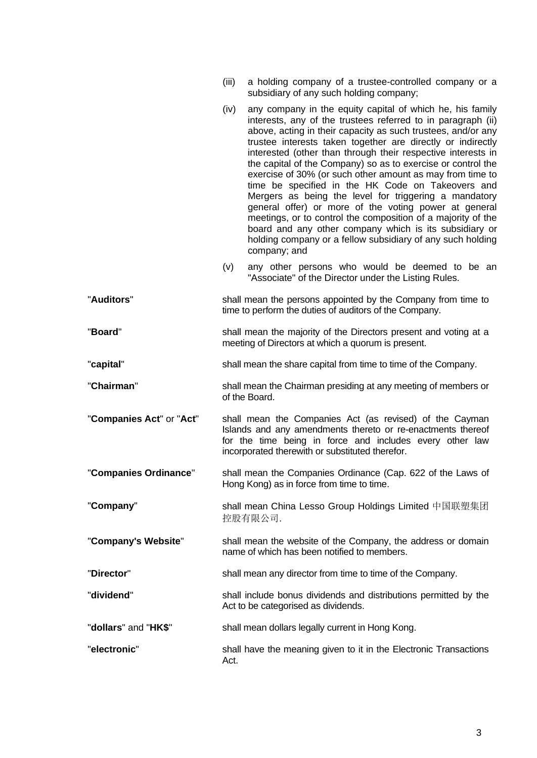(iii) a holding company of a trustee-controlled company or a subsidiary of any such holding company;

(iv) any company in the equity capital of which he, his family interests, any of the trustees referred to in paragraph (ii) above, acting in their capacity as such trustees, and/or any trustee interests taken together are directly or indirectly interested (other than through their respective interests in the capital of the Company) so as to exercise or control the exercise of 30% (or such other amount as may from time to time be specified in the HK Code on Takeovers and Mergers as being the level for triggering a mandatory general offer) or more of the voting power at general meetings, or to control the composition of a majority of the board and any other company which is its subsidiary or holding company or a fellow subsidiary of any such holding company; and

(v) any other persons who would be deemed to be an "Associate" of the Director under the Listing Rules.

"**Auditors**" shall mean the persons appointed by the Company from time to time to perform the duties of auditors of the Company.

"**Board**" shall mean the majority of the Directors present and voting at a meeting of Directors at which a quorum is present.

"**capital**" shall mean the share capital from time to time of the Company.

"**Chairman**" shall mean the Chairman presiding at any meeting of members or of the Board.

"**Companies Act**" or "**Act**" shall mean the Companies Act (as revised) of the Cayman Islands and any amendments thereto or re-enactments thereof for the time being in force and includes every other law incorporated therewith or substituted therefor.

"**Companies Ordinance**" shall mean the Companies Ordinance (Cap. 622 of the Laws of Hong Kong) as in force from time to time.

"**Company**" shall mean China Lesso Group Holdings Limited 中国联塑集团控股有限公司.

"**Company's Website**" shall mean the website of the Company, the address or domain name of which has been notified to members.

"**Director**" shall mean any director from time to time of the Company.

"**dividend**" shall include bonus dividends and distributions permitted by the Act to be categorised as dividends.

"**dollars**" and "**HK$**" shall mean dollars legally current in Hong Kong.

"**electronic**" shall have the meaning given to it in the Electronic Transactions Act.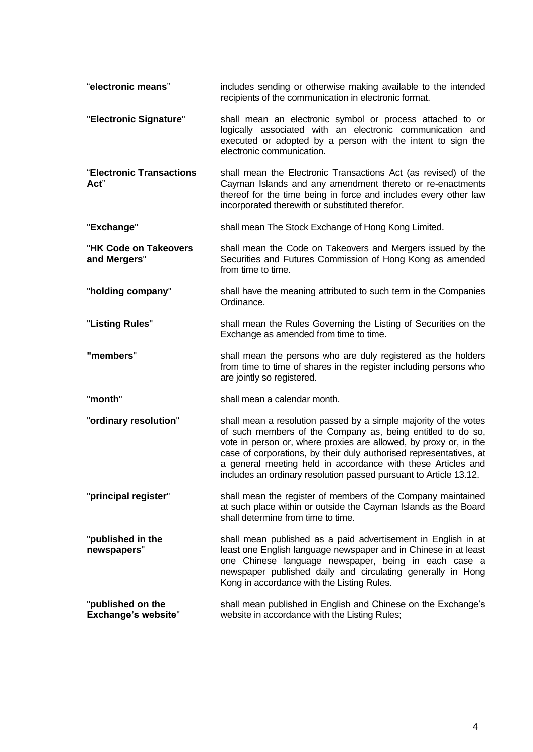| | |
|---|---|
| "**electronic means**" | includes sending or otherwise making available to the intended recipients of the communication in electronic format. |
| "**Electronic Signature**" | shall mean an electronic symbol or process attached to or logically associated with an electronic communication and executed or adopted by a person with the intent to sign the electronic communication. |
| "**Electronic Transactions Act**" | shall mean the Electronic Transactions Act (as revised) of the Cayman Islands and any amendment thereto or re-enactments thereof for the time being in force and includes every other law incorporated therewith or substituted therefor. |
| "**Exchange**" | shall mean The Stock Exchange of Hong Kong Limited. |
| "**HK Code on Takeovers and Mergers**" | shall mean the Code on Takeovers and Mergers issued by the Securities and Futures Commission of Hong Kong as amended from time to time. |
| "**holding company**" | shall have the meaning attributed to such term in the Companies Ordinance. |
| "**Listing Rules**" | shall mean the Rules Governing the Listing of Securities on the Exchange as amended from time to time. |
| **"members**" | shall mean the persons who are duly registered as the holders from time to time of shares in the register including persons who are jointly so registered. |
| "**month**" | shall mean a calendar month. |
| "**ordinary resolution**" | shall mean a resolution passed by a simple majority of the votes of such members of the Company as, being entitled to do so, vote in person or, where proxies are allowed, by proxy or, in the case of corporations, by their duly authorised representatives, at a general meeting held in accordance with these Articles and includes an ordinary resolution passed pursuant to Article 13.12. |
| "**principal register**" | shall mean the register of members of the Company maintained at such place within or outside the Cayman Islands as the Board shall determine from time to time. |
| "**published in the newspapers**" | shall mean published as a paid advertisement in English in at least one English language newspaper and in Chinese in at least one Chinese language newspaper, being in each case a newspaper published daily and circulating generally in Hong Kong in accordance with the Listing Rules. |
| "**published on the Exchange's website**" | shall mean published in English and Chinese on the Exchange's website in accordance with the Listing Rules; |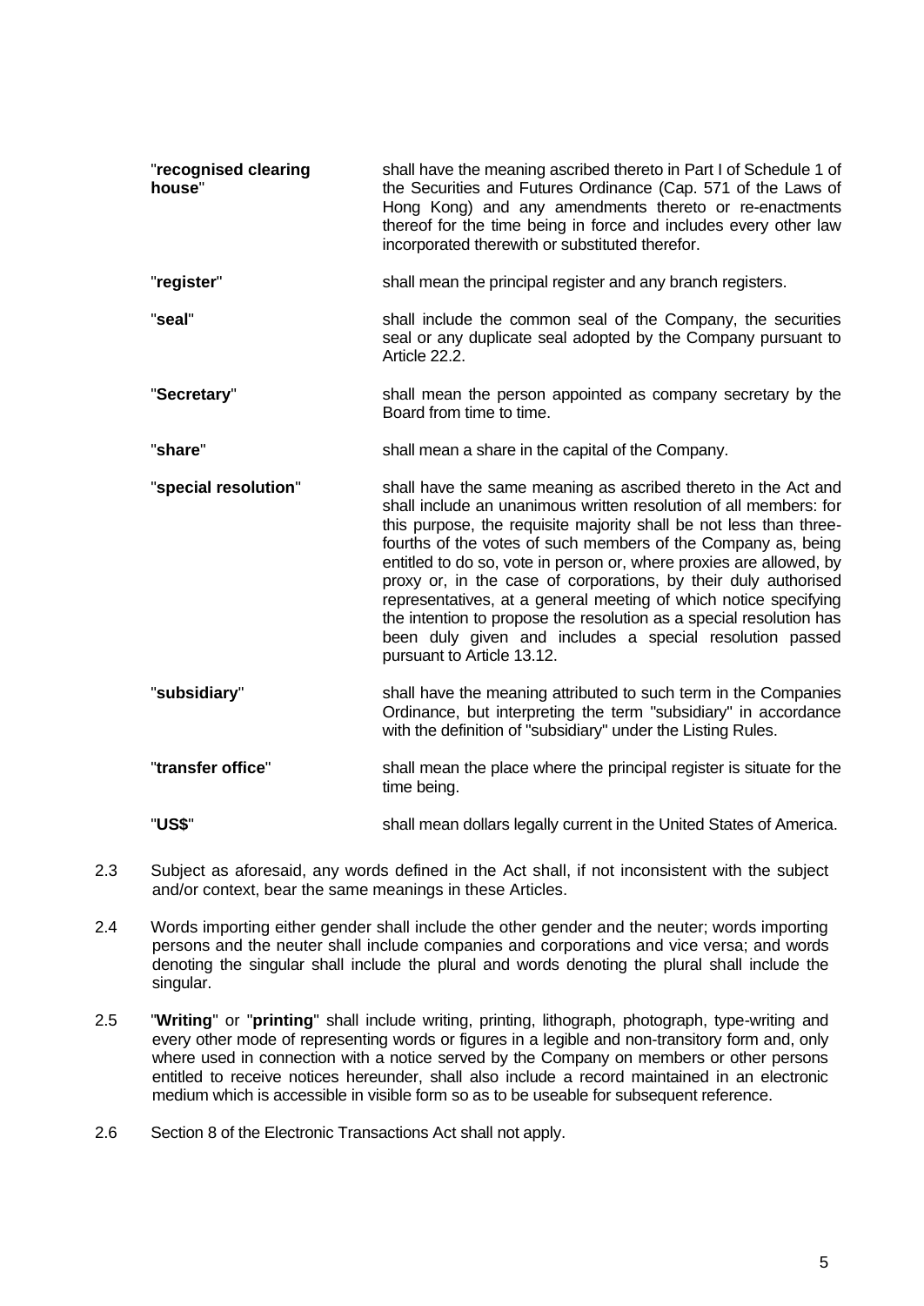| | |
|---|---|
| "**recognised clearing house**" | shall have the meaning ascribed thereto in Part I of Schedule 1 of the Securities and Futures Ordinance (Cap. 571 of the Laws of Hong Kong) and any amendments thereto or re-enactments thereof for the time being in force and includes every other law incorporated therewith or substituted therefor. |
| "**register**" | shall mean the principal register and any branch registers. |
| "**seal**" | shall include the common seal of the Company, the securities seal or any duplicate seal adopted by the Company pursuant to Article 22.2. |
| "**Secretary**" | shall mean the person appointed as company secretary by the Board from time to time. |
| "**share**" | shall mean a share in the capital of the Company. |
| "**special resolution**" | shall have the same meaning as ascribed thereto in the Act and shall include an unanimous written resolution of all members: for this purpose, the requisite majority shall be not less than three-fourths of the votes of such members of the Company as, being entitled to do so, vote in person or, where proxies are allowed, by proxy or, in the case of corporations, by their duly authorised representatives, at a general meeting of which notice specifying the intention to propose the resolution as a special resolution has been duly given and includes a special resolution passed pursuant to Article 13.12. |
| "**subsidiary**" | shall have the meaning attributed to such term in the Companies Ordinance, but interpreting the term "subsidiary" in accordance with the definition of "subsidiary" under the Listing Rules. |
| "**transfer office**" | shall mean the place where the principal register is situate for the time being. |
| "**US$**" | shall mean dollars legally current in the United States of America. |

2.3 Subject as aforesaid, any words defined in the Act shall, if not inconsistent with the subject and/or context, bear the same meanings in these Articles.

2.4 Words importing either gender shall include the other gender and the neuter; words importing persons and the neuter shall include companies and corporations and vice versa; and words denoting the singular shall include the plural and words denoting the plural shall include the singular.

2.5 "**Writing**" or "**printing**" shall include writing, printing, lithograph, photograph, type-writing and every other mode of representing words or figures in a legible and non-transitory form and, only where used in connection with a notice served by the Company on members or other persons entitled to receive notices hereunder, shall also include a record maintained in an electronic medium which is accessible in visible form so as to be useable for subsequent reference.

2.6 Section 8 of the Electronic Transactions Act shall not apply.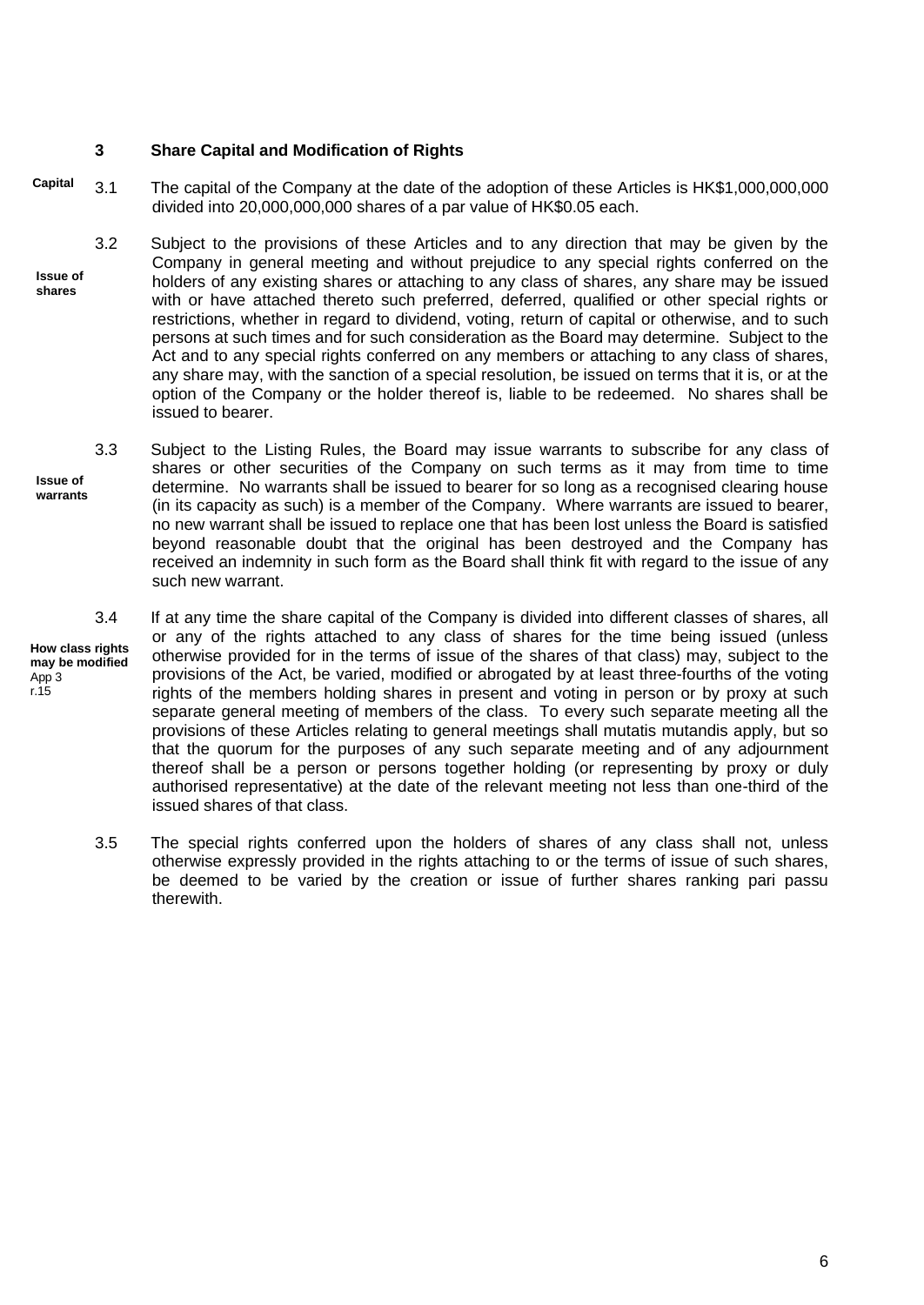### 3 Share Capital and Modification of Rights

**Capital**

3.1 The capital of the Company at the date of the adoption of these Articles is HK$1,000,000,000 divided into 20,000,000,000 shares of a par value of HK$0.05 each.

**Issue of shares**

3.2 Subject to the provisions of these Articles and to any direction that may be given by the Company in general meeting and without prejudice to any special rights conferred on the holders of any existing shares or attaching to any class of shares, any share may be issued with or have attached thereto such preferred, deferred, qualified or other special rights or restrictions, whether in regard to dividend, voting, return of capital or otherwise, and to such persons at such times and for such consideration as the Board may determine. Subject to the Act and to any special rights conferred on any members or attaching to any class of shares, any share may, with the sanction of a special resolution, be issued on terms that it is, or at the option of the Company or the holder thereof is, liable to be redeemed. No shares shall be issued to bearer.

**Issue of warrants**

3.3 Subject to the Listing Rules, the Board may issue warrants to subscribe for any class of shares or other securities of the Company on such terms as it may from time to time determine. No warrants shall be issued to bearer for so long as a recognised clearing house (in its capacity as such) is a member of the Company. Where warrants are issued to bearer, no new warrant shall be issued to replace one that has been lost unless the Board is satisfied beyond reasonable doubt that the original has been destroyed and the Company has received an indemnity in such form as the Board shall think fit with regard to the issue of any such new warrant.

**How class rights may be modified**
App 3 r.15

3.4 If at any time the share capital of the Company is divided into different classes of shares, all or any of the rights attached to any class of shares for the time being issued (unless otherwise provided for in the terms of issue of the shares of that class) may, subject to the provisions of the Act, be varied, modified or abrogated by at least three-fourths of the voting rights of the members holding shares in present and voting in person or by proxy at such separate general meeting of members of the class. To every such separate meeting all the provisions of these Articles relating to general meetings shall mutatis mutandis apply, but so that the quorum for the purposes of any such separate meeting and of any adjournment thereof shall be a person or persons together holding (or representing by proxy or duly authorised representative) at the date of the relevant meeting not less than one-third of the issued shares of that class.

3.5 The special rights conferred upon the holders of shares of any class shall not, unless otherwise expressly provided in the rights attaching to or the terms of issue of such shares, be deemed to be varied by the creation or issue of further shares ranking pari passu therewith.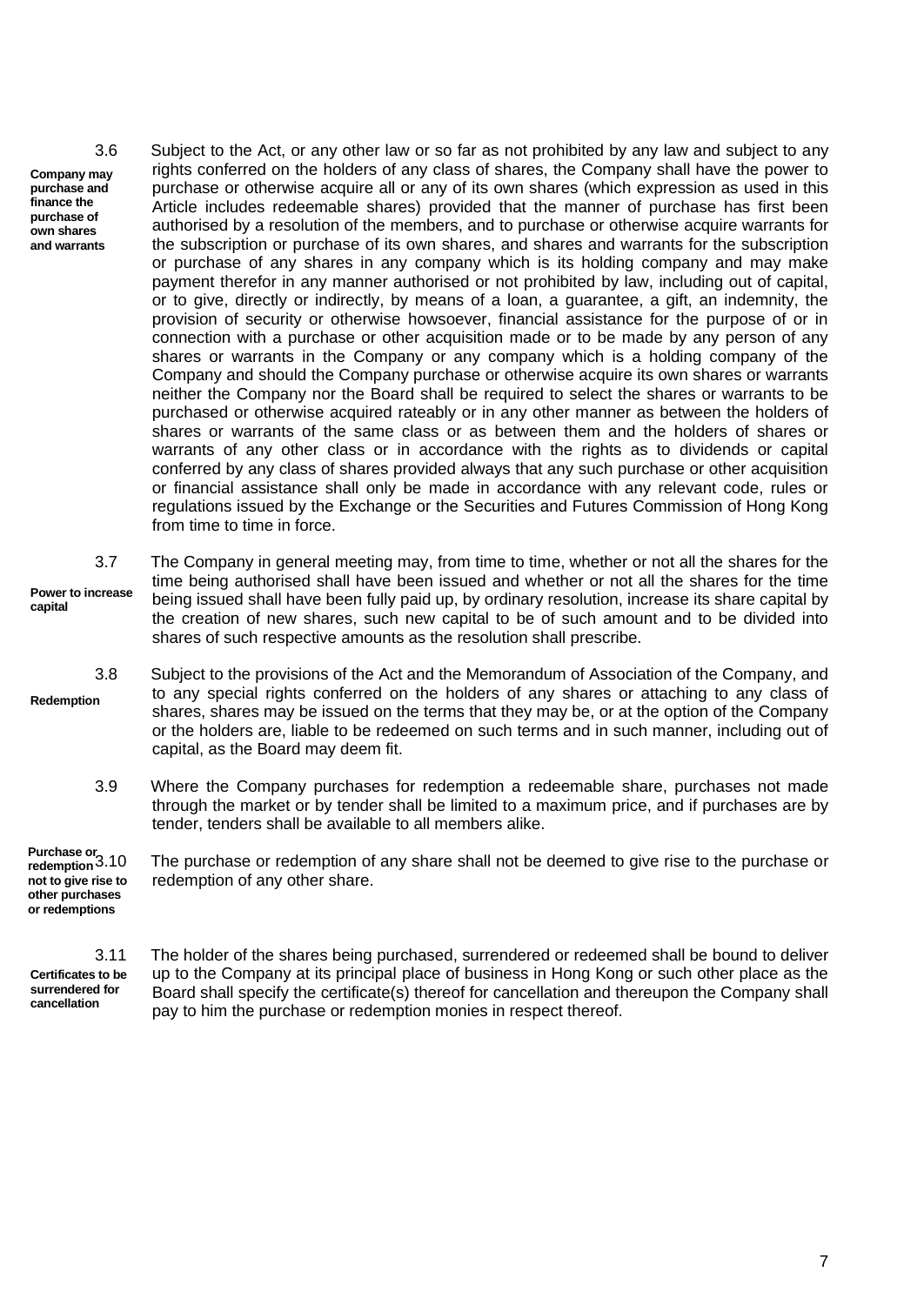3.6 **Company may purchase and finance the purchase of own shares and warrants**

Subject to the Act, or any other law or so far as not prohibited by any law and subject to any rights conferred on the holders of any class of shares, the Company shall have the power to purchase or otherwise acquire all or any of its own shares (which expression as used in this Article includes redeemable shares) provided that the manner of purchase has first been authorised by a resolution of the members, and to purchase or otherwise acquire warrants for the subscription or purchase of its own shares, and shares and warrants for the subscription or purchase of any shares in any company which is its holding company and may make payment therefor in any manner authorised or not prohibited by law, including out of capital, or to give, directly or indirectly, by means of a loan, a guarantee, a gift, an indemnity, the provision of security or otherwise howsoever, financial assistance for the purpose of or in connection with a purchase or other acquisition made or to be made by any person of any shares or warrants in the Company or any company which is a holding company of the Company and should the Company purchase or otherwise acquire its own shares or warrants neither the Company nor the Board shall be required to select the shares or warrants to be purchased or otherwise acquired rateably or in any other manner as between the holders of shares or warrants of the same class or as between them and the holders of shares or warrants of any other class or in accordance with the rights as to dividends or capital conferred by any class of shares provided always that any such purchase or other acquisition or financial assistance shall only be made in accordance with any relevant code, rules or regulations issued by the Exchange or the Securities and Futures Commission of Hong Kong from time to time in force.

3.7 **Power to increase capital**

The Company in general meeting may, from time to time, whether or not all the shares for the time being authorised shall have been issued and whether or not all the shares for the time being issued shall have been fully paid up, by ordinary resolution, increase its share capital by the creation of new shares, such new capital to be of such amount and to be divided into shares of such respective amounts as the resolution shall prescribe.

3.8 **Redemption**

Subject to the provisions of the Act and the Memorandum of Association of the Company, and to any special rights conferred on the holders of any shares or attaching to any class of shares, shares may be issued on the terms that they may be, or at the option of the Company or the holders are, liable to be redeemed on such terms and in such manner, including out of capital, as the Board may deem fit.

3.9 Where the Company purchases for redemption a redeemable share, purchases not made through the market or by tender shall be limited to a maximum price, and if purchases are by tender, tenders shall be available to all members alike.

3.10 **Purchase or redemption not to give rise to other purchases or redemptions**

The purchase or redemption of any share shall not be deemed to give rise to the purchase or redemption of any other share.

3.11 **Certificates to be surrendered for cancellation**

The holder of the shares being purchased, surrendered or redeemed shall be bound to deliver up to the Company at its principal place of business in Hong Kong or such other place as the Board shall specify the certificate(s) thereof for cancellation and thereupon the Company shall pay to him the purchase or redemption monies in respect thereof.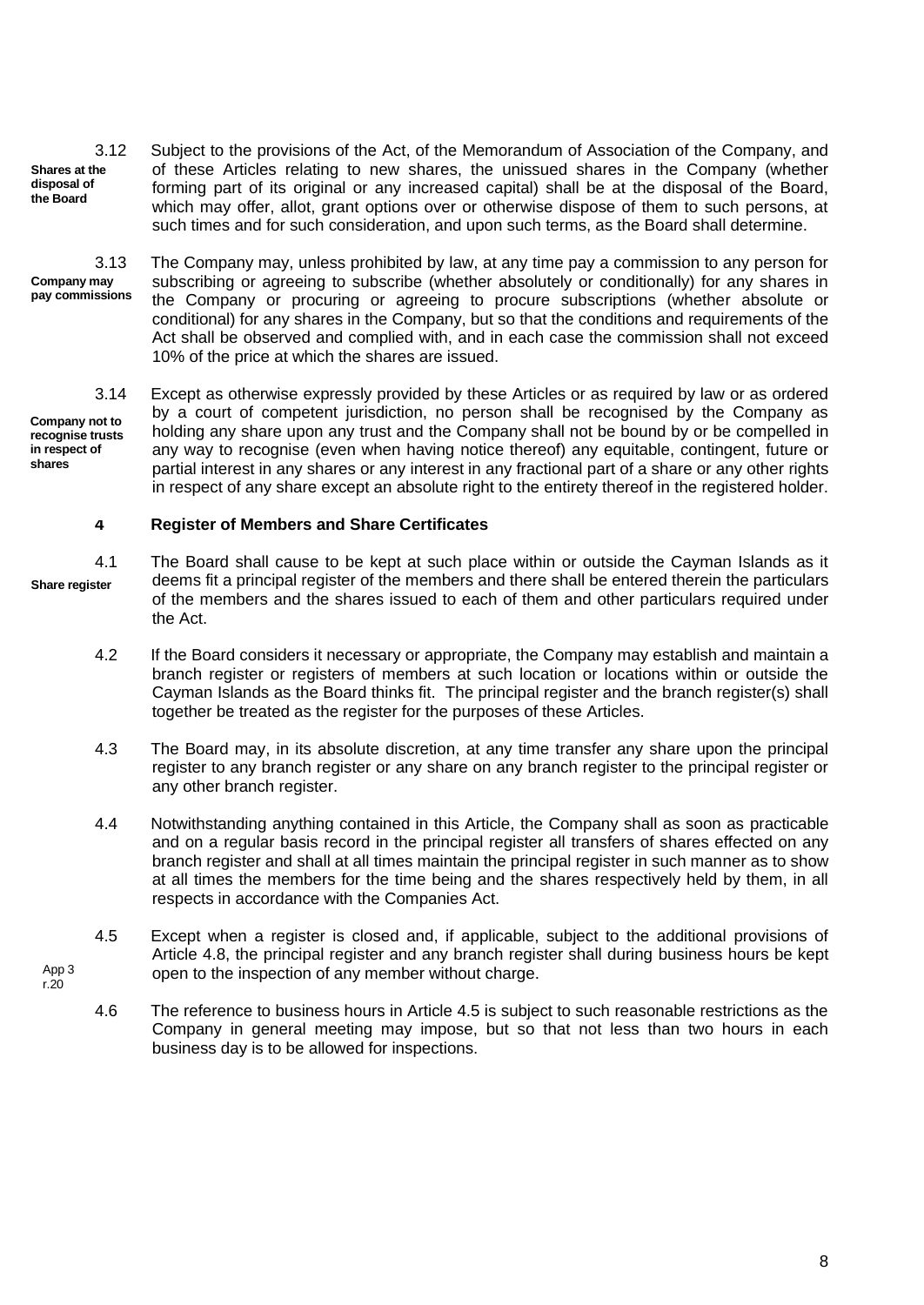3.12 **Shares at the disposal of the Board** Subject to the provisions of the Act, of the Memorandum of Association of the Company, and of these Articles relating to new shares, the unissued shares in the Company (whether forming part of its original or any increased capital) shall be at the disposal of the Board, which may offer, allot, grant options over or otherwise dispose of them to such persons, at such times and for such consideration, and upon such terms, as the Board shall determine.

3.13 **Company may pay commissions** The Company may, unless prohibited by law, at any time pay a commission to any person for subscribing or agreeing to subscribe (whether absolutely or conditionally) for any shares in the Company or procuring or agreeing to procure subscriptions (whether absolute or conditional) for any shares in the Company, but so that the conditions and requirements of the Act shall be observed and complied with, and in each case the commission shall not exceed 10% of the price at which the shares are issued.

3.14 **Company not to recognise trusts in respect of shares** Except as otherwise expressly provided by these Articles or as required by law or as ordered by a court of competent jurisdiction, no person shall be recognised by the Company as holding any share upon any trust and the Company shall not be bound by or be compelled in any way to recognise (even when having notice thereof) any equitable, contingent, future or partial interest in any shares or any interest in any fractional part of a share or any other rights in respect of any share except an absolute right to the entirety thereof in the registered holder.

## 4 Register of Members and Share Certificates

4.1 **Share register** The Board shall cause to be kept at such place within or outside the Cayman Islands as it deems fit a principal register of the members and there shall be entered therein the particulars of the members and the shares issued to each of them and other particulars required under the Act.

4.2 If the Board considers it necessary or appropriate, the Company may establish and maintain a branch register or registers of members at such location or locations within or outside the Cayman Islands as the Board thinks fit. The principal register and the branch register(s) shall together be treated as the register for the purposes of these Articles.

4.3 The Board may, in its absolute discretion, at any time transfer any share upon the principal register to any branch register or any share on any branch register to the principal register or any other branch register.

4.4 Notwithstanding anything contained in this Article, the Company shall as soon as practicable and on a regular basis record in the principal register all transfers of shares effected on any branch register and shall at all times maintain the principal register in such manner as to show at all times the members for the time being and the shares respectively held by them, in all respects in accordance with the Companies Act.

4.5 App 3 r.20 Except when a register is closed and, if applicable, subject to the additional provisions of Article 4.8, the principal register and any branch register shall during business hours be kept open to the inspection of any member without charge.

4.6 The reference to business hours in Article 4.5 is subject to such reasonable restrictions as the Company in general meeting may impose, but so that not less than two hours in each business day is to be allowed for inspections.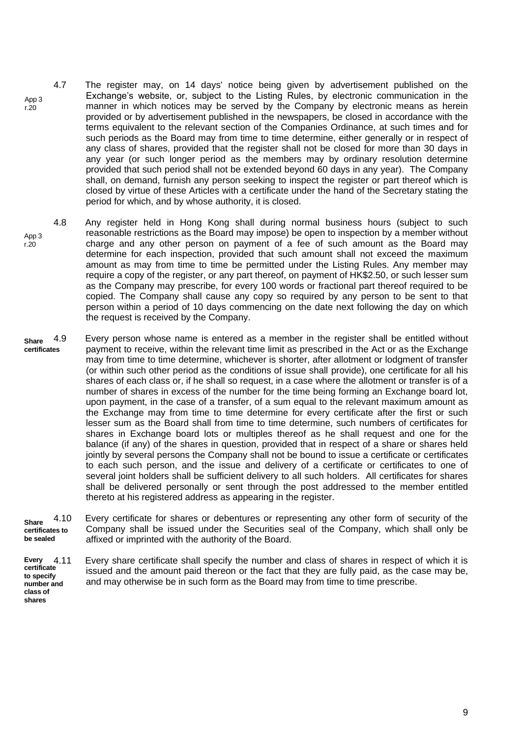App 3 r.20

4.7 The register may, on 14 days' notice being given by advertisement published on the Exchange's website, or, subject to the Listing Rules, by electronic communication in the manner in which notices may be served by the Company by electronic means as herein provided or by advertisement published in the newspapers, be closed in accordance with the terms equivalent to the relevant section of the Companies Ordinance, at such times and for such periods as the Board may from time to time determine, either generally or in respect of any class of shares, provided that the register shall not be closed for more than 30 days in any year (or such longer period as the members may by ordinary resolution determine provided that such period shall not be extended beyond 60 days in any year). The Company shall, on demand, furnish any person seeking to inspect the register or part thereof which is closed by virtue of these Articles with a certificate under the hand of the Secretary stating the period for which, and by whose authority, it is closed.

App 3 r.20

4.8 Any register held in Hong Kong shall during normal business hours (subject to such reasonable restrictions as the Board may impose) be open to inspection by a member without charge and any other person on payment of a fee of such amount as the Board may determine for each inspection, provided that such amount shall not exceed the maximum amount as may from time to time be permitted under the Listing Rules. Any member may require a copy of the register, or any part thereof, on payment of HK$2.50, or such lesser sum as the Company may prescribe, for every 100 words or fractional part thereof required to be copied. The Company shall cause any copy so required by any person to be sent to that person within a period of 10 days commencing on the date next following the day on which the request is received by the Company.

**Share certificates**

4.9 Every person whose name is entered as a member in the register shall be entitled without payment to receive, within the relevant time limit as prescribed in the Act or as the Exchange may from time to time determine, whichever is shorter, after allotment or lodgment of transfer (or within such other period as the conditions of issue shall provide), one certificate for all his shares of each class or, if he shall so request, in a case where the allotment or transfer is of a number of shares in excess of the number for the time being forming an Exchange board lot, upon payment, in the case of a transfer, of a sum equal to the relevant maximum amount as the Exchange may from time to time determine for every certificate after the first or such lesser sum as the Board shall from time to time determine, such numbers of certificates for shares in Exchange board lots or multiples thereof as he shall request and one for the balance (if any) of the shares in question, provided that in respect of a share or shares held jointly by several persons the Company shall not be bound to issue a certificate or certificates to each such person, and the issue and delivery of a certificate or certificates to one of several joint holders shall be sufficient delivery to all such holders. All certificates for shares shall be delivered personally or sent through the post addressed to the member entitled thereto at his registered address as appearing in the register.

**Share certificates to be sealed**

4.10 Every certificate for shares or debentures or representing any other form of security of the Company shall be issued under the Securities seal of the Company, which shall only be affixed or imprinted with the authority of the Board.

**Every certificate to specify number and class of shares**

4.11 Every share certificate shall specify the number and class of shares in respect of which it is issued and the amount paid thereon or the fact that they are fully paid, as the case may be, and may otherwise be in such form as the Board may from time to time prescribe.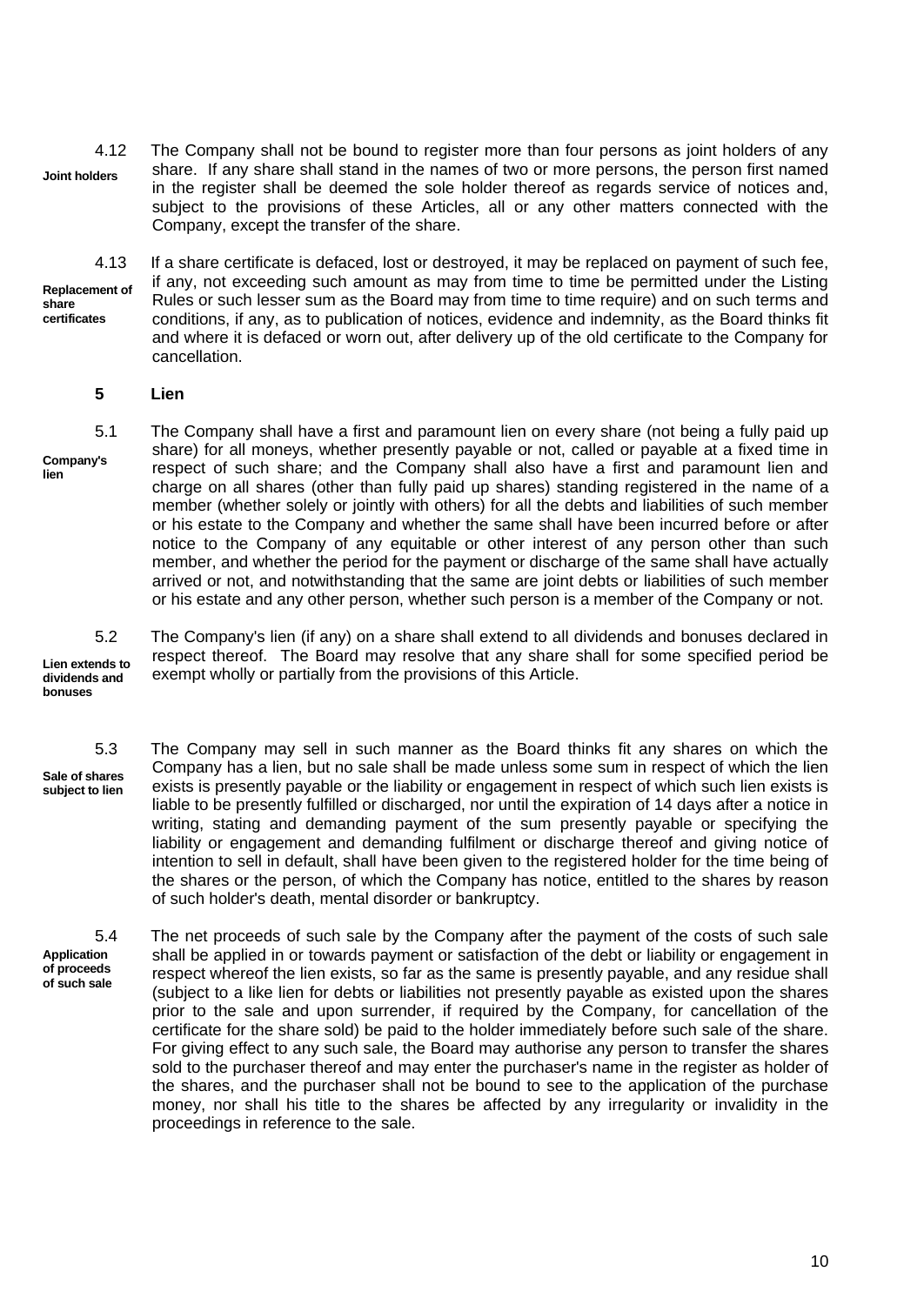4.12 **Joint holders** The Company shall not be bound to register more than four persons as joint holders of any share. If any share shall stand in the names of two or more persons, the person first named in the register shall be deemed the sole holder thereof as regards service of notices and, subject to the provisions of these Articles, all or any other matters connected with the Company, except the transfer of the share.

4.13 **Replacement of share certificates** If a share certificate is defaced, lost or destroyed, it may be replaced on payment of such fee, if any, not exceeding such amount as may from time to time be permitted under the Listing Rules or such lesser sum as the Board may from time to time require) and on such terms and conditions, if any, as to publication of notices, evidence and indemnity, as the Board thinks fit and where it is defaced or worn out, after delivery up of the old certificate to the Company for cancellation.

## 5 Lien

5.1 **Company's lien** The Company shall have a first and paramount lien on every share (not being a fully paid up share) for all moneys, whether presently payable or not, called or payable at a fixed time in respect of such share; and the Company shall also have a first and paramount lien and charge on all shares (other than fully paid up shares) standing registered in the name of a member (whether solely or jointly with others) for all the debts and liabilities of such member or his estate to the Company and whether the same shall have been incurred before or after notice to the Company of any equitable or other interest of any person other than such member, and whether the period for the payment or discharge of the same shall have actually arrived or not, and notwithstanding that the same are joint debts or liabilities of such member or his estate and any other person, whether such person is a member of the Company or not.

5.2 **Lien extends to dividends and bonuses** The Company's lien (if any) on a share shall extend to all dividends and bonuses declared in respect thereof. The Board may resolve that any share shall for some specified period be exempt wholly or partially from the provisions of this Article.

5.3 **Sale of shares subject to lien** The Company may sell in such manner as the Board thinks fit any shares on which the Company has a lien, but no sale shall be made unless some sum in respect of which the lien exists is presently payable or the liability or engagement in respect of which such lien exists is liable to be presently fulfilled or discharged, nor until the expiration of 14 days after a notice in writing, stating and demanding payment of the sum presently payable or specifying the liability or engagement and demanding fulfilment or discharge thereof and giving notice of intention to sell in default, shall have been given to the registered holder for the time being of the shares or the person, of which the Company has notice, entitled to the shares by reason of such holder's death, mental disorder or bankruptcy.

5.4 **Application of proceeds of such sale** The net proceeds of such sale by the Company after the payment of the costs of such sale shall be applied in or towards payment or satisfaction of the debt or liability or engagement in respect whereof the lien exists, so far as the same is presently payable, and any residue shall (subject to a like lien for debts or liabilities not presently payable as existed upon the shares prior to the sale and upon surrender, if required by the Company, for cancellation of the certificate for the share sold) be paid to the holder immediately before such sale of the share. For giving effect to any such sale, the Board may authorise any person to transfer the shares sold to the purchaser thereof and may enter the purchaser's name in the register as holder of the shares, and the purchaser shall not be bound to see to the application of the purchase money, nor shall his title to the shares be affected by any irregularity or invalidity in the proceedings in reference to the sale.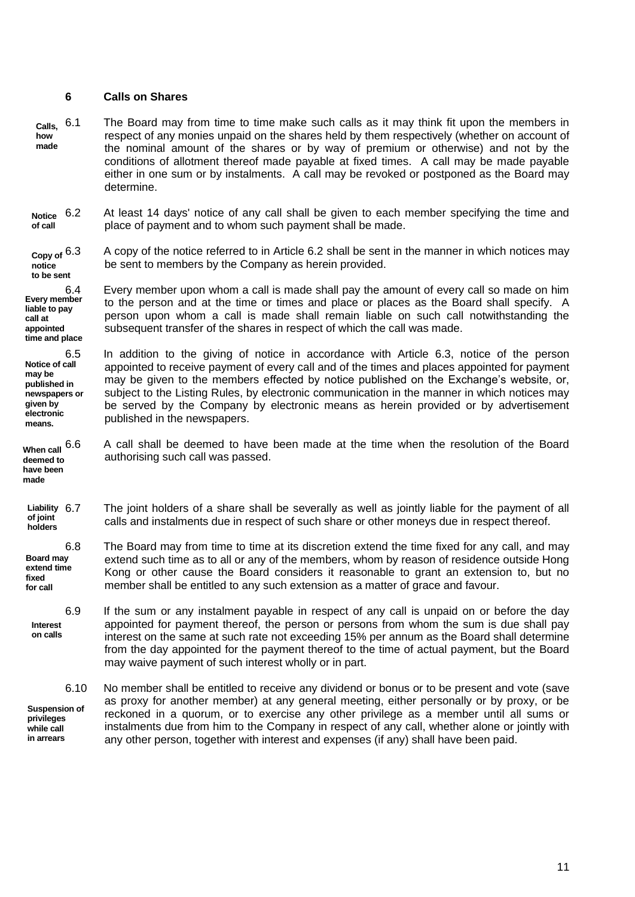## 6 Calls on Shares

**Calls, how made**

6.1 The Board may from time to time make such calls as it may think fit upon the members in respect of any monies unpaid on the shares held by them respectively (whether on account of the nominal amount of the shares or by way of premium or otherwise) and not by the conditions of allotment thereof made payable at fixed times. A call may be made payable either in one sum or by instalments. A call may be revoked or postponed as the Board may determine.

**Notice of call**

6.2 At least 14 days' notice of any call shall be given to each member specifying the time and place of payment and to whom such payment shall be made.

**Copy of notice to be sent**

6.3 A copy of the notice referred to in Article 6.2 shall be sent in the manner in which notices may be sent to members by the Company as herein provided.

**Every member liable to pay call at appointed time and place**

6.4 Every member upon whom a call is made shall pay the amount of every call so made on him to the person and at the time or times and place or places as the Board shall specify. A person upon whom a call is made shall remain liable on such call notwithstanding the subsequent transfer of the shares in respect of which the call was made.

**Notice of call may be published in newspapers or given by electronic means.**

6.5 In addition to the giving of notice in accordance with Article 6.3, notice of the person appointed to receive payment of every call and of the times and places appointed for payment may be given to the members effected by notice published on the Exchange's website, or, subject to the Listing Rules, by electronic communication in the manner in which notices may be served by the Company by electronic means as herein provided or by advertisement published in the newspapers.

**When call deemed to have been made**

6.6 A call shall be deemed to have been made at the time when the resolution of the Board authorising such call was passed.

**Liability of joint holders**

6.7 The joint holders of a share shall be severally as well as jointly liable for the payment of all calls and instalments due in respect of such share or other moneys due in respect thereof.

**Board may extend time fixed for call**

6.8 The Board may from time to time at its discretion extend the time fixed for any call, and may extend such time as to all or any of the members, whom by reason of residence outside Hong Kong or other cause the Board considers it reasonable to grant an extension to, but no member shall be entitled to any such extension as a matter of grace and favour.

**Interest on calls**

6.9 If the sum or any instalment payable in respect of any call is unpaid on or before the day appointed for payment thereof, the person or persons from whom the sum is due shall pay interest on the same at such rate not exceeding 15% per annum as the Board shall determine from the day appointed for the payment thereof to the time of actual payment, but the Board may waive payment of such interest wholly or in part.

**Suspension of privileges while call in arrears**

6.10 No member shall be entitled to receive any dividend or bonus or to be present and vote (save as proxy for another member) at any general meeting, either personally or by proxy, or be reckoned in a quorum, or to exercise any other privilege as a member until all sums or instalments due from him to the Company in respect of any call, whether alone or jointly with any other person, together with interest and expenses (if any) shall have been paid.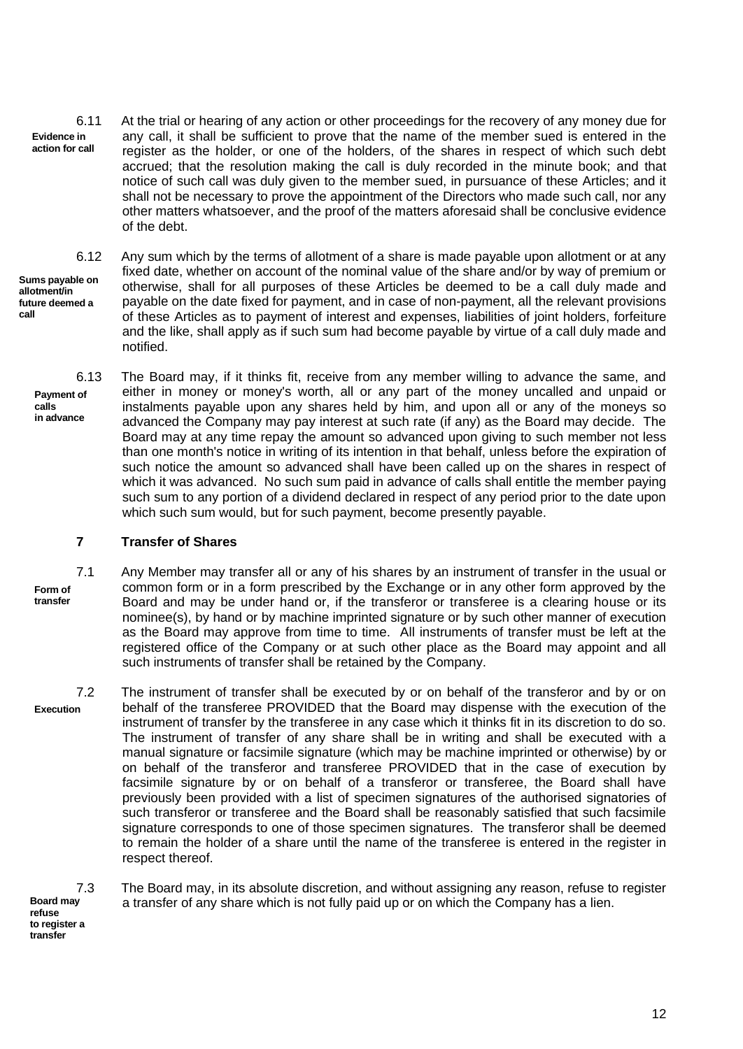6.11 **Evidence in action for call** At the trial or hearing of any action or other proceedings for the recovery of any money due for any call, it shall be sufficient to prove that the name of the member sued is entered in the register as the holder, or one of the holders, of the shares in respect of which such debt accrued; that the resolution making the call is duly recorded in the minute book; and that notice of such call was duly given to the member sued, in pursuance of these Articles; and it shall not be necessary to prove the appointment of the Directors who made such call, nor any other matters whatsoever, and the proof of the matters aforesaid shall be conclusive evidence of the debt.

6.12 **Sums payable on allotment/in future deemed a call** Any sum which by the terms of allotment of a share is made payable upon allotment or at any fixed date, whether on account of the nominal value of the share and/or by way of premium or otherwise, shall for all purposes of these Articles be deemed to be a call duly made and payable on the date fixed for payment, and in case of non-payment, all the relevant provisions of these Articles as to payment of interest and expenses, liabilities of joint holders, forfeiture and the like, shall apply as if such sum had become payable by virtue of a call duly made and notified.

6.13 **Payment of calls in advance** The Board may, if it thinks fit, receive from any member willing to advance the same, and either in money or money's worth, all or any part of the money uncalled and unpaid or instalments payable upon any shares held by him, and upon all or any of the moneys so advanced the Company may pay interest at such rate (if any) as the Board may decide. The Board may at any time repay the amount so advanced upon giving to such member not less than one month's notice in writing of its intention in that behalf, unless before the expiration of such notice the amount so advanced shall have been called up on the shares in respect of which it was advanced. No such sum paid in advance of calls shall entitle the member paying such sum to any portion of a dividend declared in respect of any period prior to the date upon which such sum would, but for such payment, become presently payable.

## 7 Transfer of Shares

7.1 **Form of transfer** Any Member may transfer all or any of his shares by an instrument of transfer in the usual or common form or in a form prescribed by the Exchange or in any other form approved by the Board and may be under hand or, if the transferor or transferee is a clearing house or its nominee(s), by hand or by machine imprinted signature or by such other manner of execution as the Board may approve from time to time. All instruments of transfer must be left at the registered office of the Company or at such other place as the Board may appoint and all such instruments of transfer shall be retained by the Company.

7.2 **Execution** The instrument of transfer shall be executed by or on behalf of the transferor and by or on behalf of the transferee PROVIDED that the Board may dispense with the execution of the instrument of transfer by the transferee in any case which it thinks fit in its discretion to do so. The instrument of transfer of any share shall be in writing and shall be executed with a manual signature or facsimile signature (which may be machine imprinted or otherwise) by or on behalf of the transferor and transferee PROVIDED that in the case of execution by facsimile signature by or on behalf of a transferor or transferee, the Board shall have previously been provided with a list of specimen signatures of the authorised signatories of such transferor or transferee and the Board shall be reasonably satisfied that such facsimile signature corresponds to one of those specimen signatures. The transferor shall be deemed to remain the holder of a share until the name of the transferee is entered in the register in respect thereof.

7.3 **Board may refuse to register a transfer** The Board may, in its absolute discretion, and without assigning any reason, refuse to register a transfer of any share which is not fully paid up or on which the Company has a lien.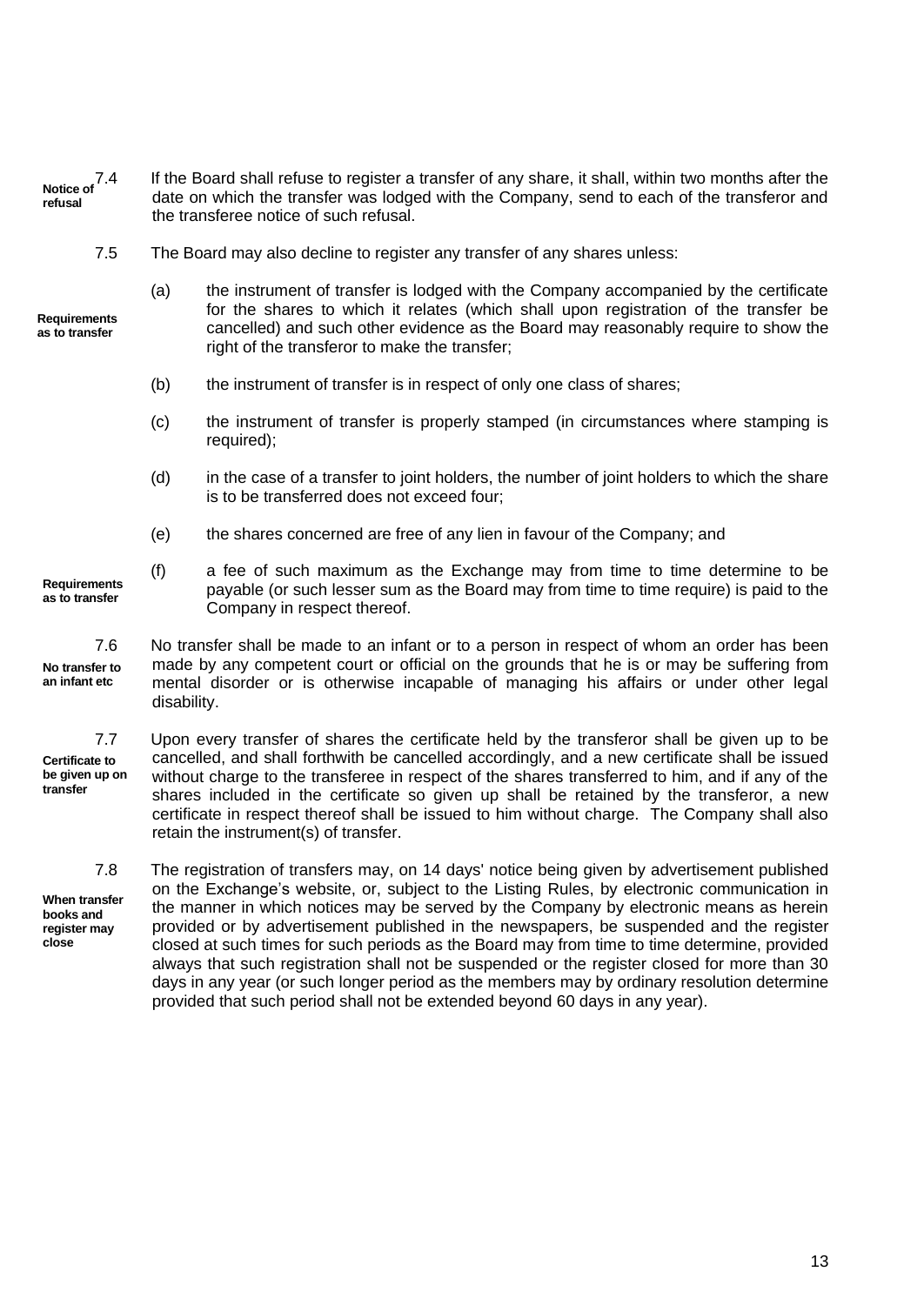**Notice of refusal**

7.4 If the Board shall refuse to register a transfer of any share, it shall, within two months after the date on which the transfer was lodged with the Company, send to each of the transferor and the transferee notice of such refusal.

7.5 The Board may also decline to register any transfer of any shares unless:

**Requirements as to transfer**

(a) the instrument of transfer is lodged with the Company accompanied by the certificate for the shares to which it relates (which shall upon registration of the transfer be cancelled) and such other evidence as the Board may reasonably require to show the right of the transferor to make the transfer;

(b) the instrument of transfer is in respect of only one class of shares;

(c) the instrument of transfer is properly stamped (in circumstances where stamping is required);

(d) in the case of a transfer to joint holders, the number of joint holders to which the share is to be transferred does not exceed four;

(e) the shares concerned are free of any lien in favour of the Company; and

**Requirements as to transfer**

(f) a fee of such maximum as the Exchange may from time to time determine to be payable (or such lesser sum as the Board may from time to time require) is paid to the Company in respect thereof.

**No transfer to an infant etc**

7.6 No transfer shall be made to an infant or to a person in respect of whom an order has been made by any competent court or official on the grounds that he is or may be suffering from mental disorder or is otherwise incapable of managing his affairs or under other legal disability.

**Certificate to be given up on transfer**

7.7 Upon every transfer of shares the certificate held by the transferor shall be given up to be cancelled, and shall forthwith be cancelled accordingly, and a new certificate shall be issued without charge to the transferee in respect of the shares transferred to him, and if any of the shares included in the certificate so given up shall be retained by the transferor, a new certificate in respect thereof shall be issued to him without charge. The Company shall also retain the instrument(s) of transfer.

**When transfer books and register may close**

7.8 The registration of transfers may, on 14 days' notice being given by advertisement published on the Exchange's website, or, subject to the Listing Rules, by electronic communication in the manner in which notices may be served by the Company by electronic means as herein provided or by advertisement published in the newspapers, be suspended and the register closed at such times for such periods as the Board may from time to time determine, provided always that such registration shall not be suspended or the register closed for more than 30 days in any year (or such longer period as the members may by ordinary resolution determine provided that such period shall not be extended beyond 60 days in any year).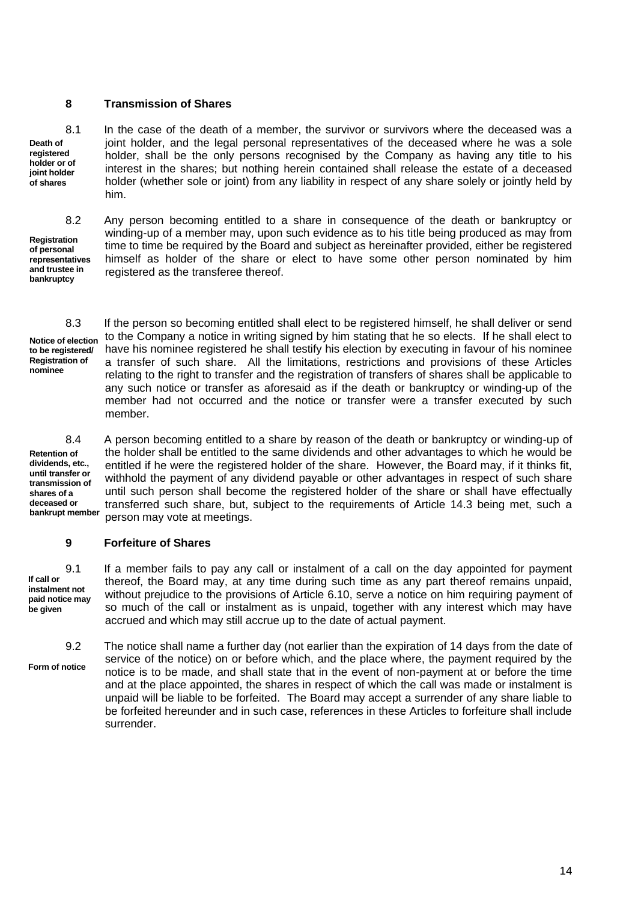## 8 Transmission of Shares

**Death of registered holder or of joint holder of shares**

8.1 In the case of the death of a member, the survivor or survivors where the deceased was a joint holder, and the legal personal representatives of the deceased where he was a sole holder, shall be the only persons recognised by the Company as having any title to his interest in the shares; but nothing herein contained shall release the estate of a deceased holder (whether sole or joint) from any liability in respect of any share solely or jointly held by him.

**Registration of personal representatives and trustee in bankruptcy**

8.2 Any person becoming entitled to a share in consequence of the death or bankruptcy or winding-up of a member may, upon such evidence as to his title being produced as may from time to time be required by the Board and subject as hereinafter provided, either be registered himself as holder of the share or elect to have some other person nominated by him registered as the transferee thereof.

**Notice of election to be registered/ Registration of nominee**

8.3 If the person so becoming entitled shall elect to be registered himself, he shall deliver or send to the Company a notice in writing signed by him stating that he so elects. If he shall elect to have his nominee registered he shall testify his election by executing in favour of his nominee a transfer of such share. All the limitations, restrictions and provisions of these Articles relating to the right to transfer and the registration of transfers of shares shall be applicable to any such notice or transfer as aforesaid as if the death or bankruptcy or winding-up of the member had not occurred and the notice or transfer were a transfer executed by such member.

**Retention of dividends, etc., until transfer or transmission of shares of a deceased or bankrupt member**

8.4 A person becoming entitled to a share by reason of the death or bankruptcy or winding-up of the holder shall be entitled to the same dividends and other advantages to which he would be entitled if he were the registered holder of the share. However, the Board may, if it thinks fit, withhold the payment of any dividend payable or other advantages in respect of such share until such person shall become the registered holder of the share or shall have effectually transferred such share, but, subject to the requirements of Article 14.3 being met, such a person may vote at meetings.

## 9 Forfeiture of Shares

**If call or instalment not paid notice may be given**

9.1 If a member fails to pay any call or instalment of a call on the day appointed for payment thereof, the Board may, at any time during such time as any part thereof remains unpaid, without prejudice to the provisions of Article 6.10, serve a notice on him requiring payment of so much of the call or instalment as is unpaid, together with any interest which may have accrued and which may still accrue up to the date of actual payment.

**Form of notice**

9.2 The notice shall name a further day (not earlier than the expiration of 14 days from the date of service of the notice) on or before which, and the place where, the payment required by the notice is to be made, and shall state that in the event of non-payment at or before the time and at the place appointed, the shares in respect of which the call was made or instalment is unpaid will be liable to be forfeited. The Board may accept a surrender of any share liable to be forfeited hereunder and in such case, references in these Articles to forfeiture shall include surrender.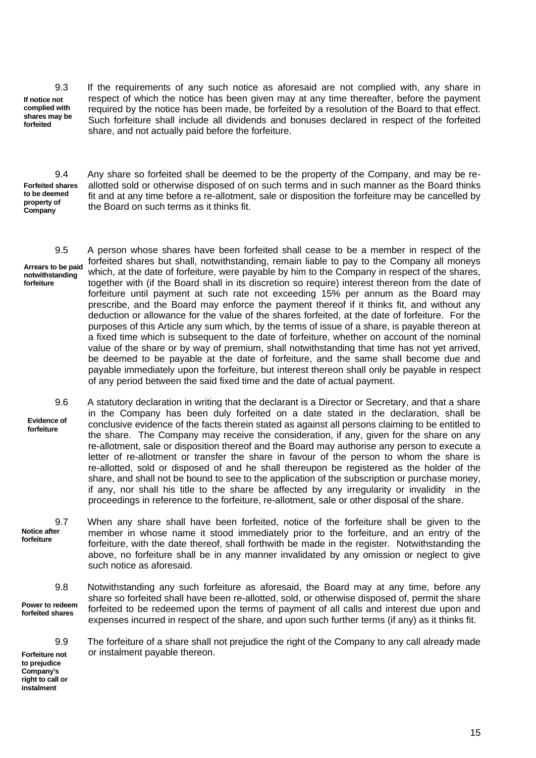9.3 **If notice not complied with shares may be forfeited**

If the requirements of any such notice as aforesaid are not complied with, any share in respect of which the notice has been given may at any time thereafter, before the payment required by the notice has been made, be forfeited by a resolution of the Board to that effect. Such forfeiture shall include all dividends and bonuses declared in respect of the forfeited share, and not actually paid before the forfeiture.

9.4 **Forfeited shares to be deemed property of Company**

Any share so forfeited shall be deemed to be the property of the Company, and may be re-allotted sold or otherwise disposed of on such terms and in such manner as the Board thinks fit and at any time before a re-allotment, sale or disposition the forfeiture may be cancelled by the Board on such terms as it thinks fit.

9.5 **Arrears to be paid notwithstanding forfeiture**

A person whose shares have been forfeited shall cease to be a member in respect of the forfeited shares but shall, notwithstanding, remain liable to pay to the Company all moneys which, at the date of forfeiture, were payable by him to the Company in respect of the shares, together with (if the Board shall in its discretion so require) interest thereon from the date of forfeiture until payment at such rate not exceeding 15% per annum as the Board may prescribe, and the Board may enforce the payment thereof if it thinks fit, and without any deduction or allowance for the value of the shares forfeited, at the date of forfeiture. For the purposes of this Article any sum which, by the terms of issue of a share, is payable thereon at a fixed time which is subsequent to the date of forfeiture, whether on account of the nominal value of the share or by way of premium, shall notwithstanding that time has not yet arrived, be deemed to be payable at the date of forfeiture, and the same shall become due and payable immediately upon the forfeiture, but interest thereon shall only be payable in respect of any period between the said fixed time and the date of actual payment.

9.6 **Evidence of forfeiture**

A statutory declaration in writing that the declarant is a Director or Secretary, and that a share in the Company has been duly forfeited on a date stated in the declaration, shall be conclusive evidence of the facts therein stated as against all persons claiming to be entitled to the share. The Company may receive the consideration, if any, given for the share on any re-allotment, sale or disposition thereof and the Board may authorise any person to execute a letter of re-allotment or transfer the share in favour of the person to whom the share is re-allotted, sold or disposed of and he shall thereupon be registered as the holder of the share, and shall not be bound to see to the application of the subscription or purchase money, if any, nor shall his title to the share be affected by any irregularity or invalidity in the proceedings in reference to the forfeiture, re-allotment, sale or other disposal of the share.

9.7 **Notice after forfeiture**

When any share shall have been forfeited, notice of the forfeiture shall be given to the member in whose name it stood immediately prior to the forfeiture, and an entry of the forfeiture, with the date thereof, shall forthwith be made in the register. Notwithstanding the above, no forfeiture shall be in any manner invalidated by any omission or neglect to give such notice as aforesaid.

9.8 **Power to redeem forfeited shares**

Notwithstanding any such forfeiture as aforesaid, the Board may at any time, before any share so forfeited shall have been re-allotted, sold, or otherwise disposed of, permit the share forfeited to be redeemed upon the terms of payment of all calls and interest due upon and expenses incurred in respect of the share, and upon such further terms (if any) as it thinks fit.

9.9 **Forfeiture not to prejudice Company's right to call or instalment**

The forfeiture of a share shall not prejudice the right of the Company to any call already made or instalment payable thereon.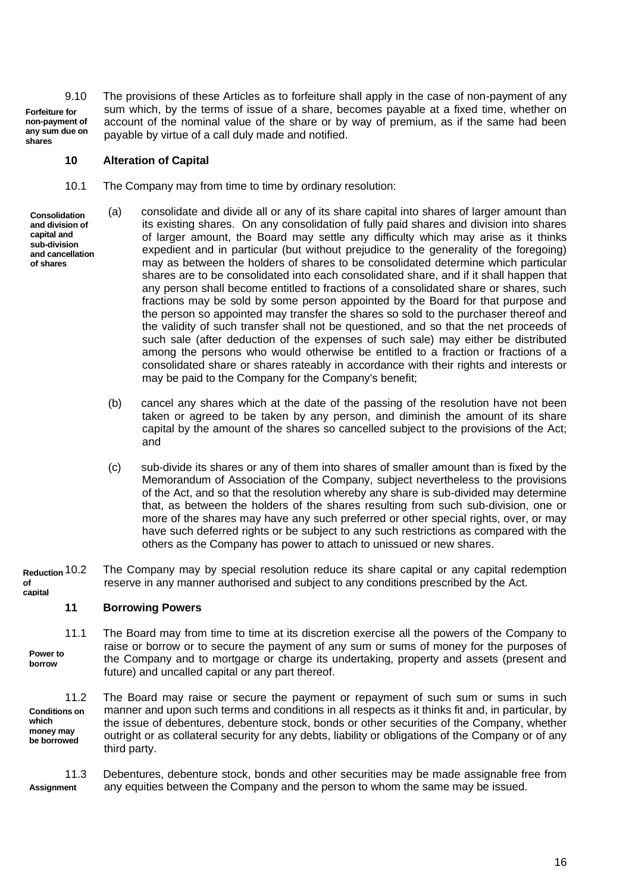9.10 **Forfeiture for non-payment of any sum due on shares** The provisions of these Articles as to forfeiture shall apply in the case of non-payment of any sum which, by the terms of issue of a share, becomes payable at a fixed time, whether on account of the nominal value of the share or by way of premium, as if the same had been payable by virtue of a call duly made and notified.

## 10 Alteration of Capital

10.1 The Company may from time to time by ordinary resolution:

**Consolidation and division of capital and sub-division and cancellation of shares**

(a) consolidate and divide all or any of its share capital into shares of larger amount than its existing shares. On any consolidation of fully paid shares and division into shares of larger amount, the Board may settle any difficulty which may arise as it thinks expedient and in particular (but without prejudice to the generality of the foregoing) may as between the holders of shares to be consolidated determine which particular shares are to be consolidated into each consolidated share, and if it shall happen that any person shall become entitled to fractions of a consolidated share or shares, such fractions may be sold by some person appointed by the Board for that purpose and the person so appointed may transfer the shares so sold to the purchaser thereof and the validity of such transfer shall not be questioned, and so that the net proceeds of such sale (after deduction of the expenses of such sale) may either be distributed among the persons who would otherwise be entitled to a fraction or fractions of a consolidated share or shares rateably in accordance with their rights and interests or may be paid to the Company for the Company's benefit;

(b) cancel any shares which at the date of the passing of the resolution have not been taken or agreed to be taken by any person, and diminish the amount of its share capital by the amount of the shares so cancelled subject to the provisions of the Act; and

(c) sub-divide its shares or any of them into shares of smaller amount than is fixed by the Memorandum of Association of the Company, subject nevertheless to the provisions of the Act, and so that the resolution whereby any share is sub-divided may determine that, as between the holders of the shares resulting from such sub-division, one or more of the shares may have any such preferred or other special rights, over, or may have such deferred rights or be subject to any such restrictions as compared with the others as the Company has power to attach to unissued or new shares.

**Reduction of capital** 10.2 The Company may by special resolution reduce its share capital or any capital redemption reserve in any manner authorised and subject to any conditions prescribed by the Act.

## 11 Borrowing Powers

11.1 **Power to borrow** The Board may from time to time at its discretion exercise all the powers of the Company to raise or borrow or to secure the payment of any sum or sums of money for the purposes of the Company and to mortgage or charge its undertaking, property and assets (present and future) and uncalled capital or any part thereof.

11.2 **Conditions on which money may be borrowed** The Board may raise or secure the payment or repayment of such sum or sums in such manner and upon such terms and conditions in all respects as it thinks fit and, in particular, by the issue of debentures, debenture stock, bonds or other securities of the Company, whether outright or as collateral security for any debts, liability or obligations of the Company or of any third party.

11.3 **Assignment** Debentures, debenture stock, bonds and other securities may be made assignable free from any equities between the Company and the person to whom the same may be issued.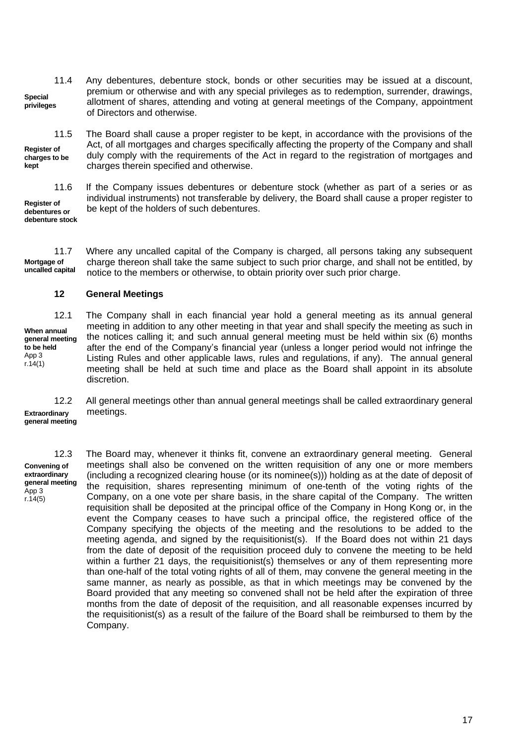11.4 **Special privileges** Any debentures, debenture stock, bonds or other securities may be issued at a discount, premium or otherwise and with any special privileges as to redemption, surrender, drawings, allotment of shares, attending and voting at general meetings of the Company, appointment of Directors and otherwise.

11.5 **Register of charges to be kept** The Board shall cause a proper register to be kept, in accordance with the provisions of the Act, of all mortgages and charges specifically affecting the property of the Company and shall duly comply with the requirements of the Act in regard to the registration of mortgages and charges therein specified and otherwise.

11.6 **Register of debentures or debenture stock** If the Company issues debentures or debenture stock (whether as part of a series or as individual instruments) not transferable by delivery, the Board shall cause a proper register to be kept of the holders of such debentures.

11.7 **Mortgage of uncalled capital** Where any uncalled capital of the Company is charged, all persons taking any subsequent charge thereon shall take the same subject to such prior charge, and shall not be entitled, by notice to the members or otherwise, to obtain priority over such prior charge.

## 12 General Meetings

12.1 **When annual general meeting to be held** App 3 r.14(1) The Company shall in each financial year hold a general meeting as its annual general meeting in addition to any other meeting in that year and shall specify the meeting as such in the notices calling it; and such annual general meeting must be held within six (6) months after the end of the Company's financial year (unless a longer period would not infringe the Listing Rules and other applicable laws, rules and regulations, if any). The annual general meeting shall be held at such time and place as the Board shall appoint in its absolute discretion.

12.2 **Extraordinary general meeting** All general meetings other than annual general meetings shall be called extraordinary general meetings.

12.3 **Convening of extraordinary general meeting** App 3 r.14(5) The Board may, whenever it thinks fit, convene an extraordinary general meeting. General meetings shall also be convened on the written requisition of any one or more members (including a recognized clearing house (or its nominee(s))) holding as at the date of deposit of the requisition, shares representing minimum of one-tenth of the voting rights of the Company, on a one vote per share basis, in the share capital of the Company. The written requisition shall be deposited at the principal office of the Company in Hong Kong or, in the event the Company ceases to have such a principal office, the registered office of the Company specifying the objects of the meeting and the resolutions to be added to the meeting agenda, and signed by the requisitionist(s). If the Board does not within 21 days from the date of deposit of the requisition proceed duly to convene the meeting to be held within a further 21 days, the requisitionist(s) themselves or any of them representing more than one-half of the total voting rights of all of them, may convene the general meeting in the same manner, as nearly as possible, as that in which meetings may be convened by the Board provided that any meeting so convened shall not be held after the expiration of three months from the date of deposit of the requisition, and all reasonable expenses incurred by the requisitionist(s) as a result of the failure of the Board shall be reimbursed to them by the Company.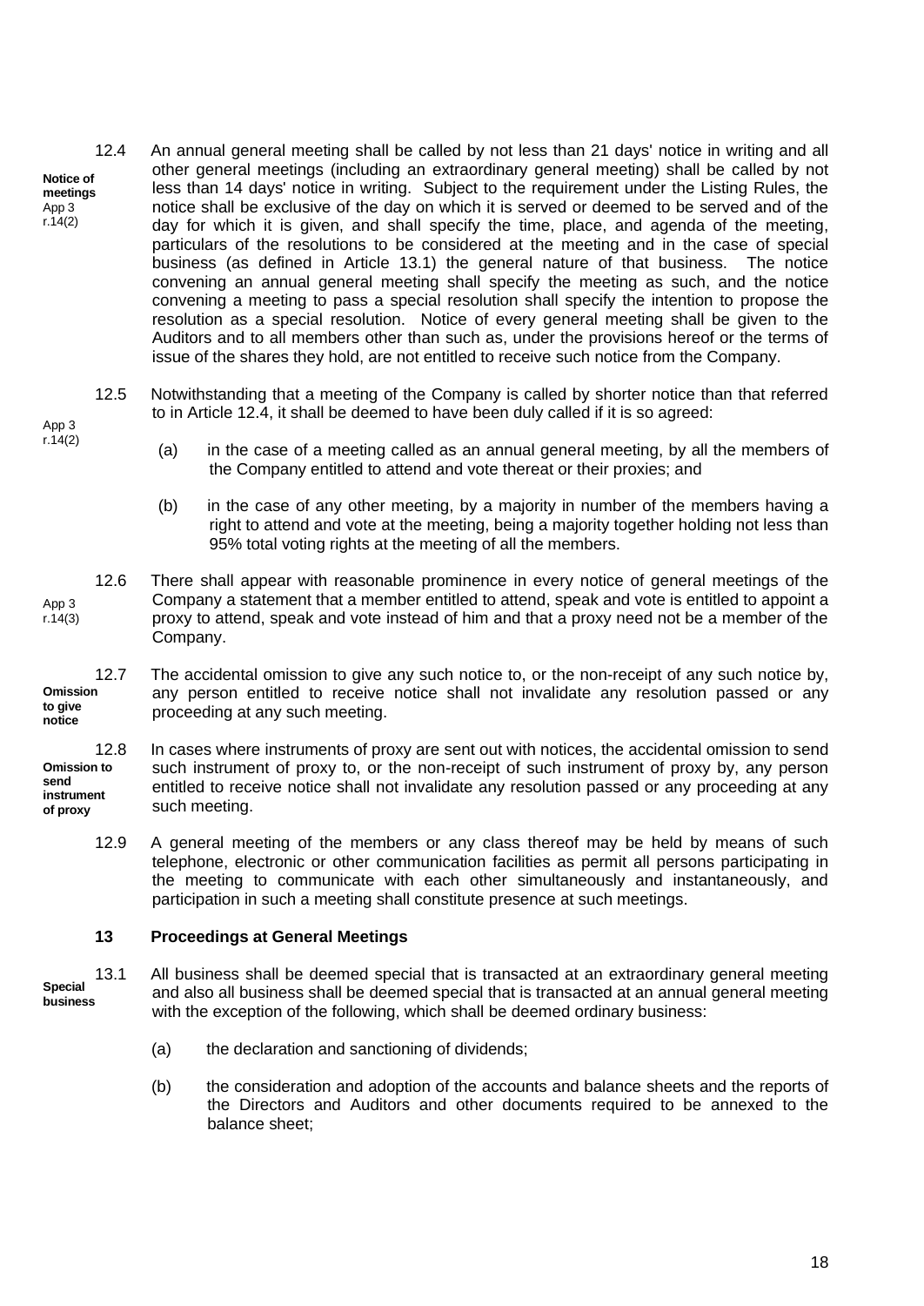**Notice of meetings** App 3 r.14(2)

12.4 An annual general meeting shall be called by not less than 21 days' notice in writing and all other general meetings (including an extraordinary general meeting) shall be called by not less than 14 days' notice in writing. Subject to the requirement under the Listing Rules, the notice shall be exclusive of the day on which it is served or deemed to be served and of the day for which it is given, and shall specify the time, place, and agenda of the meeting, particulars of the resolutions to be considered at the meeting and in the case of special business (as defined in Article 13.1) the general nature of that business. The notice convening an annual general meeting shall specify the meeting as such, and the notice convening a meeting to pass a special resolution shall specify the intention to propose the resolution as a special resolution. Notice of every general meeting shall be given to the Auditors and to all members other than such as, under the provisions hereof or the terms of issue of the shares they hold, are not entitled to receive such notice from the Company.

App 3 r.14(2)

12.5 Notwithstanding that a meeting of the Company is called by shorter notice than that referred to in Article 12.4, it shall be deemed to have been duly called if it is so agreed:

(a) in the case of a meeting called as an annual general meeting, by all the members of the Company entitled to attend and vote thereat or their proxies; and

(b) in the case of any other meeting, by a majority in number of the members having a right to attend and vote at the meeting, being a majority together holding not less than 95% total voting rights at the meeting of all the members.

App 3 r.14(3)

12.6 There shall appear with reasonable prominence in every notice of general meetings of the Company a statement that a member entitled to attend, speak and vote is entitled to appoint a proxy to attend, speak and vote instead of him and that a proxy need not be a member of the Company.

**Omission to give notice**

12.7 The accidental omission to give any such notice to, or the non-receipt of any such notice by, any person entitled to receive notice shall not invalidate any resolution passed or any proceeding at any such meeting.

**Omission to send instrument of proxy**

12.8 In cases where instruments of proxy are sent out with notices, the accidental omission to send such instrument of proxy to, or the non-receipt of such instrument of proxy by, any person entitled to receive notice shall not invalidate any resolution passed or any proceeding at any such meeting.

12.9 A general meeting of the members or any class thereof may be held by means of such telephone, electronic or other communication facilities as permit all persons participating in the meeting to communicate with each other simultaneously and instantaneously, and participation in such a meeting shall constitute presence at such meetings.

## 13 Proceedings at General Meetings

**Special business**

13.1 All business shall be deemed special that is transacted at an extraordinary general meeting and also all business shall be deemed special that is transacted at an annual general meeting with the exception of the following, which shall be deemed ordinary business:

(a) the declaration and sanctioning of dividends;

(b) the consideration and adoption of the accounts and balance sheets and the reports of the Directors and Auditors and other documents required to be annexed to the balance sheet;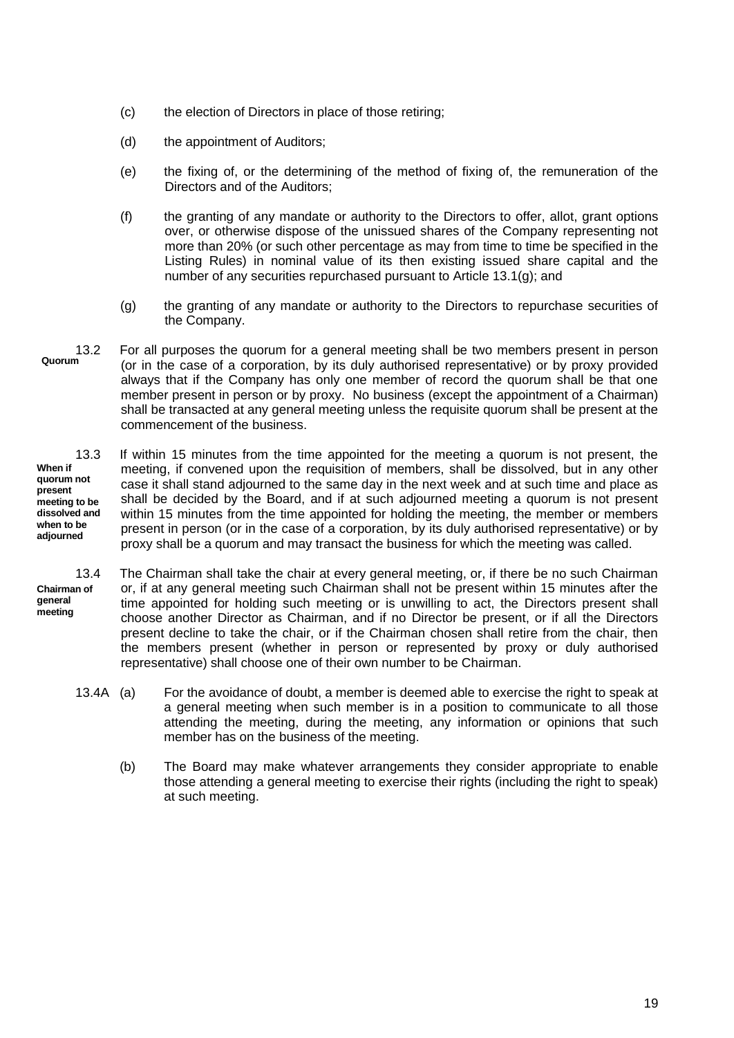(c) the election of Directors in place of those retiring;

(d) the appointment of Auditors;

(e) the fixing of, or the determining of the method of fixing of, the remuneration of the Directors and of the Auditors;

(f) the granting of any mandate or authority to the Directors to offer, allot, grant options over, or otherwise dispose of the unissued shares of the Company representing not more than 20% (or such other percentage as may from time to time be specified in the Listing Rules) in nominal value of its then existing issued share capital and the number of any securities repurchased pursuant to Article 13.1(g); and

(g) the granting of any mandate or authority to the Directors to repurchase securities of the Company.

**Quorum**

13.2 For all purposes the quorum for a general meeting shall be two members present in person (or in the case of a corporation, by its duly authorised representative) or by proxy provided always that if the Company has only one member of record the quorum shall be that one member present in person or by proxy. No business (except the appointment of a Chairman) shall be transacted at any general meeting unless the requisite quorum shall be present at the commencement of the business.

**When if quorum not present meeting to be dissolved and when to be adjourned**

13.3 If within 15 minutes from the time appointed for the meeting a quorum is not present, the meeting, if convened upon the requisition of members, shall be dissolved, but in any other case it shall stand adjourned to the same day in the next week and at such time and place as shall be decided by the Board, and if at such adjourned meeting a quorum is not present within 15 minutes from the time appointed for holding the meeting, the member or members present in person (or in the case of a corporation, by its duly authorised representative) or by proxy shall be a quorum and may transact the business for which the meeting was called.

**Chairman of general meeting**

13.4 The Chairman shall take the chair at every general meeting, or, if there be no such Chairman or, if at any general meeting such Chairman shall not be present within 15 minutes after the time appointed for holding such meeting or is unwilling to act, the Directors present shall choose another Director as Chairman, and if no Director be present, or if all the Directors present decline to take the chair, or if the Chairman chosen shall retire from the chair, then the members present (whether in person or represented by proxy or duly authorised representative) shall choose one of their own number to be Chairman.

13.4A (a) For the avoidance of doubt, a member is deemed able to exercise the right to speak at a general meeting when such member is in a position to communicate to all those attending the meeting, during the meeting, any information or opinions that such member has on the business of the meeting.

(b) The Board may make whatever arrangements they consider appropriate to enable those attending a general meeting to exercise their rights (including the right to speak) at such meeting.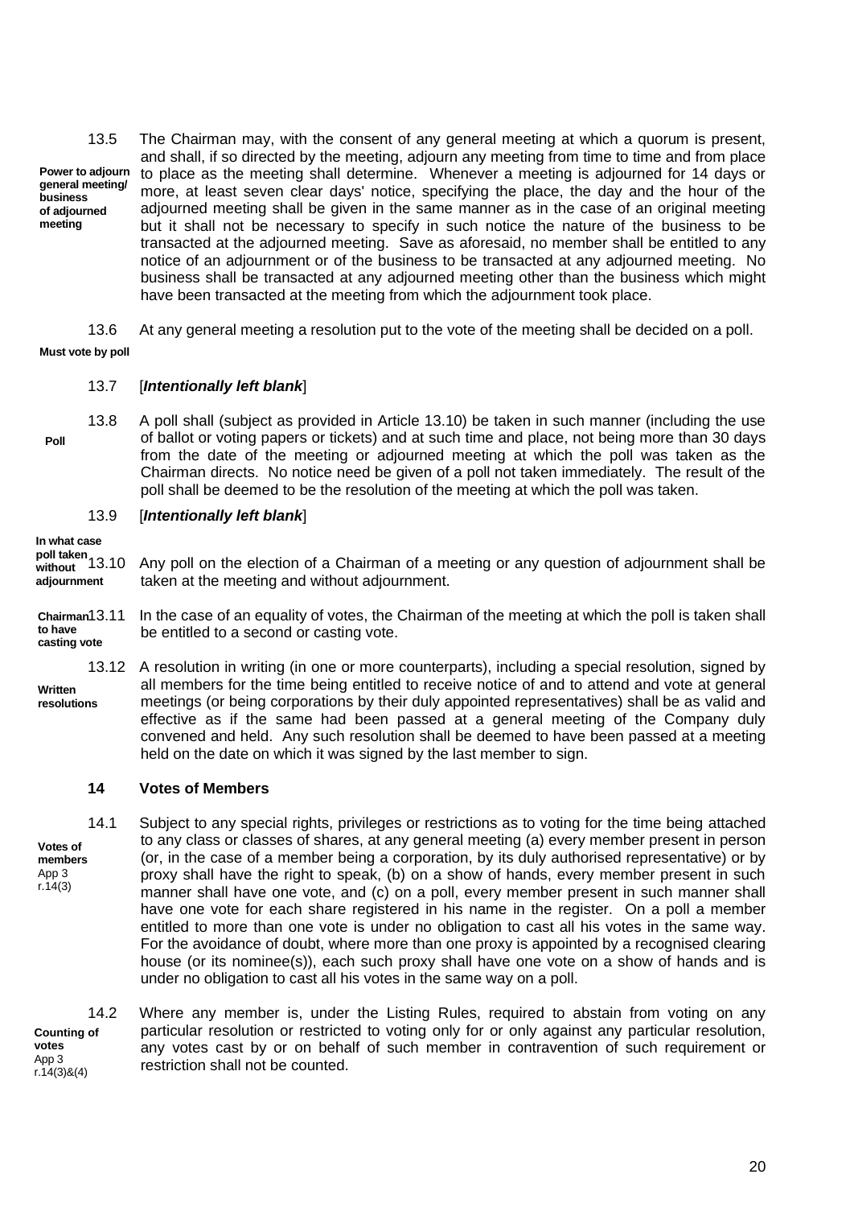13.5 **Power to adjourn general meeting/ business of adjourned meeting** The Chairman may, with the consent of any general meeting at which a quorum is present, and shall, if so directed by the meeting, adjourn any meeting from time to time and from place to place as the meeting shall determine. Whenever a meeting is adjourned for 14 days or more, at least seven clear days' notice, specifying the place, the day and the hour of the adjourned meeting shall be given in the same manner as in the case of an original meeting but it shall not be necessary to specify in such notice the nature of the business to be transacted at the adjourned meeting. Save as aforesaid, no member shall be entitled to any notice of an adjournment or of the business to be transacted at any adjourned meeting. No business shall be transacted at any adjourned meeting other than the business which might have been transacted at the meeting from which the adjournment took place.

13.6 **Must vote by poll** At any general meeting a resolution put to the vote of the meeting shall be decided on a poll.

13.7 [***Intentionally left blank***]

13.8 **Poll** A poll shall (subject as provided in Article 13.10) be taken in such manner (including the use of ballot or voting papers or tickets) and at such time and place, not being more than 30 days from the date of the meeting or adjourned meeting at which the poll was taken as the Chairman directs. No notice need be given of a poll not taken immediately. The result of the poll shall be deemed to be the resolution of the meeting at which the poll was taken.

13.9 [***Intentionally left blank***]

13.10 **In what case poll taken without adjournment** Any poll on the election of a Chairman of a meeting or any question of adjournment shall be taken at the meeting and without adjournment.

13.11 **Chairman to have casting vote** In the case of an equality of votes, the Chairman of the meeting at which the poll is taken shall be entitled to a second or casting vote.

13.12 **Written resolutions** A resolution in writing (in one or more counterparts), including a special resolution, signed by all members for the time being entitled to receive notice of and to attend and vote at general meetings (or being corporations by their duly appointed representatives) shall be as valid and effective as if the same had been passed at a general meeting of the Company duly convened and held. Any such resolution shall be deemed to have been passed at a meeting held on the date on which it was signed by the last member to sign.

## 14 Votes of Members

14.1 **Votes of members** App 3 r.14(3) Subject to any special rights, privileges or restrictions as to voting for the time being attached to any class or classes of shares, at any general meeting (a) every member present in person (or, in the case of a member being a corporation, by its duly authorised representative) or by proxy shall have the right to speak, (b) on a show of hands, every member present in such manner shall have one vote, and (c) on a poll, every member present in such manner shall have one vote for each share registered in his name in the register. On a poll a member entitled to more than one vote is under no obligation to cast all his votes in the same way. For the avoidance of doubt, where more than one proxy is appointed by a recognised clearing house (or its nominee(s)), each such proxy shall have one vote on a show of hands and is under no obligation to cast all his votes in the same way on a poll.

14.2 **Counting of votes** App 3 r.14(3)&(4) Where any member is, under the Listing Rules, required to abstain from voting on any particular resolution or restricted to voting only for or only against any particular resolution, any votes cast by or on behalf of such member in contravention of such requirement or restriction shall not be counted.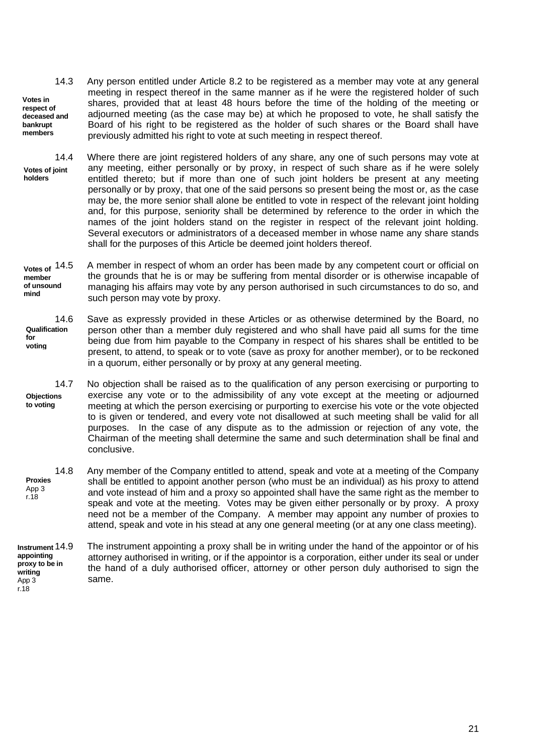**14.3** **Votes in respect of deceased and bankrupt members**

Any person entitled under Article 8.2 to be registered as a member may vote at any general meeting in respect thereof in the same manner as if he were the registered holder of such shares, provided that at least 48 hours before the time of the holding of the meeting or adjourned meeting (as the case may be) at which he proposed to vote, he shall satisfy the Board of his right to be registered as the holder of such shares or the Board shall have previously admitted his right to vote at such meeting in respect thereof.

**14.4** **Votes of joint holders**

Where there are joint registered holders of any share, any one of such persons may vote at any meeting, either personally or by proxy, in respect of such share as if he were solely entitled thereto; but if more than one of such joint holders be present at any meeting personally or by proxy, that one of the said persons so present being the most or, as the case may be, the more senior shall alone be entitled to vote in respect of the relevant joint holding and, for this purpose, seniority shall be determined by reference to the order in which the names of the joint holders stand on the register in respect of the relevant joint holding. Several executors or administrators of a deceased member in whose name any share stands shall for the purposes of this Article be deemed joint holders thereof.

**14.5** **Votes of member of unsound mind**

A member in respect of whom an order has been made by any competent court or official on the grounds that he is or may be suffering from mental disorder or is otherwise incapable of managing his affairs may vote by any person authorised in such circumstances to do so, and such person may vote by proxy.

**14.6** **Qualification for voting**

Save as expressly provided in these Articles or as otherwise determined by the Board, no person other than a member duly registered and who shall have paid all sums for the time being due from him payable to the Company in respect of his shares shall be entitled to be present, to attend, to speak or to vote (save as proxy for another member), or to be reckoned in a quorum, either personally or by proxy at any general meeting.

**14.7** **Objections to voting**

No objection shall be raised as to the qualification of any person exercising or purporting to exercise any vote or to the admissibility of any vote except at the meeting or adjourned meeting at which the person exercising or purporting to exercise his vote or the vote objected to is given or tendered, and every vote not disallowed at such meeting shall be valid for all purposes. In the case of any dispute as to the admission or rejection of any vote, the Chairman of the meeting shall determine the same and such determination shall be final and conclusive.

**14.8** **Proxies** App 3 r.18

Any member of the Company entitled to attend, speak and vote at a meeting of the Company shall be entitled to appoint another person (who must be an individual) as his proxy to attend and vote instead of him and a proxy so appointed shall have the same right as the member to speak and vote at the meeting. Votes may be given either personally or by proxy. A proxy need not be a member of the Company. A member may appoint any number of proxies to attend, speak and vote in his stead at any one general meeting (or at any one class meeting).

**14.9** **Instrument appointing proxy to be in writing** App 3 r.18

The instrument appointing a proxy shall be in writing under the hand of the appointor or of his attorney authorised in writing, or if the appointor is a corporation, either under its seal or under the hand of a duly authorised officer, attorney or other person duly authorised to sign the same.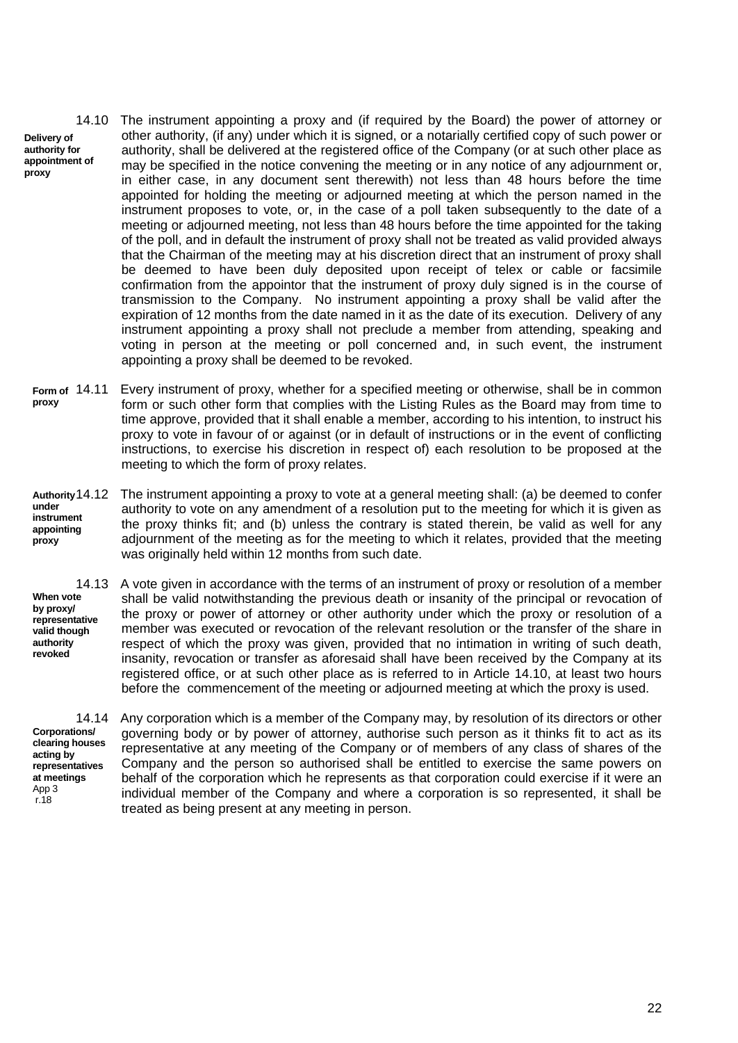**14.10** **Delivery of authority for appointment of proxy**

The instrument appointing a proxy and (if required by the Board) the power of attorney or other authority, (if any) under which it is signed, or a notarially certified copy of such power or authority, shall be delivered at the registered office of the Company (or at such other place as may be specified in the notice convening the meeting or in any notice of any adjournment or, in either case, in any document sent therewith) not less than 48 hours before the time appointed for holding the meeting or adjourned meeting at which the person named in the instrument proposes to vote, or, in the case of a poll taken subsequently to the date of a meeting or adjourned meeting, not less than 48 hours before the time appointed for the taking of the poll, and in default the instrument of proxy shall not be treated as valid provided always that the Chairman of the meeting may at his discretion direct that an instrument of proxy shall be deemed to have been duly deposited upon receipt of telex or cable or facsimile confirmation from the appointor that the instrument of proxy duly signed is in the course of transmission to the Company. No instrument appointing a proxy shall be valid after the expiration of 12 months from the date named in it as the date of its execution. Delivery of any instrument appointing a proxy shall not preclude a member from attending, speaking and voting in person at the meeting or poll concerned and, in such event, the instrument appointing a proxy shall be deemed to be revoked.

**14.11** **Form of proxy**

Every instrument of proxy, whether for a specified meeting or otherwise, shall be in common form or such other form that complies with the Listing Rules as the Board may from time to time approve, provided that it shall enable a member, according to his intention, to instruct his proxy to vote in favour of or against (or in default of instructions or in the event of conflicting instructions, to exercise his discretion in respect of) each resolution to be proposed at the meeting to which the form of proxy relates.

**14.12** **Authority under instrument appointing proxy**

The instrument appointing a proxy to vote at a general meeting shall: (a) be deemed to confer authority to vote on any amendment of a resolution put to the meeting for which it is given as the proxy thinks fit; and (b) unless the contrary is stated therein, be valid as well for any adjournment of the meeting as for the meeting to which it relates, provided that the meeting was originally held within 12 months from such date.

**14.13** **When vote by proxy/ representative valid though authority revoked**

A vote given in accordance with the terms of an instrument of proxy or resolution of a member shall be valid notwithstanding the previous death or insanity of the principal or revocation of the proxy or power of attorney or other authority under which the proxy or resolution of a member was executed or revocation of the relevant resolution or the transfer of the share in respect of which the proxy was given, provided that no intimation in writing of such death, insanity, revocation or transfer as aforesaid shall have been received by the Company at its registered office, or at such other place as is referred to in Article 14.10, at least two hours before the commencement of the meeting or adjourned meeting at which the proxy is used.

**14.14** **Corporations/ clearing houses acting by representatives at meetings** App 3 r.18

Any corporation which is a member of the Company may, by resolution of its directors or other governing body or by power of attorney, authorise such person as it thinks fit to act as its representative at any meeting of the Company or of members of any class of shares of the Company and the person so authorised shall be entitled to exercise the same powers on behalf of the corporation which he represents as that corporation could exercise if it were an individual member of the Company and where a corporation is so represented, it shall be treated as being present at any meeting in person.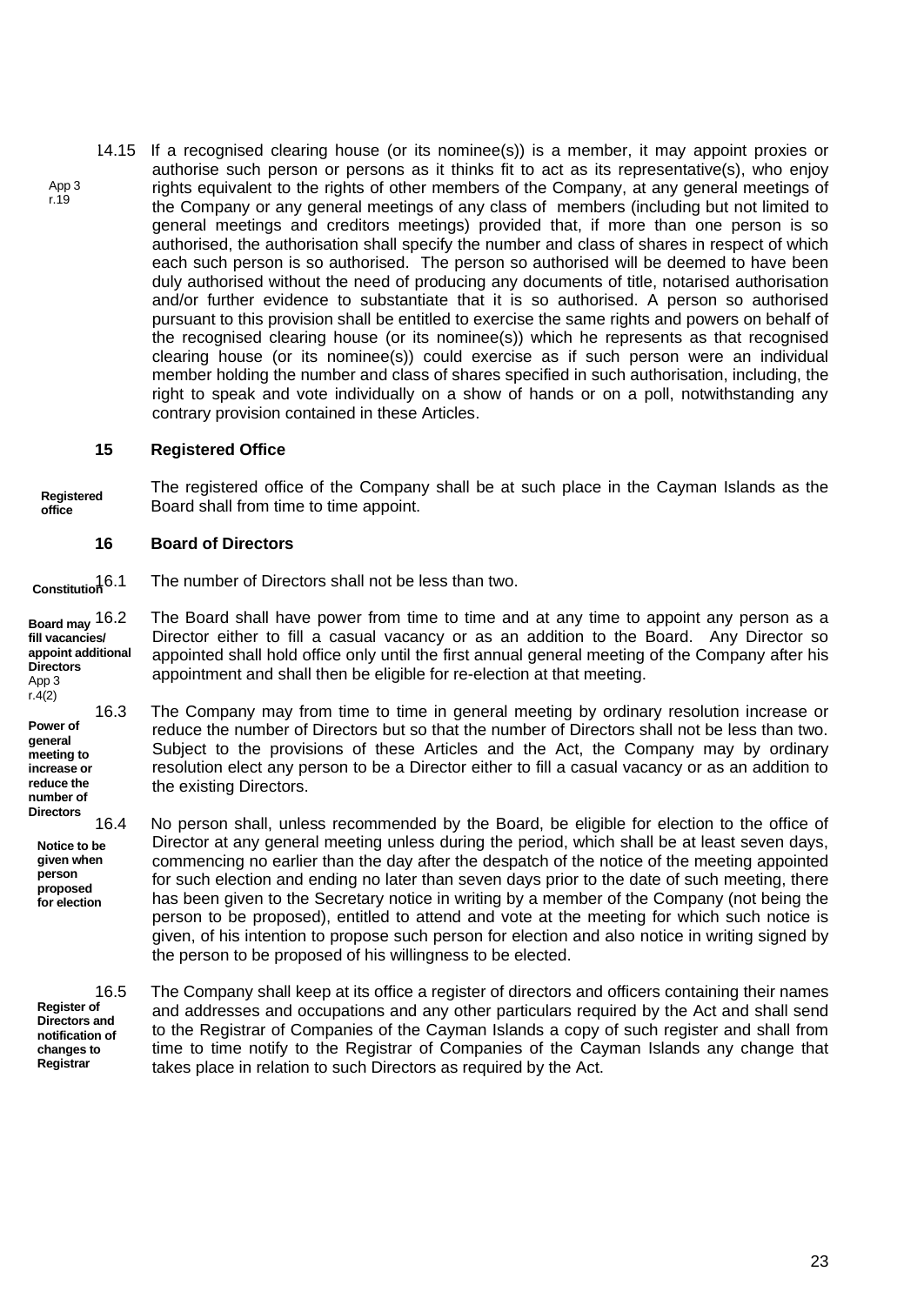14.15 If a recognised clearing house (or its nominee(s)) is a member, it may appoint proxies or authorise such person or persons as it thinks fit to act as its representative(s), who enjoy rights equivalent to the rights of other members of the Company, at any general meetings of the Company or any general meetings of any class of members (including but not limited to general meetings and creditors meetings) provided that, if more than one person is so authorised, the authorisation shall specify the number and class of shares in respect of which each such person is so authorised. The person so authorised will be deemed to have been duly authorised without the need of producing any documents of title, notarised authorisation and/or further evidence to substantiate that it is so authorised. A person so authorised pursuant to this provision shall be entitled to exercise the same rights and powers on behalf of the recognised clearing house (or its nominee(s)) which he represents as that recognised clearing house (or its nominee(s)) could exercise as if such person were an individual member holding the number and class of shares specified in such authorisation, including, the right to speak and vote individually on a show of hands or on a poll, notwithstanding any contrary provision contained in these Articles.

App 3 r.19

## 15 Registered Office

**Registered office**

The registered office of the Company shall be at such place in the Cayman Islands as the Board shall from time to time appoint.

## 16 Board of Directors

**Constitution**

16.1 The number of Directors shall not be less than two.

**Board may fill vacancies/ appoint additional Directors** App 3 r.4(2)

16.2 The Board shall have power from time to time and at any time to appoint any person as a Director either to fill a casual vacancy or as an addition to the Board. Any Director so appointed shall hold office only until the first annual general meeting of the Company after his appointment and shall then be eligible for re-election at that meeting.

**Power of general meeting to increase or reduce the number of Directors**

16.3 The Company may from time to time in general meeting by ordinary resolution increase or reduce the number of Directors but so that the number of Directors shall not be less than two. Subject to the provisions of these Articles and the Act, the Company may by ordinary resolution elect any person to be a Director either to fill a casual vacancy or as an addition to the existing Directors.

**Notice to be given when person proposed for election**

16.4 No person shall, unless recommended by the Board, be eligible for election to the office of Director at any general meeting unless during the period, which shall be at least seven days, commencing no earlier than the day after the despatch of the notice of the meeting appointed for such election and ending no later than seven days prior to the date of such meeting, there has been given to the Secretary notice in writing by a member of the Company (not being the person to be proposed), entitled to attend and vote at the meeting for which such notice is given, of his intention to propose such person for election and also notice in writing signed by the person to be proposed of his willingness to be elected.

**Register of Directors and notification of changes to Registrar**

16.5 The Company shall keep at its office a register of directors and officers containing their names and addresses and occupations and any other particulars required by the Act and shall send to the Registrar of Companies of the Cayman Islands a copy of such register and shall from time to time notify to the Registrar of Companies of the Cayman Islands any change that takes place in relation to such Directors as required by the Act.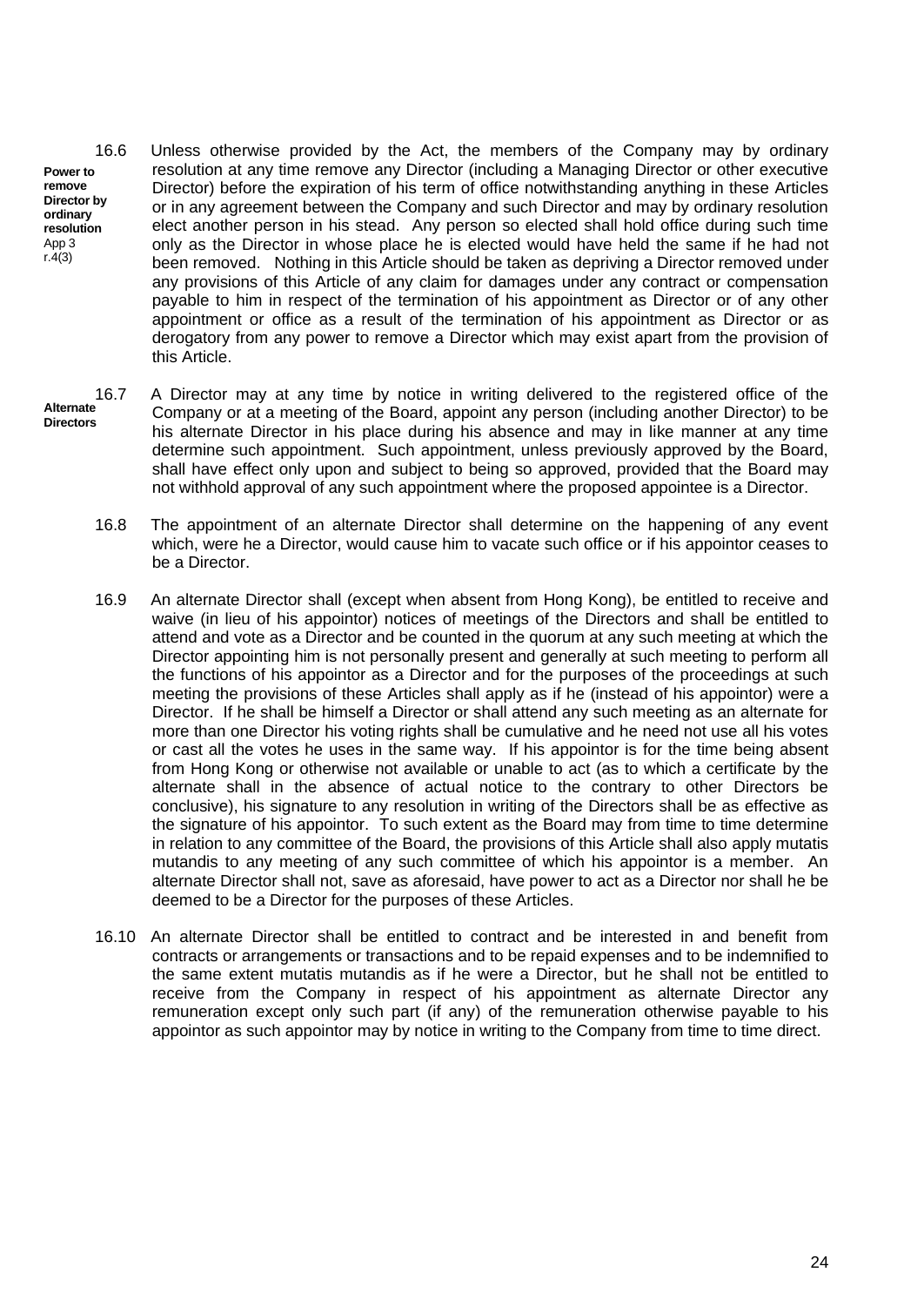16.6 Unless otherwise provided by the Act, the members of the Company may by ordinary resolution at any time remove any Director (including a Managing Director or other executive Director) before the expiration of his term of office notwithstanding anything in these Articles or in any agreement between the Company and such Director and may by ordinary resolution elect another person in his stead. Any person so elected shall hold office during such time only as the Director in whose place he is elected would have held the same if he had not been removed. Nothing in this Article should be taken as depriving a Director removed under any provisions of this Article of any claim for damages under any contract or compensation payable to him in respect of the termination of his appointment as Director or of any other appointment or office as a result of the termination of his appointment as Director or as derogatory from any power to remove a Director which may exist apart from the provision of this Article.

**Power to remove Director by ordinary resolution**
App 3 r.4(3)

16.7 A Director may at any time by notice in writing delivered to the registered office of the Company or at a meeting of the Board, appoint any person (including another Director) to be his alternate Director in his place during his absence and may in like manner at any time determine such appointment. Such appointment, unless previously approved by the Board, shall have effect only upon and subject to being so approved, provided that the Board may not withhold approval of any such appointment where the proposed appointee is a Director.

**Alternate Directors**

16.8 The appointment of an alternate Director shall determine on the happening of any event which, were he a Director, would cause him to vacate such office or if his appointor ceases to be a Director.

16.9 An alternate Director shall (except when absent from Hong Kong), be entitled to receive and waive (in lieu of his appointor) notices of meetings of the Directors and shall be entitled to attend and vote as a Director and be counted in the quorum at any such meeting at which the Director appointing him is not personally present and generally at such meeting to perform all the functions of his appointor as a Director and for the purposes of the proceedings at such meeting the provisions of these Articles shall apply as if he (instead of his appointor) were a Director. If he shall be himself a Director or shall attend any such meeting as an alternate for more than one Director his voting rights shall be cumulative and he need not use all his votes or cast all the votes he uses in the same way. If his appointor is for the time being absent from Hong Kong or otherwise not available or unable to act (as to which a certificate by the alternate shall in the absence of actual notice to the contrary to other Directors be conclusive), his signature to any resolution in writing of the Directors shall be as effective as the signature of his appointor. To such extent as the Board may from time to time determine in relation to any committee of the Board, the provisions of this Article shall also apply mutatis mutandis to any meeting of any such committee of which his appointor is a member. An alternate Director shall not, save as aforesaid, have power to act as a Director nor shall he be deemed to be a Director for the purposes of these Articles.

16.10 An alternate Director shall be entitled to contract and be interested in and benefit from contracts or arrangements or transactions and to be repaid expenses and to be indemnified to the same extent mutatis mutandis as if he were a Director, but he shall not be entitled to receive from the Company in respect of his appointment as alternate Director any remuneration except only such part (if any) of the remuneration otherwise payable to his appointor as such appointor may by notice in writing to the Company from time to time direct.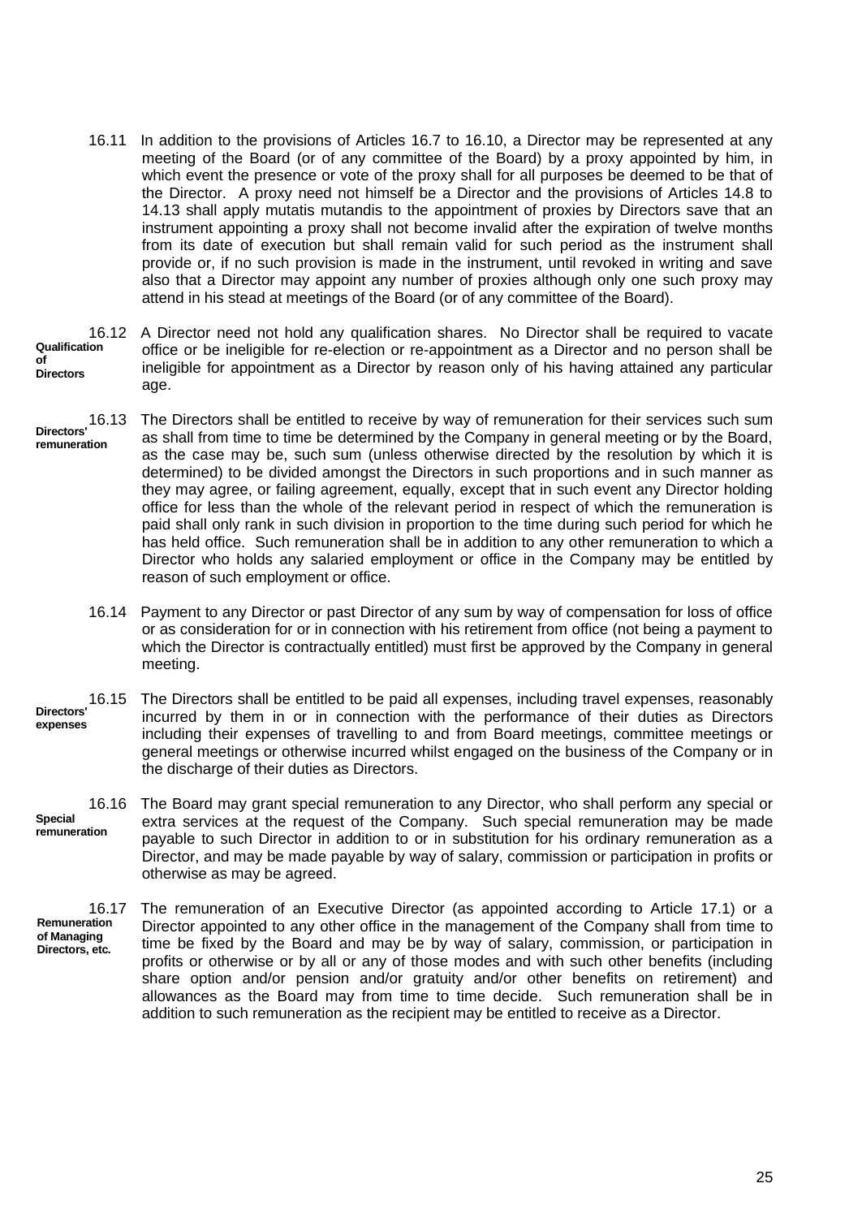16.11 In addition to the provisions of Articles 16.7 to 16.10, a Director may be represented at any meeting of the Board (or of any committee of the Board) by a proxy appointed by him, in which event the presence or vote of the proxy shall for all purposes be deemed to be that of the Director. A proxy need not himself be a Director and the provisions of Articles 14.8 to 14.13 shall apply mutatis mutandis to the appointment of proxies by Directors save that an instrument appointing a proxy shall not become invalid after the expiration of twelve months from its date of execution but shall remain valid for such period as the instrument shall provide or, if no such provision is made in the instrument, until revoked in writing and save also that a Director may appoint any number of proxies although only one such proxy may attend in his stead at meetings of the Board (or of any committee of the Board).

**Qualification of Directors**

16.12 A Director need not hold any qualification shares. No Director shall be required to vacate office or be ineligible for re-election or re-appointment as a Director and no person shall be ineligible for appointment as a Director by reason only of his having attained any particular age.

**Directors' remuneration**

16.13 The Directors shall be entitled to receive by way of remuneration for their services such sum as shall from time to time be determined by the Company in general meeting or by the Board, as the case may be, such sum (unless otherwise directed by the resolution by which it is determined) to be divided amongst the Directors in such proportions and in such manner as they may agree, or failing agreement, equally, except that in such event any Director holding office for less than the whole of the relevant period in respect of which the remuneration is paid shall only rank in such division in proportion to the time during such period for which he has held office. Such remuneration shall be in addition to any other remuneration to which a Director who holds any salaried employment or office in the Company may be entitled by reason of such employment or office.

16.14 Payment to any Director or past Director of any sum by way of compensation for loss of office or as consideration for or in connection with his retirement from office (not being a payment to which the Director is contractually entitled) must first be approved by the Company in general meeting.

**Directors' expenses**

16.15 The Directors shall be entitled to be paid all expenses, including travel expenses, reasonably incurred by them in or in connection with the performance of their duties as Directors including their expenses of travelling to and from Board meetings, committee meetings or general meetings or otherwise incurred whilst engaged on the business of the Company or in the discharge of their duties as Directors.

**Special remuneration**

16.16 The Board may grant special remuneration to any Director, who shall perform any special or extra services at the request of the Company. Such special remuneration may be made payable to such Director in addition to or in substitution for his ordinary remuneration as a Director, and may be made payable by way of salary, commission or participation in profits or otherwise as may be agreed.

**Remuneration of Managing Directors, etc.**

16.17 The remuneration of an Executive Director (as appointed according to Article 17.1) or a Director appointed to any other office in the management of the Company shall from time to time be fixed by the Board and may be by way of salary, commission, or participation in profits or otherwise or by all or any of those modes and with such other benefits (including share option and/or pension and/or gratuity and/or other benefits on retirement) and allowances as the Board may from time to time decide. Such remuneration shall be in addition to such remuneration as the recipient may be entitled to receive as a Director.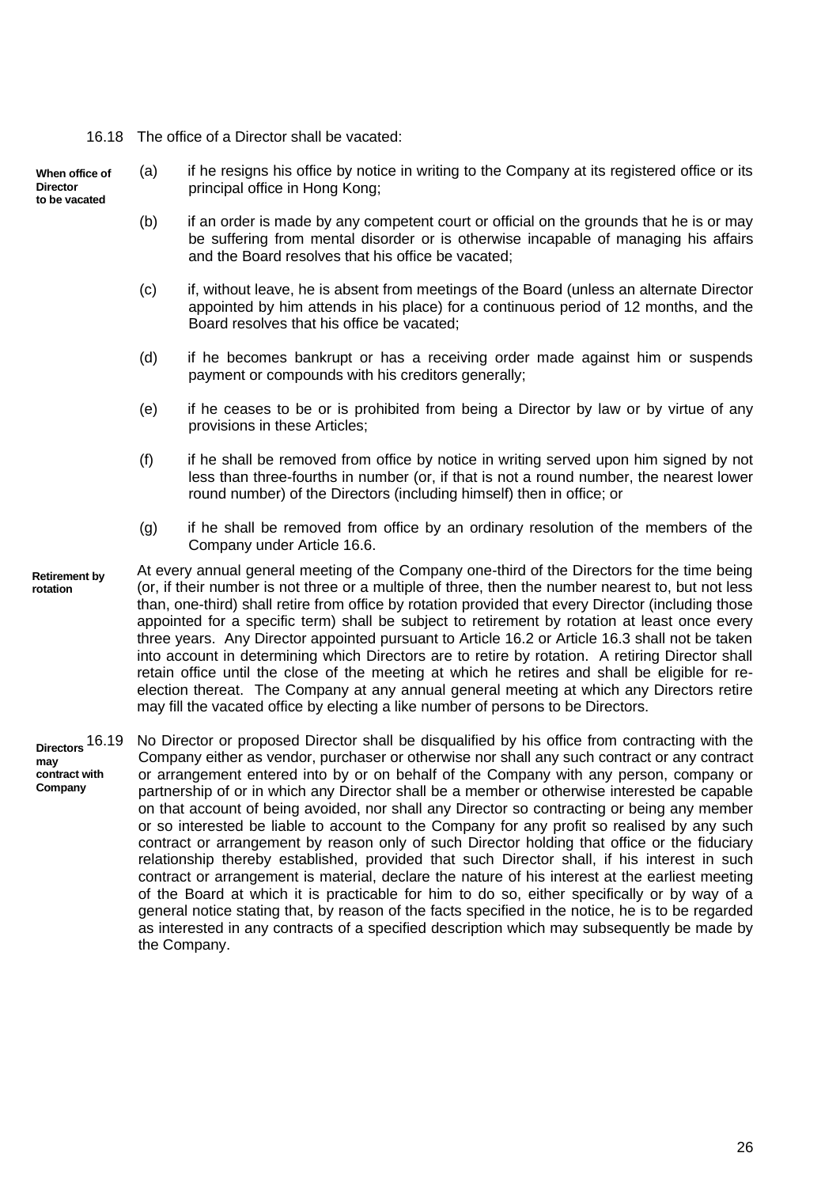16.18 The office of a Director shall be vacated:

**When office of Director to be vacated**

(a) if he resigns his office by notice in writing to the Company at its registered office or its principal office in Hong Kong;

(b) if an order is made by any competent court or official on the grounds that he is or may be suffering from mental disorder or is otherwise incapable of managing his affairs and the Board resolves that his office be vacated;

(c) if, without leave, he is absent from meetings of the Board (unless an alternate Director appointed by him attends in his place) for a continuous period of 12 months, and the Board resolves that his office be vacated;

(d) if he becomes bankrupt or has a receiving order made against him or suspends payment or compounds with his creditors generally;

(e) if he ceases to be or is prohibited from being a Director by law or by virtue of any provisions in these Articles;

(f) if he shall be removed from office by notice in writing served upon him signed by not less than three-fourths in number (or, if that is not a round number, the nearest lower round number) of the Directors (including himself) then in office; or

(g) if he shall be removed from office by an ordinary resolution of the members of the Company under Article 16.6.

**Retirement by rotation**

At every annual general meeting of the Company one-third of the Directors for the time being (or, if their number is not three or a multiple of three, then the number nearest to, but not less than, one-third) shall retire from office by rotation provided that every Director (including those appointed for a specific term) shall be subject to retirement by rotation at least once every three years. Any Director appointed pursuant to Article 16.2 or Article 16.3 shall not be taken into account in determining which Directors are to retire by rotation. A retiring Director shall retain office until the close of the meeting at which he retires and shall be eligible for re-election thereat. The Company at any annual general meeting at which any Directors retire may fill the vacated office by electing a like number of persons to be Directors.

**Directors may contract with Company**

16.19 No Director or proposed Director shall be disqualified by his office from contracting with the Company either as vendor, purchaser or otherwise nor shall any such contract or any contract or arrangement entered into by or on behalf of the Company with any person, company or partnership of or in which any Director shall be a member or otherwise interested be capable on that account of being avoided, nor shall any Director so contracting or being any member or so interested be liable to account to the Company for any profit so realised by any such contract or arrangement by reason only of such Director holding that office or the fiduciary relationship thereby established, provided that such Director shall, if his interest in such contract or arrangement is material, declare the nature of his interest at the earliest meeting of the Board at which it is practicable for him to do so, either specifically or by way of a general notice stating that, by reason of the facts specified in the notice, he is to be regarded as interested in any contracts of a specified description which may subsequently be made by the Company.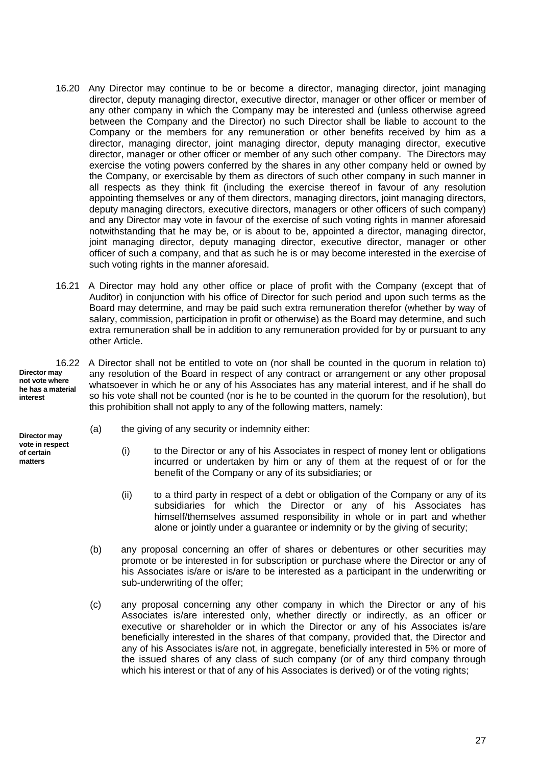16.20 Any Director may continue to be or become a director, managing director, joint managing director, deputy managing director, executive director, manager or other officer or member of any other company in which the Company may be interested and (unless otherwise agreed between the Company and the Director) no such Director shall be liable to account to the Company or the members for any remuneration or other benefits received by him as a director, managing director, joint managing director, deputy managing director, executive director, manager or other officer or member of any such other company. The Directors may exercise the voting powers conferred by the shares in any other company held or owned by the Company, or exercisable by them as directors of such other company in such manner in all respects as they think fit (including the exercise thereof in favour of any resolution appointing themselves or any of them directors, managing directors, joint managing directors, deputy managing directors, executive directors, managers or other officers of such company) and any Director may vote in favour of the exercise of such voting rights in manner aforesaid notwithstanding that he may be, or is about to be, appointed a director, managing director, joint managing director, deputy managing director, executive director, manager or other officer of such a company, and that as such he is or may become interested in the exercise of such voting rights in the manner aforesaid.

16.21 A Director may hold any other office or place of profit with the Company (except that of Auditor) in conjunction with his office of Director for such period and upon such terms as the Board may determine, and may be paid such extra remuneration therefor (whether by way of salary, commission, participation in profit or otherwise) as the Board may determine, and such extra remuneration shall be in addition to any remuneration provided for by or pursuant to any other Article.

**Director may not vote where he has a material interest**

16.22 A Director shall not be entitled to vote on (nor shall be counted in the quorum in relation to) any resolution of the Board in respect of any contract or arrangement or any other proposal whatsoever in which he or any of his Associates has any material interest, and if he shall do so his vote shall not be counted (nor is he to be counted in the quorum for the resolution), but this prohibition shall not apply to any of the following matters, namely:

**Director may vote in respect of certain matters**

(a) the giving of any security or indemnity either:

(i) to the Director or any of his Associates in respect of money lent or obligations incurred or undertaken by him or any of them at the request of or for the benefit of the Company or any of its subsidiaries; or

(ii) to a third party in respect of a debt or obligation of the Company or any of its subsidiaries for which the Director or any of his Associates has himself/themselves assumed responsibility in whole or in part and whether alone or jointly under a guarantee or indemnity or by the giving of security;

(b) any proposal concerning an offer of shares or debentures or other securities may promote or be interested in for subscription or purchase where the Director or any of his Associates is/are or is/are to be interested as a participant in the underwriting or sub-underwriting of the offer;

(c) any proposal concerning any other company in which the Director or any of his Associates is/are interested only, whether directly or indirectly, as an officer or executive or shareholder or in which the Director or any of his Associates is/are beneficially interested in the shares of that company, provided that, the Director and any of his Associates is/are not, in aggregate, beneficially interested in 5% or more of the issued shares of any class of such company (or of any third company through which his interest or that of any of his Associates is derived) or of the voting rights;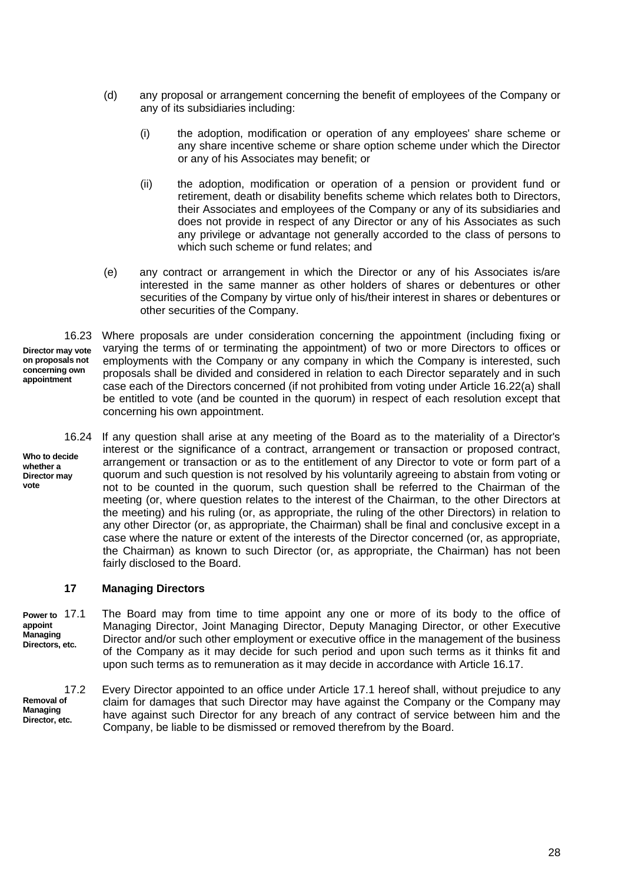(d) any proposal or arrangement concerning the benefit of employees of the Company or any of its subsidiaries including:

   (i) the adoption, modification or operation of any employees' share scheme or any share incentive scheme or share option scheme under which the Director or any of his Associates may benefit; or

   (ii) the adoption, modification or operation of a pension or provident fund or retirement, death or disability benefits scheme which relates both to Directors, their Associates and employees of the Company or any of its subsidiaries and does not provide in respect of any Director or any of his Associates as such any privilege or advantage not generally accorded to the class of persons to which such scheme or fund relates; and

(e) any contract or arrangement in which the Director or any of his Associates is/are interested in the same manner as other holders of shares or debentures or other securities of the Company by virtue only of his/their interest in shares or debentures or other securities of the Company.

**Director may vote on proposals not concerning own appointment**

16.23 Where proposals are under consideration concerning the appointment (including fixing or varying the terms of or terminating the appointment) of two or more Directors to offices or employments with the Company or any company in which the Company is interested, such proposals shall be divided and considered in relation to each Director separately and in such case each of the Directors concerned (if not prohibited from voting under Article 16.22(a) shall be entitled to vote (and be counted in the quorum) in respect of each resolution except that concerning his own appointment.

**Who to decide whether a Director may vote**

16.24 If any question shall arise at any meeting of the Board as to the materiality of a Director's interest or the significance of a contract, arrangement or transaction or proposed contract, arrangement or transaction or as to the entitlement of any Director to vote or form part of a quorum and such question is not resolved by his voluntarily agreeing to abstain from voting or not to be counted in the quorum, such question shall be referred to the Chairman of the meeting (or, where question relates to the interest of the Chairman, to the other Directors at the meeting) and his ruling (or, as appropriate, the ruling of the other Directors) in relation to any other Director (or, as appropriate, the Chairman) shall be final and conclusive except in a case where the nature or extent of the interests of the Director concerned (or, as appropriate, the Chairman) as known to such Director (or, as appropriate, the Chairman) has not been fairly disclosed to the Board.

## 17 Managing Directors

**Power to appoint Managing Directors, etc.**

17.1 The Board may from time to time appoint any one or more of its body to the office of Managing Director, Joint Managing Director, Deputy Managing Director, or other Executive Director and/or such other employment or executive office in the management of the business of the Company as it may decide for such period and upon such terms as it thinks fit and upon such terms as to remuneration as it may decide in accordance with Article 16.17.

**Removal of Managing Director, etc.**

17.2 Every Director appointed to an office under Article 17.1 hereof shall, without prejudice to any claim for damages that such Director may have against the Company or the Company may have against such Director for any breach of any contract of service between him and the Company, be liable to be dismissed or removed therefrom by the Board.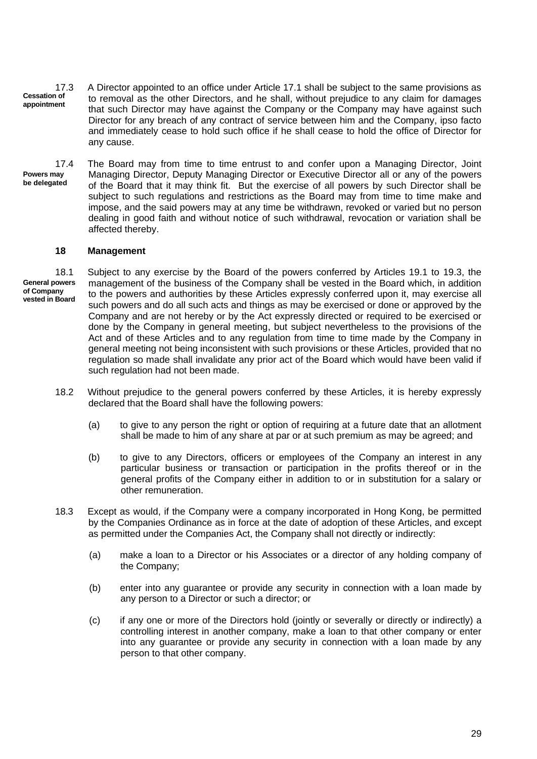**17.3 Cessation of appointment**

17.3 A Director appointed to an office under Article 17.1 shall be subject to the same provisions as to removal as the other Directors, and he shall, without prejudice to any claim for damages that such Director may have against the Company or the Company may have against such Director for any breach of any contract of service between him and the Company, ipso facto and immediately cease to hold such office if he shall cease to hold the office of Director for any cause.

**Powers may be delegated**

17.4 The Board may from time to time entrust to and confer upon a Managing Director, Joint Managing Director, Deputy Managing Director or Executive Director all or any of the powers of the Board that it may think fit. But the exercise of all powers by such Director shall be subject to such regulations and restrictions as the Board may from time to time make and impose, and the said powers may at any time be withdrawn, revoked or varied but no person dealing in good faith and without notice of such withdrawal, revocation or variation shall be affected thereby.

## 18 Management

**General powers of Company vested in Board**

18.1 Subject to any exercise by the Board of the powers conferred by Articles 19.1 to 19.3, the management of the business of the Company shall be vested in the Board which, in addition to the powers and authorities by these Articles expressly conferred upon it, may exercise all such powers and do all such acts and things as may be exercised or done or approved by the Company and are not hereby or by the Act expressly directed or required to be exercised or done by the Company in general meeting, but subject nevertheless to the provisions of the Act and of these Articles and to any regulation from time to time made by the Company in general meeting not being inconsistent with such provisions or these Articles, provided that no regulation so made shall invalidate any prior act of the Board which would have been valid if such regulation had not been made.

18.2 Without prejudice to the general powers conferred by these Articles, it is hereby expressly declared that the Board shall have the following powers:

(a) to give to any person the right or option of requiring at a future date that an allotment shall be made to him of any share at par or at such premium as may be agreed; and

(b) to give to any Directors, officers or employees of the Company an interest in any particular business or transaction or participation in the profits thereof or in the general profits of the Company either in addition to or in substitution for a salary or other remuneration.

18.3 Except as would, if the Company were a company incorporated in Hong Kong, be permitted by the Companies Ordinance as in force at the date of adoption of these Articles, and except as permitted under the Companies Act, the Company shall not directly or indirectly:

(a) make a loan to a Director or his Associates or a director of any holding company of the Company;

(b) enter into any guarantee or provide any security in connection with a loan made by any person to a Director or such a director; or

(c) if any one or more of the Directors hold (jointly or severally or directly or indirectly) a controlling interest in another company, make a loan to that other company or enter into any guarantee or provide any security in connection with a loan made by any person to that other company.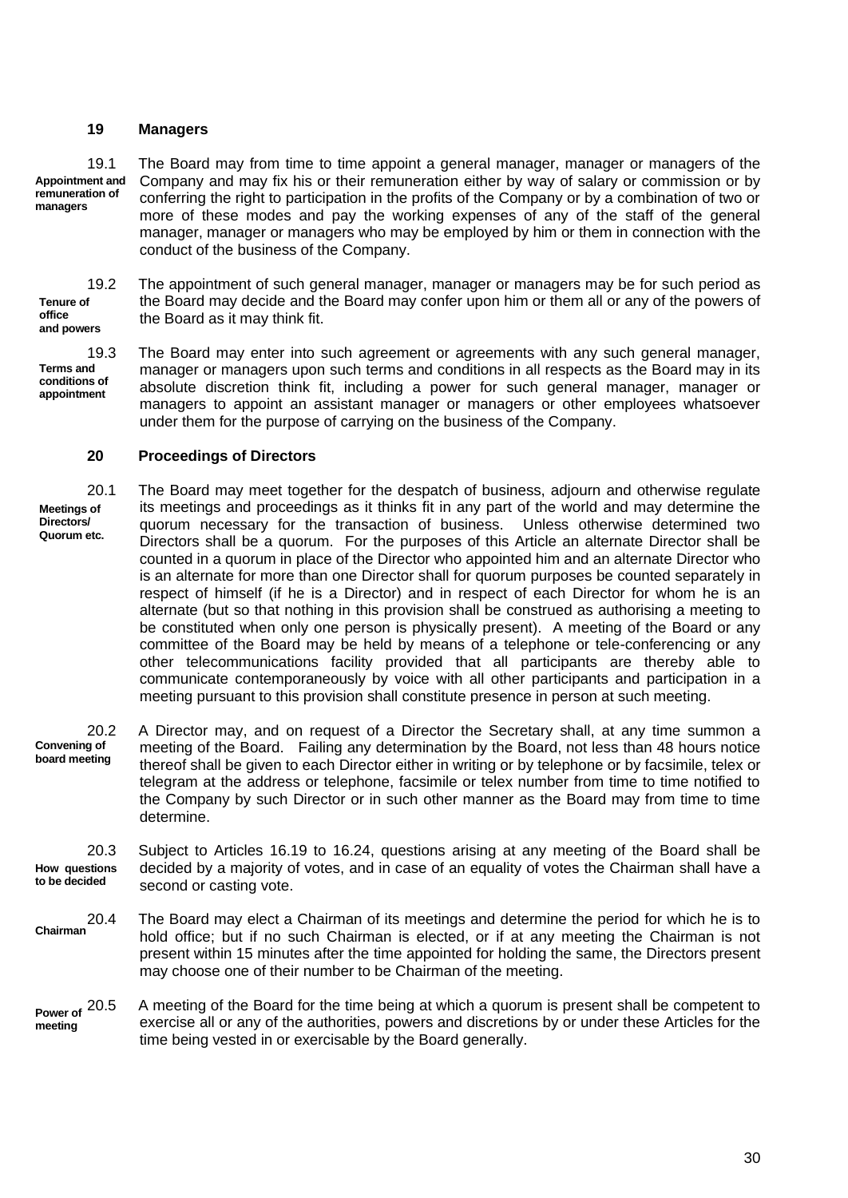## 19 Managers

19.1 **Appointment and remuneration of managers** The Board may from time to time appoint a general manager, manager or managers of the Company and may fix his or their remuneration either by way of salary or commission or by conferring the right to participation in the profits of the Company or by a combination of two or more of these modes and pay the working expenses of any of the staff of the general manager, manager or managers who may be employed by him or them in connection with the conduct of the business of the Company.

19.2 **Tenure of office and powers** The appointment of such general manager, manager or managers may be for such period as the Board may decide and the Board may confer upon him or them all or any of the powers of the Board as it may think fit.

19.3 **Terms and conditions of appointment** The Board may enter into such agreement or agreements with any such general manager, manager or managers upon such terms and conditions in all respects as the Board may in its absolute discretion think fit, including a power for such general manager, manager or managers to appoint an assistant manager or managers or other employees whatsoever under them for the purpose of carrying on the business of the Company.

## 20 Proceedings of Directors

20.1 **Meetings of Directors/ Quorum etc.** The Board may meet together for the despatch of business, adjourn and otherwise regulate its meetings and proceedings as it thinks fit in any part of the world and may determine the quorum necessary for the transaction of business. Unless otherwise determined two Directors shall be a quorum. For the purposes of this Article an alternate Director shall be counted in a quorum in place of the Director who appointed him and an alternate Director who is an alternate for more than one Director shall for quorum purposes be counted separately in respect of himself (if he is a Director) and in respect of each Director for whom he is an alternate (but so that nothing in this provision shall be construed as authorising a meeting to be constituted when only one person is physically present). A meeting of the Board or any committee of the Board may be held by means of a telephone or tele-conferencing or any other telecommunications facility provided that all participants are thereby able to communicate contemporaneously by voice with all other participants and participation in a meeting pursuant to this provision shall constitute presence in person at such meeting.

20.2 **Convening of board meeting** A Director may, and on request of a Director the Secretary shall, at any time summon a meeting of the Board. Failing any determination by the Board, not less than 48 hours notice thereof shall be given to each Director either in writing or by telephone or by facsimile, telex or telegram at the address or telephone, facsimile or telex number from time to time notified to the Company by such Director or in such other manner as the Board may from time to time determine.

20.3 **How questions to be decided** Subject to Articles 16.19 to 16.24, questions arising at any meeting of the Board shall be decided by a majority of votes, and in case of an equality of votes the Chairman shall have a second or casting vote.

20.4 **Chairman** The Board may elect a Chairman of its meetings and determine the period for which he is to hold office; but if no such Chairman is elected, or if at any meeting the Chairman is not present within 15 minutes after the time appointed for holding the same, the Directors present may choose one of their number to be Chairman of the meeting.

20.5 **Power of meeting** A meeting of the Board for the time being at which a quorum is present shall be competent to exercise all or any of the authorities, powers and discretions by or under these Articles for the time being vested in or exercisable by the Board generally.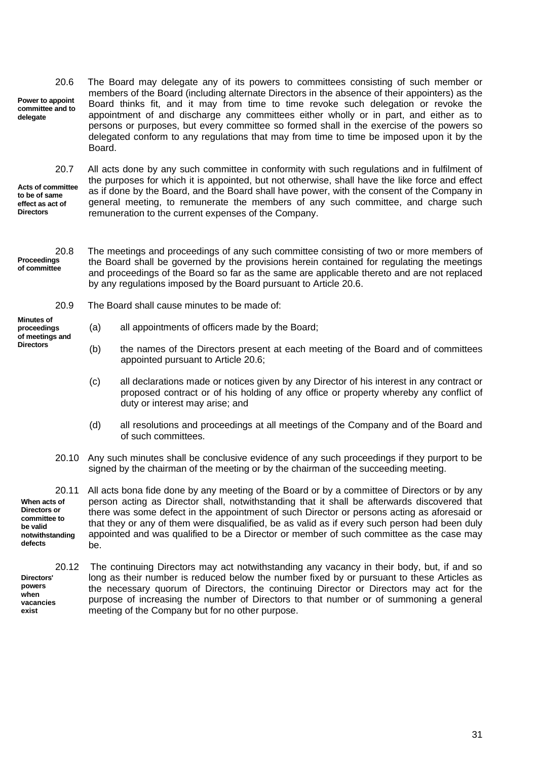20.6 **Power to appoint committee and to delegate**

The Board may delegate any of its powers to committees consisting of such member or members of the Board (including alternate Directors in the absence of their appointers) as the Board thinks fit, and it may from time to time revoke such delegation or revoke the appointment of and discharge any committees either wholly or in part, and either as to persons or purposes, but every committee so formed shall in the exercise of the powers so delegated conform to any regulations that may from time to time be imposed upon it by the Board.

20.7 **Acts of committee to be of same effect as act of Directors**

All acts done by any such committee in conformity with such regulations and in fulfilment of the purposes for which it is appointed, but not otherwise, shall have the like force and effect as if done by the Board, and the Board shall have power, with the consent of the Company in general meeting, to remunerate the members of any such committee, and charge such remuneration to the current expenses of the Company.

20.8 **Proceedings of committee**

The meetings and proceedings of any such committee consisting of two or more members of the Board shall be governed by the provisions herein contained for regulating the meetings and proceedings of the Board so far as the same are applicable thereto and are not replaced by any regulations imposed by the Board pursuant to Article 20.6.

20.9 **Minutes of proceedings of meetings and Directors**

The Board shall cause minutes to be made of:

(a) all appointments of officers made by the Board;

(b) the names of the Directors present at each meeting of the Board and of committees appointed pursuant to Article 20.6;

(c) all declarations made or notices given by any Director of his interest in any contract or proposed contract or of his holding of any office or property whereby any conflict of duty or interest may arise; and

(d) all resolutions and proceedings at all meetings of the Company and of the Board and of such committees.

20.10 Any such minutes shall be conclusive evidence of any such proceedings if they purport to be signed by the chairman of the meeting or by the chairman of the succeeding meeting.

20.11 **When acts of Directors or committee to be valid notwithstanding defects**

All acts bona fide done by any meeting of the Board or by a committee of Directors or by any person acting as Director shall, notwithstanding that it shall be afterwards discovered that there was some defect in the appointment of such Director or persons acting as aforesaid or that they or any of them were disqualified, be as valid as if every such person had been duly appointed and was qualified to be a Director or member of such committee as the case may be.

20.12 **Directors' powers when vacancies exist**

The continuing Directors may act notwithstanding any vacancy in their body, but, if and so long as their number is reduced below the number fixed by or pursuant to these Articles as the necessary quorum of Directors, the continuing Director or Directors may act for the purpose of increasing the number of Directors to that number or of summoning a general meeting of the Company but for no other purpose.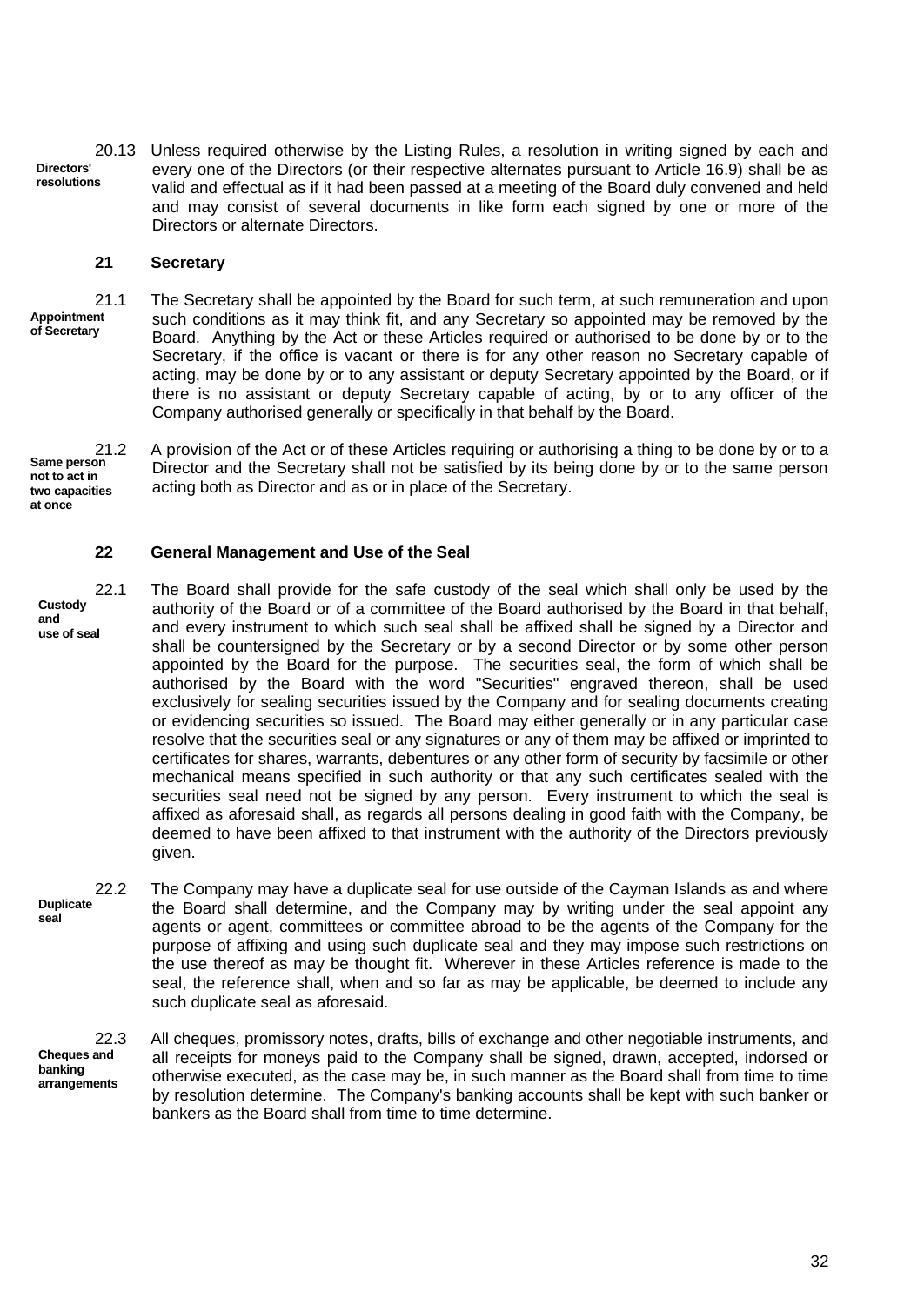20.13 **Directors' resolutions** Unless required otherwise by the Listing Rules, a resolution in writing signed by each and every one of the Directors (or their respective alternates pursuant to Article 16.9) shall be as valid and effectual as if it had been passed at a meeting of the Board duly convened and held and may consist of several documents in like form each signed by one or more of the Directors or alternate Directors.

## 21 Secretary

21.1 **Appointment of Secretary** The Secretary shall be appointed by the Board for such term, at such remuneration and upon such conditions as it may think fit, and any Secretary so appointed may be removed by the Board. Anything by the Act or these Articles required or authorised to be done by or to the Secretary, if the office is vacant or there is for any other reason no Secretary capable of acting, may be done by or to any assistant or deputy Secretary appointed by the Board, or if there is no assistant or deputy Secretary capable of acting, by or to any officer of the Company authorised generally or specifically in that behalf by the Board.

21.2 **Same person not to act in two capacities at once** A provision of the Act or of these Articles requiring or authorising a thing to be done by or to a Director and the Secretary shall not be satisfied by its being done by or to the same person acting both as Director and as or in place of the Secretary.

## 22 General Management and Use of the Seal

22.1 **Custody and use of seal** The Board shall provide for the safe custody of the seal which shall only be used by the authority of the Board or of a committee of the Board authorised by the Board in that behalf, and every instrument to which such seal shall be affixed shall be signed by a Director and shall be countersigned by the Secretary or by a second Director or by some other person appointed by the Board for the purpose. The securities seal, the form of which shall be authorised by the Board with the word "Securities" engraved thereon, shall be used exclusively for sealing securities issued by the Company and for sealing documents creating or evidencing securities so issued. The Board may either generally or in any particular case resolve that the securities seal or any signatures or any of them may be affixed or imprinted to certificates for shares, warrants, debentures or any other form of security by facsimile or other mechanical means specified in such authority or that any such certificates sealed with the securities seal need not be signed by any person. Every instrument to which the seal is affixed as aforesaid shall, as regards all persons dealing in good faith with the Company, be deemed to have been affixed to that instrument with the authority of the Directors previously given.

22.2 **Duplicate seal** The Company may have a duplicate seal for use outside of the Cayman Islands as and where the Board shall determine, and the Company may by writing under the seal appoint any agents or agent, committees or committee abroad to be the agents of the Company for the purpose of affixing and using such duplicate seal and they may impose such restrictions on the use thereof as may be thought fit. Wherever in these Articles reference is made to the seal, the reference shall, when and so far as may be applicable, be deemed to include any such duplicate seal as aforesaid.

22.3 **Cheques and banking arrangements** All cheques, promissory notes, drafts, bills of exchange and other negotiable instruments, and all receipts for moneys paid to the Company shall be signed, drawn, accepted, indorsed or otherwise executed, as the case may be, in such manner as the Board shall from time to time by resolution determine. The Company's banking accounts shall be kept with such banker or bankers as the Board shall from time to time determine.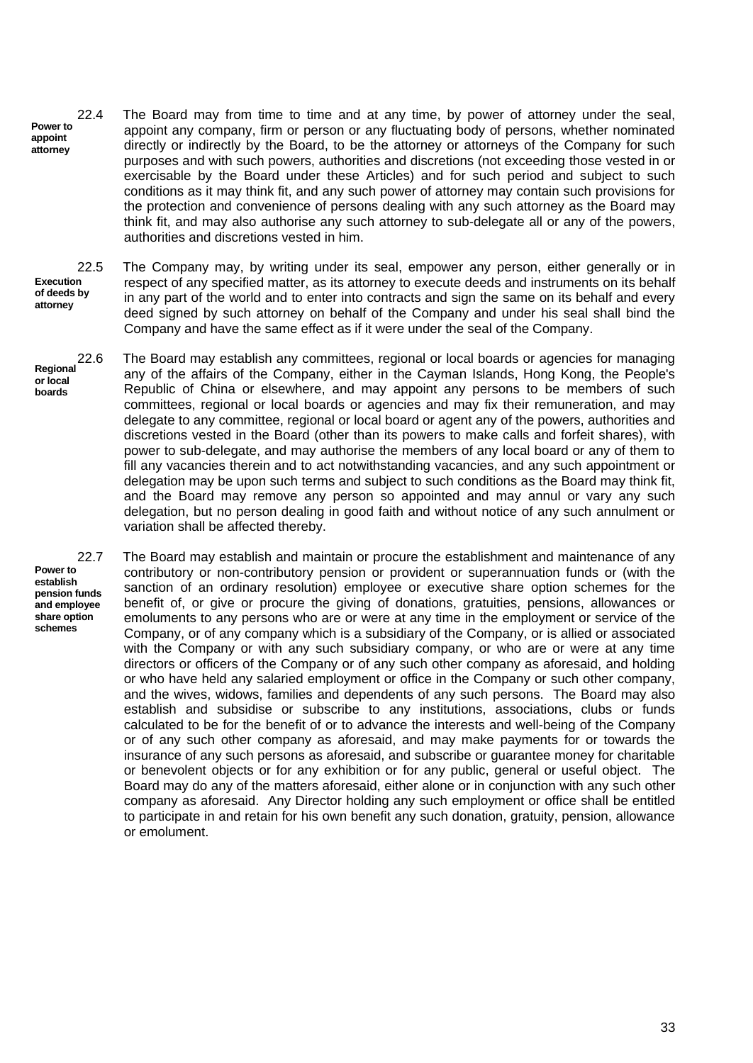22.4 **Power to appoint attorney** The Board may from time to time and at any time, by power of attorney under the seal, appoint any company, firm or person or any fluctuating body of persons, whether nominated directly or indirectly by the Board, to be the attorney or attorneys of the Company for such purposes and with such powers, authorities and discretions (not exceeding those vested in or exercisable by the Board under these Articles) and for such period and subject to such conditions as it may think fit, and any such power of attorney may contain such provisions for the protection and convenience of persons dealing with any such attorney as the Board may think fit, and may also authorise any such attorney to sub-delegate all or any of the powers, authorities and discretions vested in him.

22.5 **Execution of deeds by attorney** The Company may, by writing under its seal, empower any person, either generally or in respect of any specified matter, as its attorney to execute deeds and instruments on its behalf in any part of the world and to enter into contracts and sign the same on its behalf and every deed signed by such attorney on behalf of the Company and under his seal shall bind the Company and have the same effect as if it were under the seal of the Company.

22.6 **Regional or local boards** The Board may establish any committees, regional or local boards or agencies for managing any of the affairs of the Company, either in the Cayman Islands, Hong Kong, the People's Republic of China or elsewhere, and may appoint any persons to be members of such committees, regional or local boards or agencies and may fix their remuneration, and may delegate to any committee, regional or local board or agent any of the powers, authorities and discretions vested in the Board (other than its powers to make calls and forfeit shares), with power to sub-delegate, and may authorise the members of any local board or any of them to fill any vacancies therein and to act notwithstanding vacancies, and any such appointment or delegation may be upon such terms and subject to such conditions as the Board may think fit, and the Board may remove any person so appointed and may annul or vary any such delegation, but no person dealing in good faith and without notice of any such annulment or variation shall be affected thereby.

22.7 **Power to establish pension funds and employee share option schemes** The Board may establish and maintain or procure the establishment and maintenance of any contributory or non-contributory pension or provident or superannuation funds or (with the sanction of an ordinary resolution) employee or executive share option schemes for the benefit of, or give or procure the giving of donations, gratuities, pensions, allowances or emoluments to any persons who are or were at any time in the employment or service of the Company, or of any company which is a subsidiary of the Company, or is allied or associated with the Company or with any such subsidiary company, or who are or were at any time directors or officers of the Company or of any such other company as aforesaid, and holding or who have held any salaried employment or office in the Company or such other company, and the wives, widows, families and dependents of any such persons. The Board may also establish and subsidise or subscribe to any institutions, associations, clubs or funds calculated to be for the benefit of or to advance the interests and well-being of the Company or of any such other company as aforesaid, and may make payments for or towards the insurance of any such persons as aforesaid, and subscribe or guarantee money for charitable or benevolent objects or for any exhibition or for any public, general or useful object. The Board may do any of the matters aforesaid, either alone or in conjunction with any such other company as aforesaid. Any Director holding any such employment or office shall be entitled to participate in and retain for his own benefit any such donation, gratuity, pension, allowance or emolument.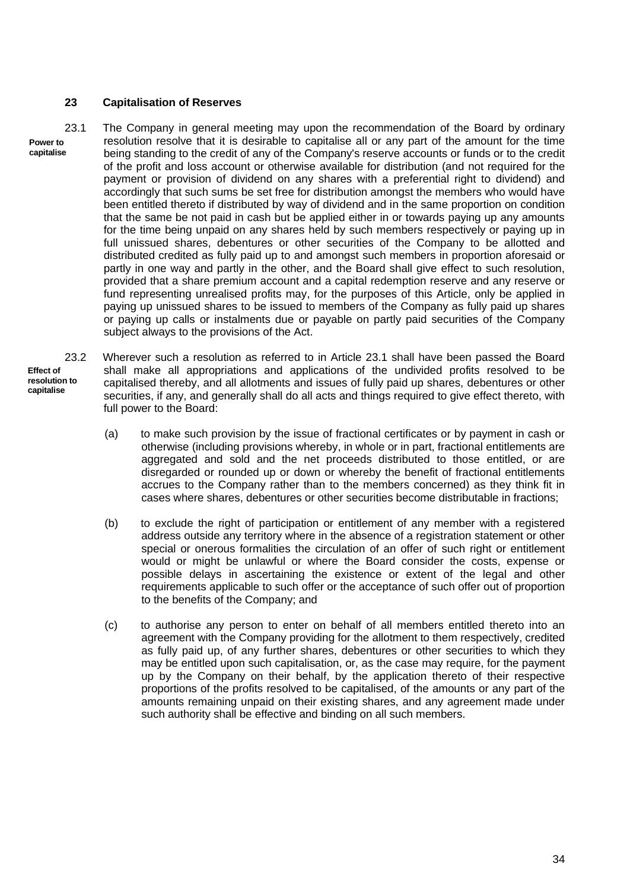## 23 Capitalisation of Reserves

**Power to capitalise**

23.1 The Company in general meeting may upon the recommendation of the Board by ordinary resolution resolve that it is desirable to capitalise all or any part of the amount for the time being standing to the credit of any of the Company's reserve accounts or funds or to the credit of the profit and loss account or otherwise available for distribution (and not required for the payment or provision of dividend on any shares with a preferential right to dividend) and accordingly that such sums be set free for distribution amongst the members who would have been entitled thereto if distributed by way of dividend and in the same proportion on condition that the same be not paid in cash but be applied either in or towards paying up any amounts for the time being unpaid on any shares held by such members respectively or paying up in full unissued shares, debentures or other securities of the Company to be allotted and distributed credited as fully paid up to and amongst such members in proportion aforesaid or partly in one way and partly in the other, and the Board shall give effect to such resolution, provided that a share premium account and a capital redemption reserve and any reserve or fund representing unrealised profits may, for the purposes of this Article, only be applied in paying up unissued shares to be issued to members of the Company as fully paid up shares or paying up calls or instalments due or payable on partly paid securities of the Company subject always to the provisions of the Act.

**Effect of resolution to capitalise**

23.2 Wherever such a resolution as referred to in Article 23.1 shall have been passed the Board shall make all appropriations and applications of the undivided profits resolved to be capitalised thereby, and all allotments and issues of fully paid up shares, debentures or other securities, if any, and generally shall do all acts and things required to give effect thereto, with full power to the Board:

(a) to make such provision by the issue of fractional certificates or by payment in cash or otherwise (including provisions whereby, in whole or in part, fractional entitlements are aggregated and sold and the net proceeds distributed to those entitled, or are disregarded or rounded up or down or whereby the benefit of fractional entitlements accrues to the Company rather than to the members concerned) as they think fit in cases where shares, debentures or other securities become distributable in fractions;

(b) to exclude the right of participation or entitlement of any member with a registered address outside any territory where in the absence of a registration statement or other special or onerous formalities the circulation of an offer of such right or entitlement would or might be unlawful or where the Board consider the costs, expense or possible delays in ascertaining the existence or extent of the legal and other requirements applicable to such offer or the acceptance of such offer out of proportion to the benefits of the Company; and

(c) to authorise any person to enter on behalf of all members entitled thereto into an agreement with the Company providing for the allotment to them respectively, credited as fully paid up, of any further shares, debentures or other securities to which they may be entitled upon such capitalisation, or, as the case may require, for the payment up by the Company on their behalf, by the application thereto of their respective proportions of the profits resolved to be capitalised, of the amounts or any part of the amounts remaining unpaid on their existing shares, and any agreement made under such authority shall be effective and binding on all such members.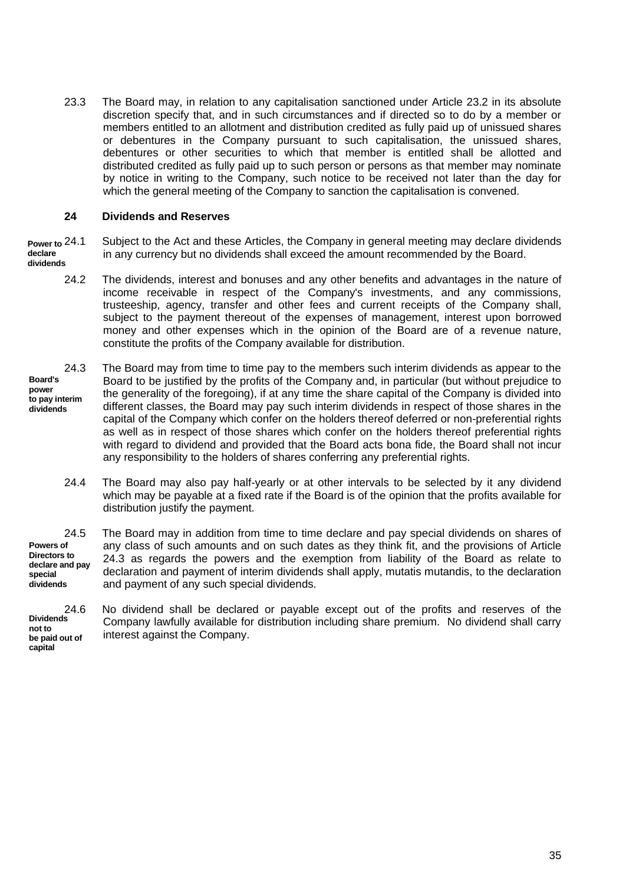23.3 The Board may, in relation to any capitalisation sanctioned under Article 23.2 in its absolute discretion specify that, and in such circumstances and if directed so to do by a member or members entitled to an allotment and distribution credited as fully paid up of unissued shares or debentures in the Company pursuant to such capitalisation, the unissued shares, debentures or other securities to which that member is entitled shall be allotted and distributed credited as fully paid up to such person or persons as that member may nominate by notice in writing to the Company, such notice to be received not later than the day for which the general meeting of the Company to sanction the capitalisation is convened.

## 24 Dividends and Reserves

**Power to declare dividends**

24.1 Subject to the Act and these Articles, the Company in general meeting may declare dividends in any currency but no dividends shall exceed the amount recommended by the Board.

24.2 The dividends, interest and bonuses and any other benefits and advantages in the nature of income receivable in respect of the Company's investments, and any commissions, trusteeship, agency, transfer and other fees and current receipts of the Company shall, subject to the payment thereout of the expenses of management, interest upon borrowed money and other expenses which in the opinion of the Board are of a revenue nature, constitute the profits of the Company available for distribution.

**Board's power to pay interim dividends**

24.3 The Board may from time to time pay to the members such interim dividends as appear to the Board to be justified by the profits of the Company and, in particular (but without prejudice to the generality of the foregoing), if at any time the share capital of the Company is divided into different classes, the Board may pay such interim dividends in respect of those shares in the capital of the Company which confer on the holders thereof deferred or non-preferential rights as well as in respect of those shares which confer on the holders thereof preferential rights with regard to dividend and provided that the Board acts bona fide, the Board shall not incur any responsibility to the holders of shares conferring any preferential rights.

24.4 The Board may also pay half-yearly or at other intervals to be selected by it any dividend which may be payable at a fixed rate if the Board is of the opinion that the profits available for distribution justify the payment.

**Powers of Directors to declare and pay special dividends**

24.5 The Board may in addition from time to time declare and pay special dividends on shares of any class of such amounts and on such dates as they think fit, and the provisions of Article 24.3 as regards the powers and the exemption from liability of the Board as relate to declaration and payment of interim dividends shall apply, mutatis mutandis, to the declaration and payment of any such special dividends.

**Dividends not to be paid out of capital**

24.6 No dividend shall be declared or payable except out of the profits and reserves of the Company lawfully available for distribution including share premium. No dividend shall carry interest against the Company.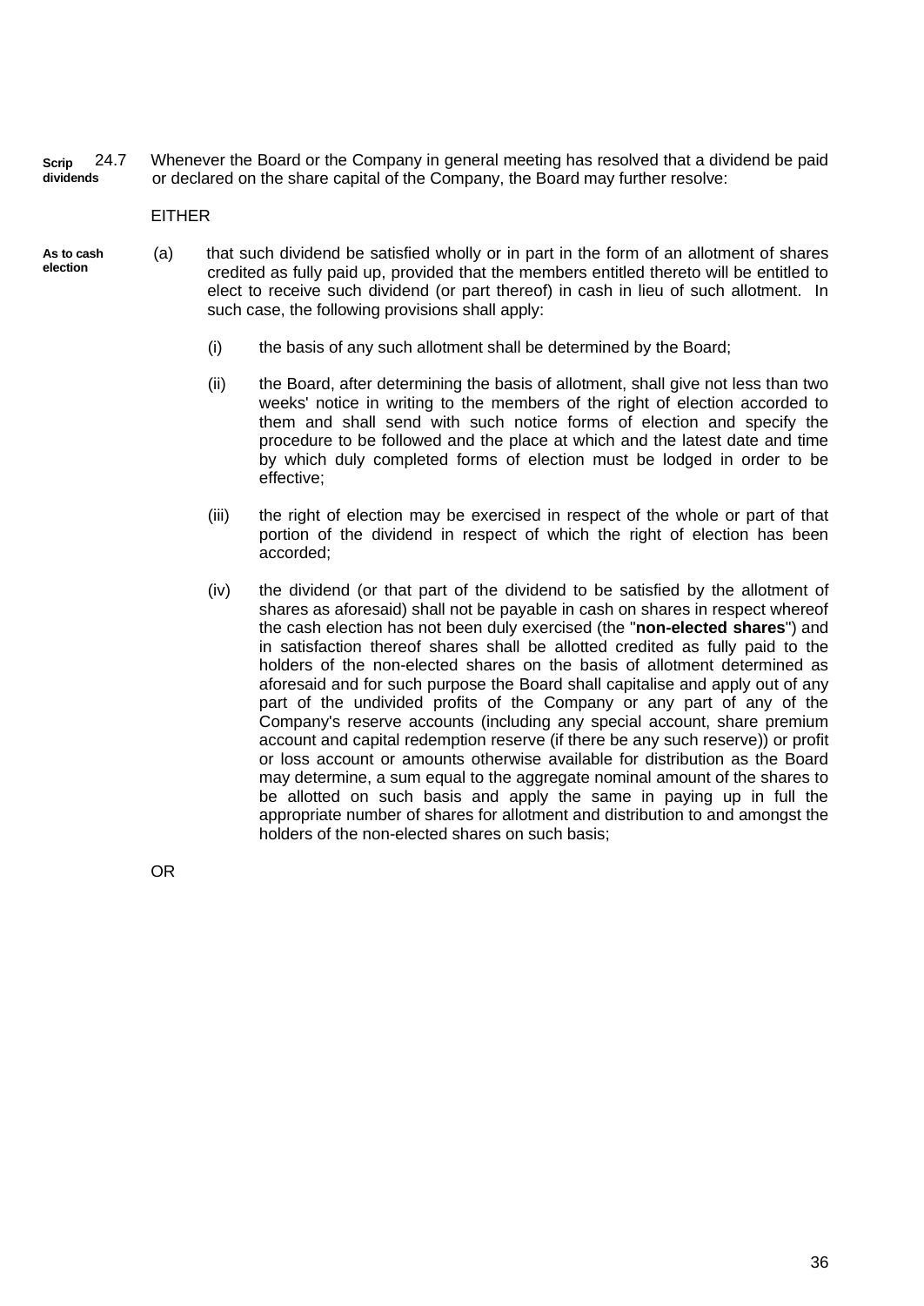**Scrip dividends** 24.7 Whenever the Board or the Company in general meeting has resolved that a dividend be paid or declared on the share capital of the Company, the Board may further resolve:

EITHER

**As to cash election** (a) that such dividend be satisfied wholly or in part in the form of an allotment of shares credited as fully paid up, provided that the members entitled thereto will be entitled to elect to receive such dividend (or part thereof) in cash in lieu of such allotment. In such case, the following provisions shall apply:

(i) the basis of any such allotment shall be determined by the Board;

(ii) the Board, after determining the basis of allotment, shall give not less than two weeks' notice in writing to the members of the right of election accorded to them and shall send with such notice forms of election and specify the procedure to be followed and the place at which and the latest date and time by which duly completed forms of election must be lodged in order to be effective;

(iii) the right of election may be exercised in respect of the whole or part of that portion of the dividend in respect of which the right of election has been accorded;

(iv) the dividend (or that part of the dividend to be satisfied by the allotment of shares as aforesaid) shall not be payable in cash on shares in respect whereof the cash election has not been duly exercised (the "**non-elected shares**") and in satisfaction thereof shares shall be allotted credited as fully paid to the holders of the non-elected shares on the basis of allotment determined as aforesaid and for such purpose the Board shall capitalise and apply out of any part of the undivided profits of the Company or any part of any of the Company's reserve accounts (including any special account, share premium account and capital redemption reserve (if there be any such reserve)) or profit or loss account or amounts otherwise available for distribution as the Board may determine, a sum equal to the aggregate nominal amount of the shares to be allotted on such basis and apply the same in paying up in full the appropriate number of shares for allotment and distribution to and amongst the holders of the non-elected shares on such basis;

OR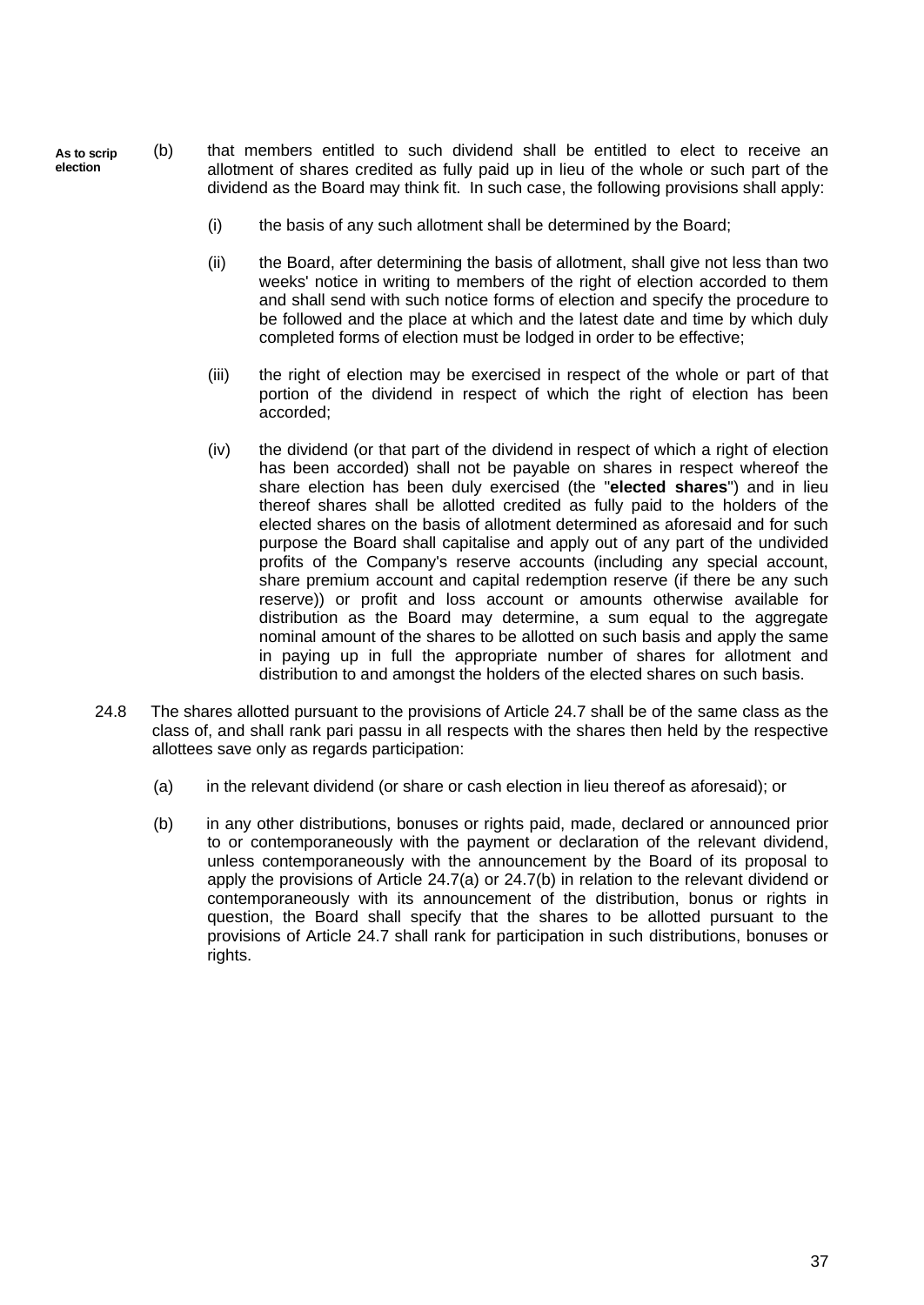**As to scrip election**

(b) that members entitled to such dividend shall be entitled to elect to receive an allotment of shares credited as fully paid up in lieu of the whole or such part of the dividend as the Board may think fit. In such case, the following provisions shall apply:

(i) the basis of any such allotment shall be determined by the Board;

(ii) the Board, after determining the basis of allotment, shall give not less than two weeks' notice in writing to members of the right of election accorded to them and shall send with such notice forms of election and specify the procedure to be followed and the place at which and the latest date and time by which duly completed forms of election must be lodged in order to be effective;

(iii) the right of election may be exercised in respect of the whole or part of that portion of the dividend in respect of which the right of election has been accorded;

(iv) the dividend (or that part of the dividend in respect of which a right of election has been accorded) shall not be payable on shares in respect whereof the share election has been duly exercised (the "**elected shares**") and in lieu thereof shares shall be allotted credited as fully paid to the holders of the elected shares on the basis of allotment determined as aforesaid and for such purpose the Board shall capitalise and apply out of any part of the undivided profits of the Company's reserve accounts (including any special account, share premium account and capital redemption reserve (if there be any such reserve)) or profit and loss account or amounts otherwise available for distribution as the Board may determine, a sum equal to the aggregate nominal amount of the shares to be allotted on such basis and apply the same in paying up in full the appropriate number of shares for allotment and distribution to and amongst the holders of the elected shares on such basis.

24.8 The shares allotted pursuant to the provisions of Article 24.7 shall be of the same class as the class of, and shall rank pari passu in all respects with the shares then held by the respective allottees save only as regards participation:

(a) in the relevant dividend (or share or cash election in lieu thereof as aforesaid); or

(b) in any other distributions, bonuses or rights paid, made, declared or announced prior to or contemporaneously with the payment or declaration of the relevant dividend, unless contemporaneously with the announcement by the Board of its proposal to apply the provisions of Article 24.7(a) or 24.7(b) in relation to the relevant dividend or contemporaneously with its announcement of the distribution, bonus or rights in question, the Board shall specify that the shares to be allotted pursuant to the provisions of Article 24.7 shall rank for participation in such distributions, bonuses or rights.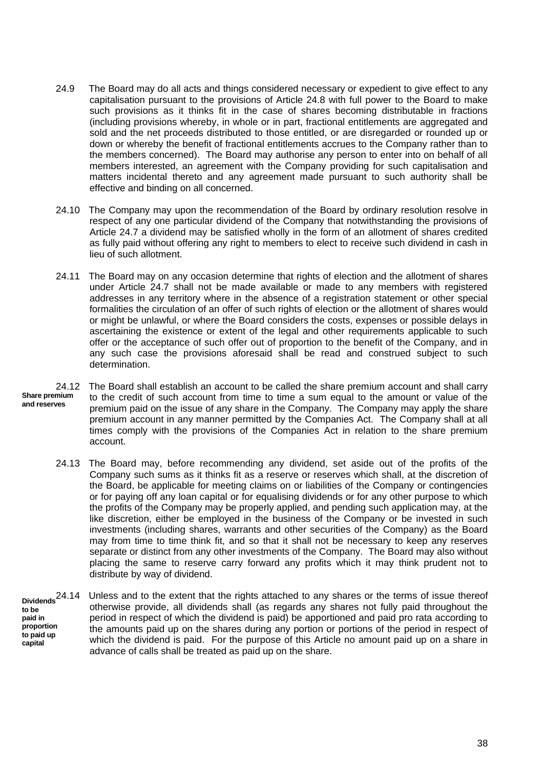24.9 The Board may do all acts and things considered necessary or expedient to give effect to any capitalisation pursuant to the provisions of Article 24.8 with full power to the Board to make such provisions as it thinks fit in the case of shares becoming distributable in fractions (including provisions whereby, in whole or in part, fractional entitlements are aggregated and sold and the net proceeds distributed to those entitled, or are disregarded or rounded up or down or whereby the benefit of fractional entitlements accrues to the Company rather than to the members concerned). The Board may authorise any person to enter into on behalf of all members interested, an agreement with the Company providing for such capitalisation and matters incidental thereto and any agreement made pursuant to such authority shall be effective and binding on all concerned.

24.10 The Company may upon the recommendation of the Board by ordinary resolution resolve in respect of any one particular dividend of the Company that notwithstanding the provisions of Article 24.7 a dividend may be satisfied wholly in the form of an allotment of shares credited as fully paid without offering any right to members to elect to receive such dividend in cash in lieu of such allotment.

24.11 The Board may on any occasion determine that rights of election and the allotment of shares under Article 24.7 shall not be made available or made to any members with registered addresses in any territory where in the absence of a registration statement or other special formalities the circulation of an offer of such rights of election or the allotment of shares would or might be unlawful, or where the Board considers the costs, expenses or possible delays in ascertaining the existence or extent of the legal and other requirements applicable to such offer or the acceptance of such offer out of proportion to the benefit of the Company, and in any such case the provisions aforesaid shall be read and construed subject to such determination.

**Share premium and reserves**

24.12 The Board shall establish an account to be called the share premium account and shall carry to the credit of such account from time to time a sum equal to the amount or value of the premium paid on the issue of any share in the Company. The Company may apply the share premium account in any manner permitted by the Companies Act. The Company shall at all times comply with the provisions of the Companies Act in relation to the share premium account.

24.13 The Board may, before recommending any dividend, set aside out of the profits of the Company such sums as it thinks fit as a reserve or reserves which shall, at the discretion of the Board, be applicable for meeting claims on or liabilities of the Company or contingencies or for paying off any loan capital or for equalising dividends or for any other purpose to which the profits of the Company may be properly applied, and pending such application may, at the like discretion, either be employed in the business of the Company or be invested in such investments (including shares, warrants and other securities of the Company) as the Board may from time to time think fit, and so that it shall not be necessary to keep any reserves separate or distinct from any other investments of the Company. The Board may also without placing the same to reserve carry forward any profits which it may think prudent not to distribute by way of dividend.

**Dividends to be paid in proportion to paid up capital**

24.14 Unless and to the extent that the rights attached to any shares or the terms of issue thereof otherwise provide, all dividends shall (as regards any shares not fully paid throughout the period in respect of which the dividend is paid) be apportioned and paid pro rata according to the amounts paid up on the shares during any portion or portions of the period in respect of which the dividend is paid. For the purpose of this Article no amount paid up on a share in advance of calls shall be treated as paid up on the share.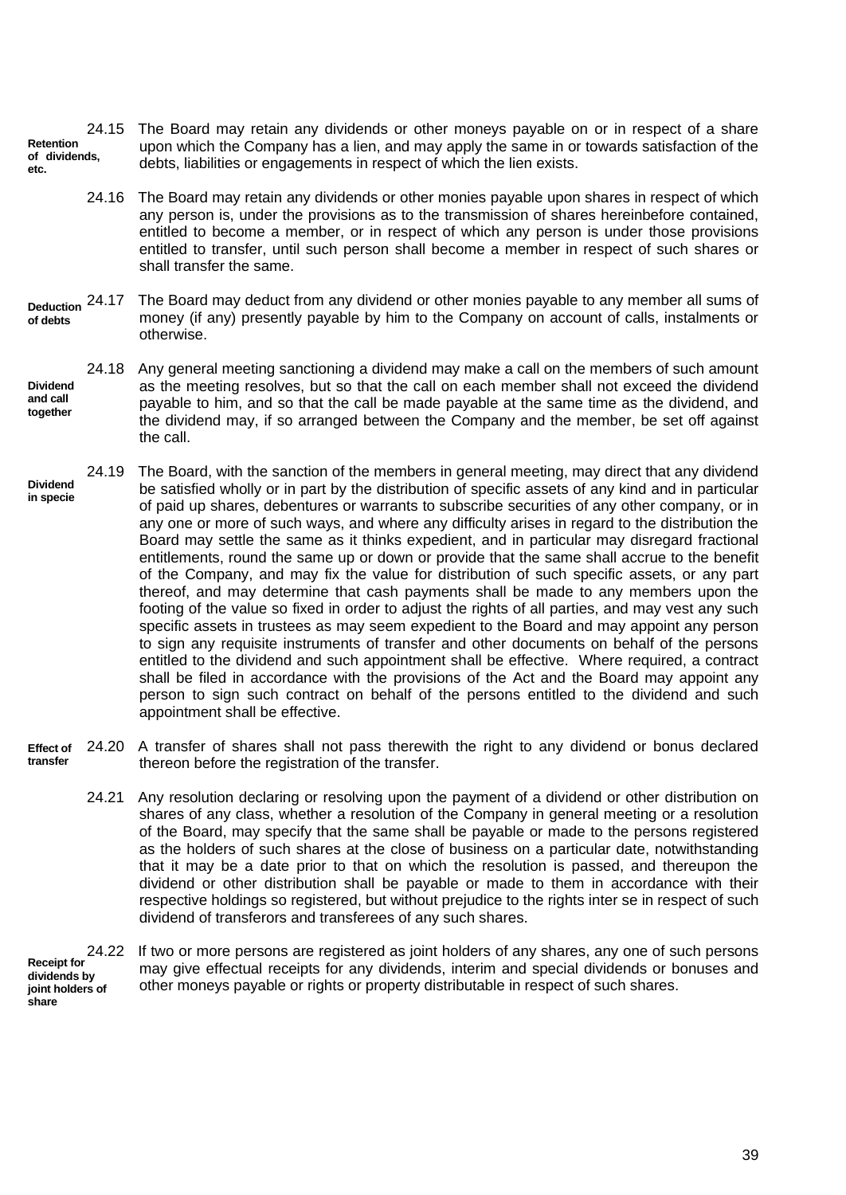**Retention of dividends, etc.**

24.15 The Board may retain any dividends or other moneys payable on or in respect of a share upon which the Company has a lien, and may apply the same in or towards satisfaction of the debts, liabilities or engagements in respect of which the lien exists.

24.16 The Board may retain any dividends or other monies payable upon shares in respect of which any person is, under the provisions as to the transmission of shares hereinbefore contained, entitled to become a member, or in respect of which any person is under those provisions entitled to transfer, until such person shall become a member in respect of such shares or shall transfer the same.

**Deduction of debts**

24.17 The Board may deduct from any dividend or other monies payable to any member all sums of money (if any) presently payable by him to the Company on account of calls, instalments or otherwise.

**Dividend and call together**

24.18 Any general meeting sanctioning a dividend may make a call on the members of such amount as the meeting resolves, but so that the call on each member shall not exceed the dividend payable to him, and so that the call be made payable at the same time as the dividend, and the dividend may, if so arranged between the Company and the member, be set off against the call.

**Dividend in specie**

24.19 The Board, with the sanction of the members in general meeting, may direct that any dividend be satisfied wholly or in part by the distribution of specific assets of any kind and in particular of paid up shares, debentures or warrants to subscribe securities of any other company, or in any one or more of such ways, and where any difficulty arises in regard to the distribution the Board may settle the same as it thinks expedient, and in particular may disregard fractional entitlements, round the same up or down or provide that the same shall accrue to the benefit of the Company, and may fix the value for distribution of such specific assets, or any part thereof, and may determine that cash payments shall be made to any members upon the footing of the value so fixed in order to adjust the rights of all parties, and may vest any such specific assets in trustees as may seem expedient to the Board and may appoint any person to sign any requisite instruments of transfer and other documents on behalf of the persons entitled to the dividend and such appointment shall be effective. Where required, a contract shall be filed in accordance with the provisions of the Act and the Board may appoint any person to sign such contract on behalf of the persons entitled to the dividend and such appointment shall be effective.

**Effect of transfer**

24.20 A transfer of shares shall not pass therewith the right to any dividend or bonus declared thereon before the registration of the transfer.

24.21 Any resolution declaring or resolving upon the payment of a dividend or other distribution on shares of any class, whether a resolution of the Company in general meeting or a resolution of the Board, may specify that the same shall be payable or made to the persons registered as the holders of such shares at the close of business on a particular date, notwithstanding that it may be a date prior to that on which the resolution is passed, and thereupon the dividend or other distribution shall be payable or made to them in accordance with their respective holdings so registered, but without prejudice to the rights inter se in respect of such dividend of transferors and transferees of any such shares.

**Receipt for dividends by joint holders of share**

24.22 If two or more persons are registered as joint holders of any shares, any one of such persons may give effectual receipts for any dividends, interim and special dividends or bonuses and other moneys payable or rights or property distributable in respect of such shares.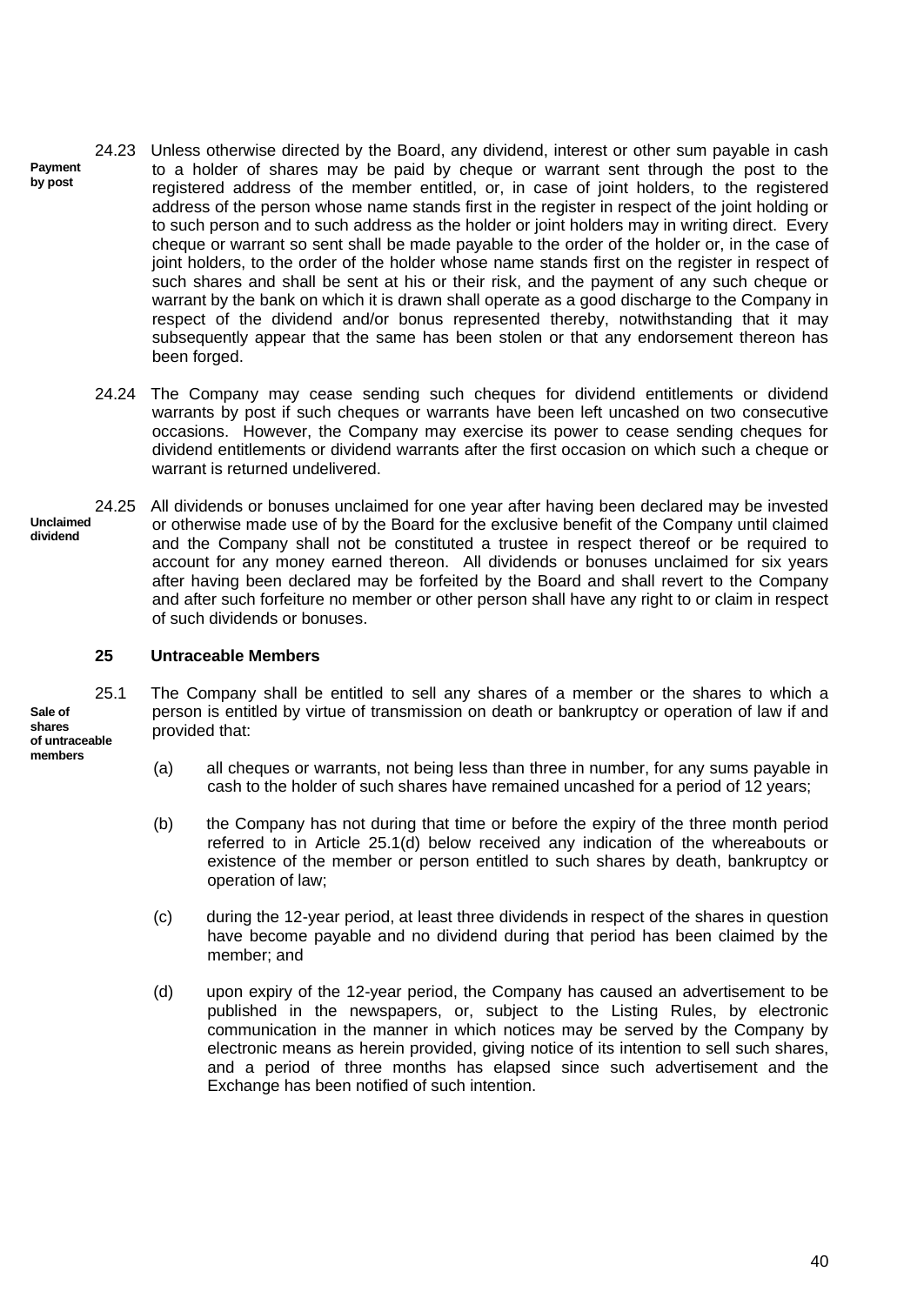**Payment by post**

24.23 Unless otherwise directed by the Board, any dividend, interest or other sum payable in cash to a holder of shares may be paid by cheque or warrant sent through the post to the registered address of the member entitled, or, in case of joint holders, to the registered address of the person whose name stands first in the register in respect of the joint holding or to such person and to such address as the holder or joint holders may in writing direct. Every cheque or warrant so sent shall be made payable to the order of the holder or, in the case of joint holders, to the order of the holder whose name stands first on the register in respect of such shares and shall be sent at his or their risk, and the payment of any such cheque or warrant by the bank on which it is drawn shall operate as a good discharge to the Company in respect of the dividend and/or bonus represented thereby, notwithstanding that it may subsequently appear that the same has been stolen or that any endorsement thereon has been forged.

24.24 The Company may cease sending such cheques for dividend entitlements or dividend warrants by post if such cheques or warrants have been left uncashed on two consecutive occasions. However, the Company may exercise its power to cease sending cheques for dividend entitlements or dividend warrants after the first occasion on which such a cheque or warrant is returned undelivered.

**Unclaimed dividend**

24.25 All dividends or bonuses unclaimed for one year after having been declared may be invested or otherwise made use of by the Board for the exclusive benefit of the Company until claimed and the Company shall not be constituted a trustee in respect thereof or be required to account for any money earned thereon. All dividends or bonuses unclaimed for six years after having been declared may be forfeited by the Board and shall revert to the Company and after such forfeiture no member or other person shall have any right to or claim in respect of such dividends or bonuses.

## 25 Untraceable Members

**Sale of shares of untraceable members**

25.1 The Company shall be entitled to sell any shares of a member or the shares to which a person is entitled by virtue of transmission on death or bankruptcy or operation of law if and provided that:

(a) all cheques or warrants, not being less than three in number, for any sums payable in cash to the holder of such shares have remained uncashed for a period of 12 years;

(b) the Company has not during that time or before the expiry of the three month period referred to in Article 25.1(d) below received any indication of the whereabouts or existence of the member or person entitled to such shares by death, bankruptcy or operation of law;

(c) during the 12-year period, at least three dividends in respect of the shares in question have become payable and no dividend during that period has been claimed by the member; and

(d) upon expiry of the 12-year period, the Company has caused an advertisement to be published in the newspapers, or, subject to the Listing Rules, by electronic communication in the manner in which notices may be served by the Company by electronic means as herein provided, giving notice of its intention to sell such shares, and a period of three months has elapsed since such advertisement and the Exchange has been notified of such intention.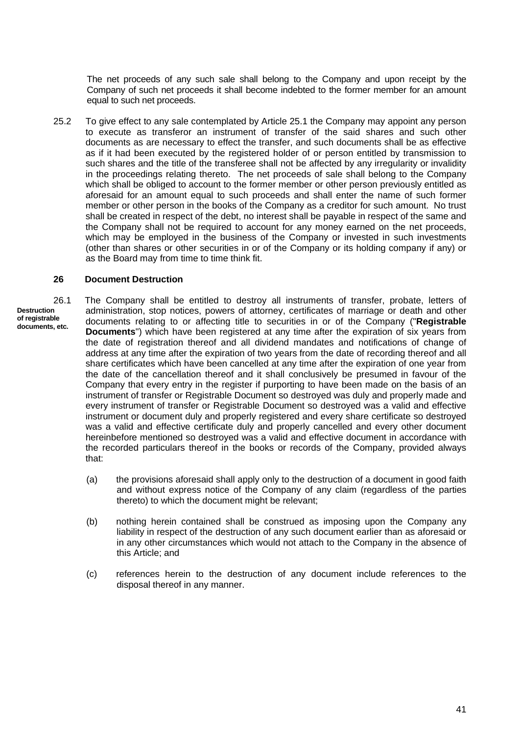The net proceeds of any such sale shall belong to the Company and upon receipt by the Company of such net proceeds it shall become indebted to the former member for an amount equal to such net proceeds.

25.2 To give effect to any sale contemplated by Article 25.1 the Company may appoint any person to execute as transferor an instrument of transfer of the said shares and such other documents as are necessary to effect the transfer, and such documents shall be as effective as if it had been executed by the registered holder of or person entitled by transmission to such shares and the title of the transferee shall not be affected by any irregularity or invalidity in the proceedings relating thereto. The net proceeds of sale shall belong to the Company which shall be obliged to account to the former member or other person previously entitled as aforesaid for an amount equal to such proceeds and shall enter the name of such former member or other person in the books of the Company as a creditor for such amount. No trust shall be created in respect of the debt, no interest shall be payable in respect of the same and the Company shall not be required to account for any money earned on the net proceeds, which may be employed in the business of the Company or invested in such investments (other than shares or other securities in or of the Company or its holding company if any) or as the Board may from time to time think fit.

## 26 Document Destruction

**Destruction of registrable documents, etc.**

26.1 The Company shall be entitled to destroy all instruments of transfer, probate, letters of administration, stop notices, powers of attorney, certificates of marriage or death and other documents relating to or affecting title to securities in or of the Company ("**Registrable Documents**") which have been registered at any time after the expiration of six years from the date of registration thereof and all dividend mandates and notifications of change of address at any time after the expiration of two years from the date of recording thereof and all share certificates which have been cancelled at any time after the expiration of one year from the date of the cancellation thereof and it shall conclusively be presumed in favour of the Company that every entry in the register if purporting to have been made on the basis of an instrument of transfer or Registrable Document so destroyed was duly and properly made and every instrument of transfer or Registrable Document so destroyed was a valid and effective instrument or document duly and properly registered and every share certificate so destroyed was a valid and effective certificate duly and properly cancelled and every other document hereinbefore mentioned so destroyed was a valid and effective document in accordance with the recorded particulars thereof in the books or records of the Company, provided always that:

(a) the provisions aforesaid shall apply only to the destruction of a document in good faith and without express notice of the Company of any claim (regardless of the parties thereto) to which the document might be relevant;

(b) nothing herein contained shall be construed as imposing upon the Company any liability in respect of the destruction of any such document earlier than as aforesaid or in any other circumstances which would not attach to the Company in the absence of this Article; and

(c) references herein to the destruction of any document include references to the disposal thereof in any manner.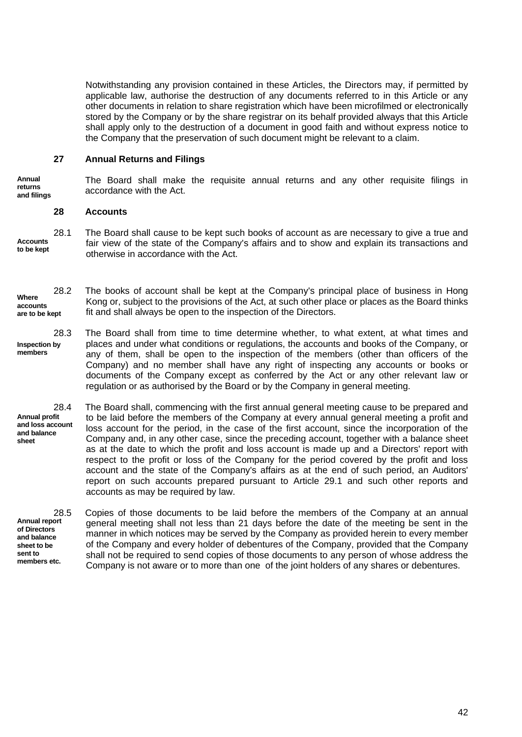Notwithstanding any provision contained in these Articles, the Directors may, if permitted by applicable law, authorise the destruction of any documents referred to in this Article or any other documents in relation to share registration which have been microfilmed or electronically stored by the Company or by the share registrar on its behalf provided always that this Article shall apply only to the destruction of a document in good faith and without express notice to the Company that the preservation of such document might be relevant to a claim.

## 27 Annual Returns and Filings

**Annual returns and filings**

The Board shall make the requisite annual returns and any other requisite filings in accordance with the Act.

## 28 Accounts

**Accounts to be kept**

28.1 The Board shall cause to be kept such books of account as are necessary to give a true and fair view of the state of the Company's affairs and to show and explain its transactions and otherwise in accordance with the Act.

**Where accounts are to be kept**

28.2 The books of account shall be kept at the Company's principal place of business in Hong Kong or, subject to the provisions of the Act, at such other place or places as the Board thinks fit and shall always be open to the inspection of the Directors.

**Inspection by members**

28.3 The Board shall from time to time determine whether, to what extent, at what times and places and under what conditions or regulations, the accounts and books of the Company, or any of them, shall be open to the inspection of the members (other than officers of the Company) and no member shall have any right of inspecting any accounts or books or documents of the Company except as conferred by the Act or any other relevant law or regulation or as authorised by the Board or by the Company in general meeting.

**Annual profit and loss account and balance sheet**

28.4 The Board shall, commencing with the first annual general meeting cause to be prepared and to be laid before the members of the Company at every annual general meeting a profit and loss account for the period, in the case of the first account, since the incorporation of the Company and, in any other case, since the preceding account, together with a balance sheet as at the date to which the profit and loss account is made up and a Directors' report with respect to the profit or loss of the Company for the period covered by the profit and loss account and the state of the Company's affairs as at the end of such period, an Auditors' report on such accounts prepared pursuant to Article 29.1 and such other reports and accounts as may be required by law.

**Annual report of Directors and balance sheet to be sent to members etc.**

28.5 Copies of those documents to be laid before the members of the Company at an annual general meeting shall not less than 21 days before the date of the meeting be sent in the manner in which notices may be served by the Company as provided herein to every member of the Company and every holder of debentures of the Company, provided that the Company shall not be required to send copies of those documents to any person of whose address the Company is not aware or to more than one of the joint holders of any shares or debentures.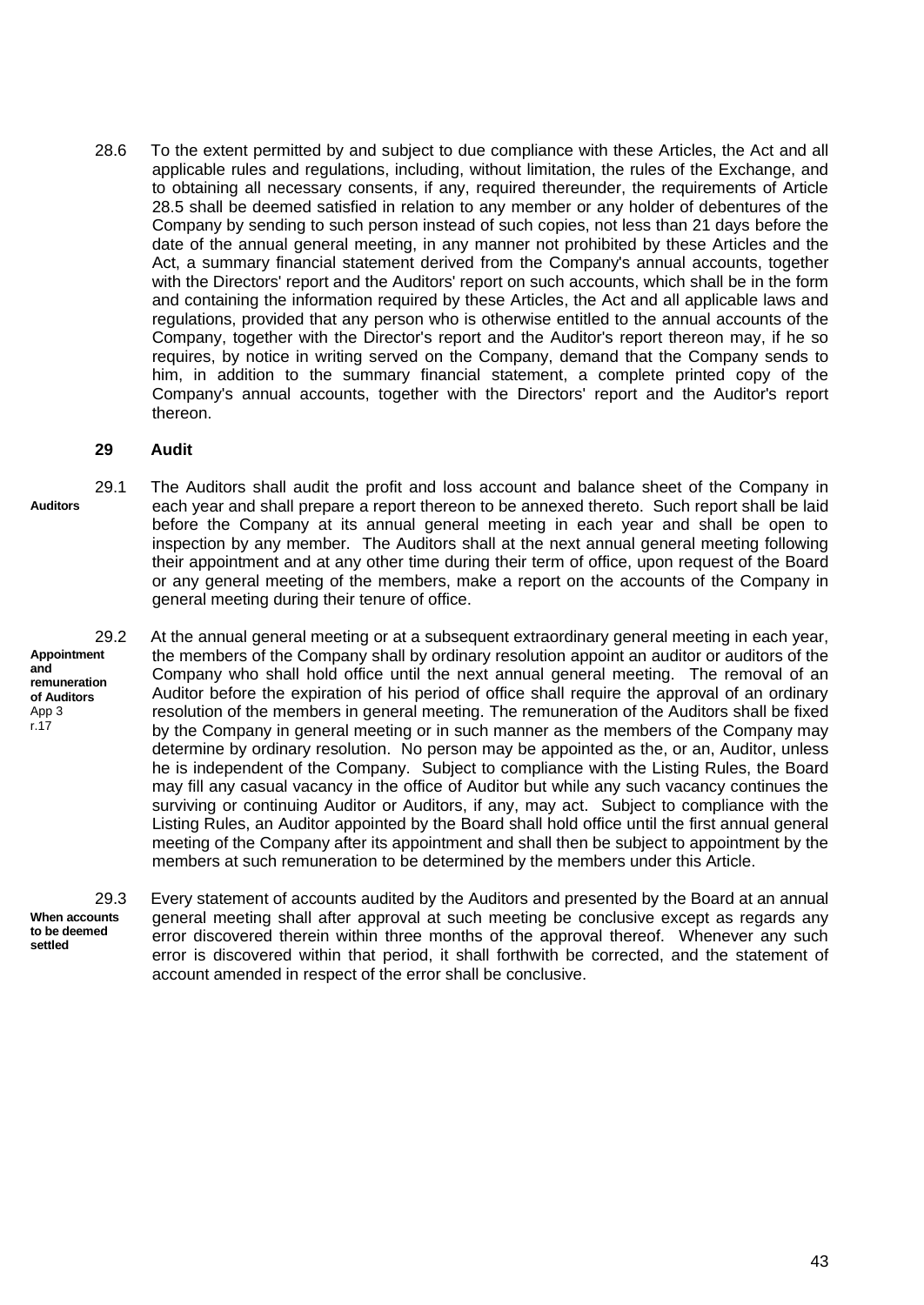28.6 To the extent permitted by and subject to due compliance with these Articles, the Act and all applicable rules and regulations, including, without limitation, the rules of the Exchange, and to obtaining all necessary consents, if any, required thereunder, the requirements of Article 28.5 shall be deemed satisfied in relation to any member or any holder of debentures of the Company by sending to such person instead of such copies, not less than 21 days before the date of the annual general meeting, in any manner not prohibited by these Articles and the Act, a summary financial statement derived from the Company's annual accounts, together with the Directors' report and the Auditors' report on such accounts, which shall be in the form and containing the information required by these Articles, the Act and all applicable laws and regulations, provided that any person who is otherwise entitled to the annual accounts of the Company, together with the Director's report and the Auditor's report thereon may, if he so requires, by notice in writing served on the Company, demand that the Company sends to him, in addition to the summary financial statement, a complete printed copy of the Company's annual accounts, together with the Directors' report and the Auditor's report thereon.

## 29 Audit

**Auditors**

29.1 The Auditors shall audit the profit and loss account and balance sheet of the Company in each year and shall prepare a report thereon to be annexed thereto. Such report shall be laid before the Company at its annual general meeting in each year and shall be open to inspection by any member. The Auditors shall at the next annual general meeting following their appointment and at any other time during their term of office, upon request of the Board or any general meeting of the members, make a report on the accounts of the Company in general meeting during their tenure of office.

**Appointment and remuneration of Auditors**
App 3 r.17

29.2 At the annual general meeting or at a subsequent extraordinary general meeting in each year, the members of the Company shall by ordinary resolution appoint an auditor or auditors of the Company who shall hold office until the next annual general meeting. The removal of an Auditor before the expiration of his period of office shall require the approval of an ordinary resolution of the members in general meeting. The remuneration of the Auditors shall be fixed by the Company in general meeting or in such manner as the members of the Company may determine by ordinary resolution. No person may be appointed as the, or an, Auditor, unless he is independent of the Company. Subject to compliance with the Listing Rules, the Board may fill any casual vacancy in the office of Auditor but while any such vacancy continues the surviving or continuing Auditor or Auditors, if any, may act. Subject to compliance with the Listing Rules, an Auditor appointed by the Board shall hold office until the first annual general meeting of the Company after its appointment and shall then be subject to appointment by the members at such remuneration to be determined by the members under this Article.

**When accounts to be deemed settled**

29.3 Every statement of accounts audited by the Auditors and presented by the Board at an annual general meeting shall after approval at such meeting be conclusive except as regards any error discovered therein within three months of the approval thereof. Whenever any such error is discovered within that period, it shall forthwith be corrected, and the statement of account amended in respect of the error shall be conclusive.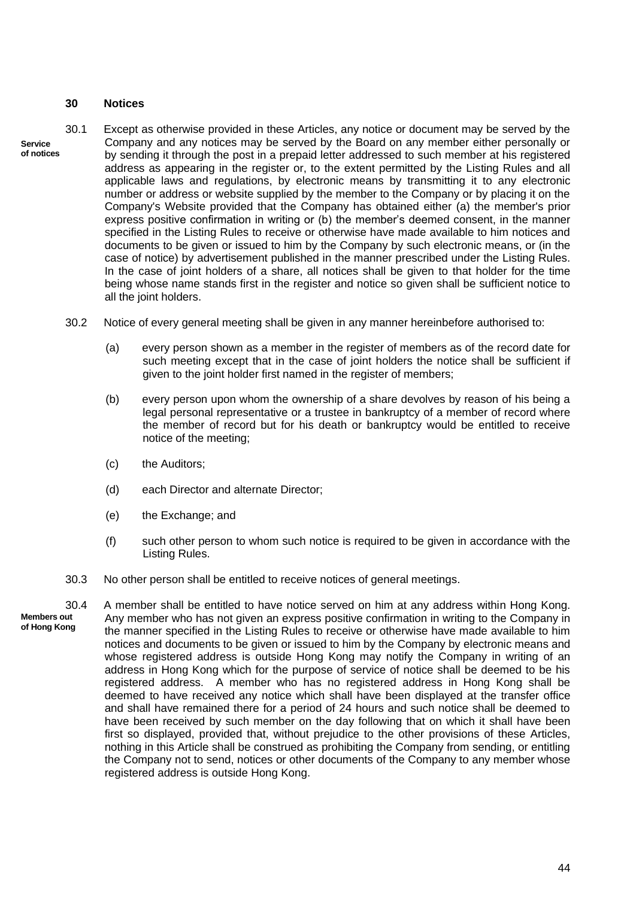## 30 Notices

**Service of notices**

30.1 Except as otherwise provided in these Articles, any notice or document may be served by the Company and any notices may be served by the Board on any member either personally or by sending it through the post in a prepaid letter addressed to such member at his registered address as appearing in the register or, to the extent permitted by the Listing Rules and all applicable laws and regulations, by electronic means by transmitting it to any electronic number or address or website supplied by the member to the Company or by placing it on the Company's Website provided that the Company has obtained either (a) the member's prior express positive confirmation in writing or (b) the member's deemed consent, in the manner specified in the Listing Rules to receive or otherwise have made available to him notices and documents to be given or issued to him by the Company by such electronic means, or (in the case of notice) by advertisement published in the manner prescribed under the Listing Rules. In the case of joint holders of a share, all notices shall be given to that holder for the time being whose name stands first in the register and notice so given shall be sufficient notice to all the joint holders.

30.2 Notice of every general meeting shall be given in any manner hereinbefore authorised to:

(a) every person shown as a member in the register of members as of the record date for such meeting except that in the case of joint holders the notice shall be sufficient if given to the joint holder first named in the register of members;

(b) every person upon whom the ownership of a share devolves by reason of his being a legal personal representative or a trustee in bankruptcy of a member of record where the member of record but for his death or bankruptcy would be entitled to receive notice of the meeting;

(c) the Auditors;

(d) each Director and alternate Director;

(e) the Exchange; and

(f) such other person to whom such notice is required to be given in accordance with the Listing Rules.

30.3 No other person shall be entitled to receive notices of general meetings.

**Members out of Hong Kong**

30.4 A member shall be entitled to have notice served on him at any address within Hong Kong. Any member who has not given an express positive confirmation in writing to the Company in the manner specified in the Listing Rules to receive or otherwise have made available to him notices and documents to be given or issued to him by the Company by electronic means and whose registered address is outside Hong Kong may notify the Company in writing of an address in Hong Kong which for the purpose of service of notice shall be deemed to be his registered address. A member who has no registered address in Hong Kong shall be deemed to have received any notice which shall have been displayed at the transfer office and shall have remained there for a period of 24 hours and such notice shall be deemed to have been received by such member on the day following that on which it shall have been first so displayed, provided that, without prejudice to the other provisions of these Articles, nothing in this Article shall be construed as prohibiting the Company from sending, or entitling the Company not to send, notices or other documents of the Company to any member whose registered address is outside Hong Kong.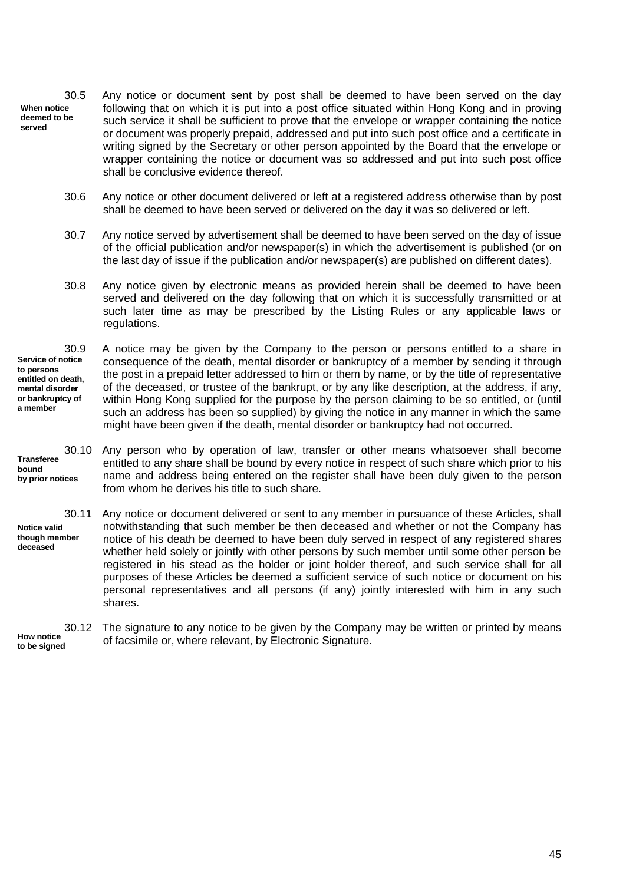**When notice deemed to be served**

30.5 Any notice or document sent by post shall be deemed to have been served on the day following that on which it is put into a post office situated within Hong Kong and in proving such service it shall be sufficient to prove that the envelope or wrapper containing the notice or document was properly prepaid, addressed and put into such post office and a certificate in writing signed by the Secretary or other person appointed by the Board that the envelope or wrapper containing the notice or document was so addressed and put into such post office shall be conclusive evidence thereof.

30.6 Any notice or other document delivered or left at a registered address otherwise than by post shall be deemed to have been served or delivered on the day it was so delivered or left.

30.7 Any notice served by advertisement shall be deemed to have been served on the day of issue of the official publication and/or newspaper(s) in which the advertisement is published (or on the last day of issue if the publication and/or newspaper(s) are published on different dates).

30.8 Any notice given by electronic means as provided herein shall be deemed to have been served and delivered on the day following that on which it is successfully transmitted or at such later time as may be prescribed by the Listing Rules or any applicable laws or regulations.

**Service of notice to persons entitled on death, mental disorder or bankruptcy of a member**

30.9 A notice may be given by the Company to the person or persons entitled to a share in consequence of the death, mental disorder or bankruptcy of a member by sending it through the post in a prepaid letter addressed to him or them by name, or by the title of representative of the deceased, or trustee of the bankrupt, or by any like description, at the address, if any, within Hong Kong supplied for the purpose by the person claiming to be so entitled, or (until such an address has been so supplied) by giving the notice in any manner in which the same might have been given if the death, mental disorder or bankruptcy had not occurred.

**Transferee bound by prior notices**

30.10 Any person who by operation of law, transfer or other means whatsoever shall become entitled to any share shall be bound by every notice in respect of such share which prior to his name and address being entered on the register shall have been duly given to the person from whom he derives his title to such share.

**Notice valid though member deceased**

30.11 Any notice or document delivered or sent to any member in pursuance of these Articles, shall notwithstanding that such member be then deceased and whether or not the Company has notice of his death be deemed to have been duly served in respect of any registered shares whether held solely or jointly with other persons by such member until some other person be registered in his stead as the holder or joint holder thereof, and such service shall for all purposes of these Articles be deemed a sufficient service of such notice or document on his personal representatives and all persons (if any) jointly interested with him in any such shares.

**How notice to be signed**

30.12 The signature to any notice to be given by the Company may be written or printed by means of facsimile or, where relevant, by Electronic Signature.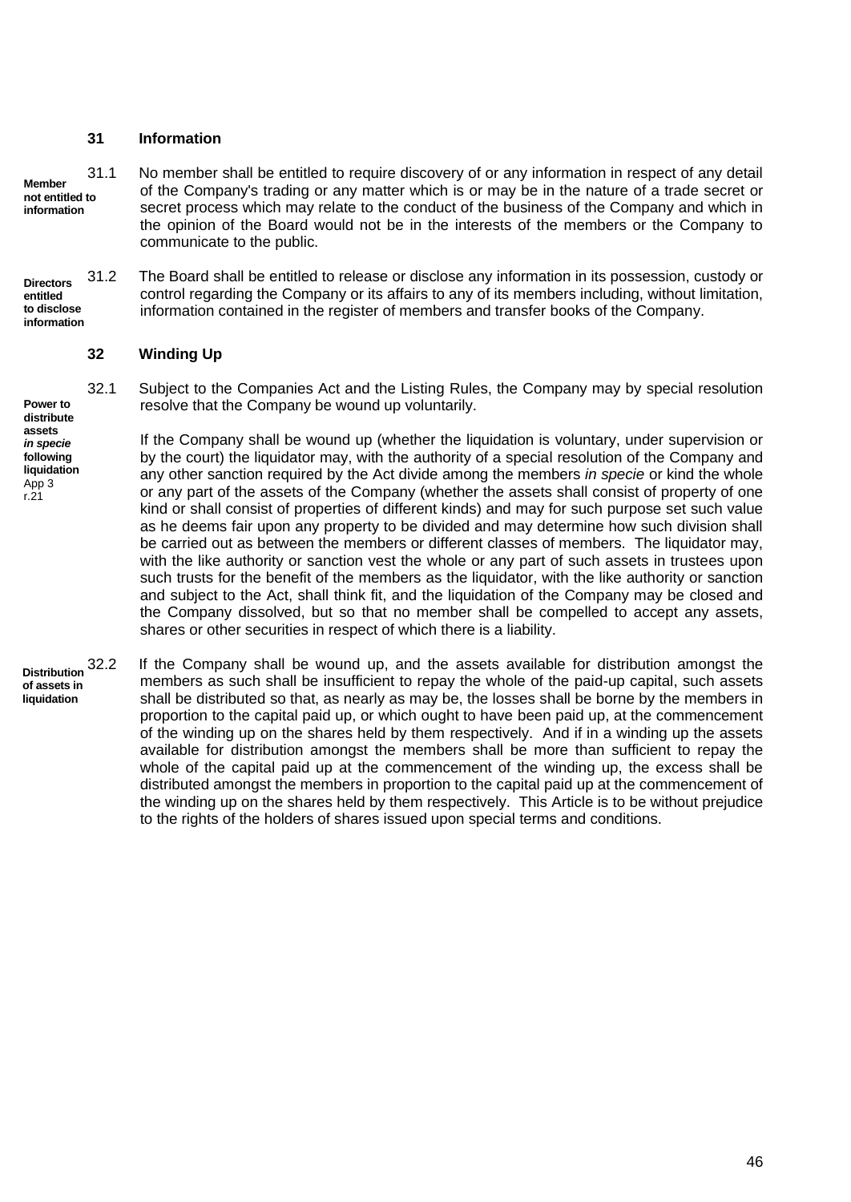## 31 Information

**Member not entitled to information**

31.1 No member shall be entitled to require discovery of or any information in respect of any detail of the Company's trading or any matter which is or may be in the nature of a trade secret or secret process which may relate to the conduct of the business of the Company and which in the opinion of the Board would not be in the interests of the members or the Company to communicate to the public.

**Directors entitled to disclose information**

31.2 The Board shall be entitled to release or disclose any information in its possession, custody or control regarding the Company or its affairs to any of its members including, without limitation, information contained in the register of members and transfer books of the Company.

## 32 Winding Up

**Power to distribute assets *in specie* following liquidation**
App 3 r.21

32.1 Subject to the Companies Act and the Listing Rules, the Company may by special resolution resolve that the Company be wound up voluntarily.

If the Company shall be wound up (whether the liquidation is voluntary, under supervision or by the court) the liquidator may, with the authority of a special resolution of the Company and any other sanction required by the Act divide among the members *in specie* or kind the whole or any part of the assets of the Company (whether the assets shall consist of property of one kind or shall consist of properties of different kinds) and may for such purpose set such value as he deems fair upon any property to be divided and may determine how such division shall be carried out as between the members or different classes of members. The liquidator may, with the like authority or sanction vest the whole or any part of such assets in trustees upon such trusts for the benefit of the members as the liquidator, with the like authority or sanction and subject to the Act, shall think fit, and the liquidation of the Company may be closed and the Company dissolved, but so that no member shall be compelled to accept any assets, shares or other securities in respect of which there is a liability.

**Distribution of assets in liquidation**

32.2 If the Company shall be wound up, and the assets available for distribution amongst the members as such shall be insufficient to repay the whole of the paid-up capital, such assets shall be distributed so that, as nearly as may be, the losses shall be borne by the members in proportion to the capital paid up, or which ought to have been paid up, at the commencement of the winding up on the shares held by them respectively. And if in a winding up the assets available for distribution amongst the members shall be more than sufficient to repay the whole of the capital paid up at the commencement of the winding up, the excess shall be distributed amongst the members in proportion to the capital paid up at the commencement of the winding up on the shares held by them respectively. This Article is to be without prejudice to the rights of the holders of shares issued upon special terms and conditions.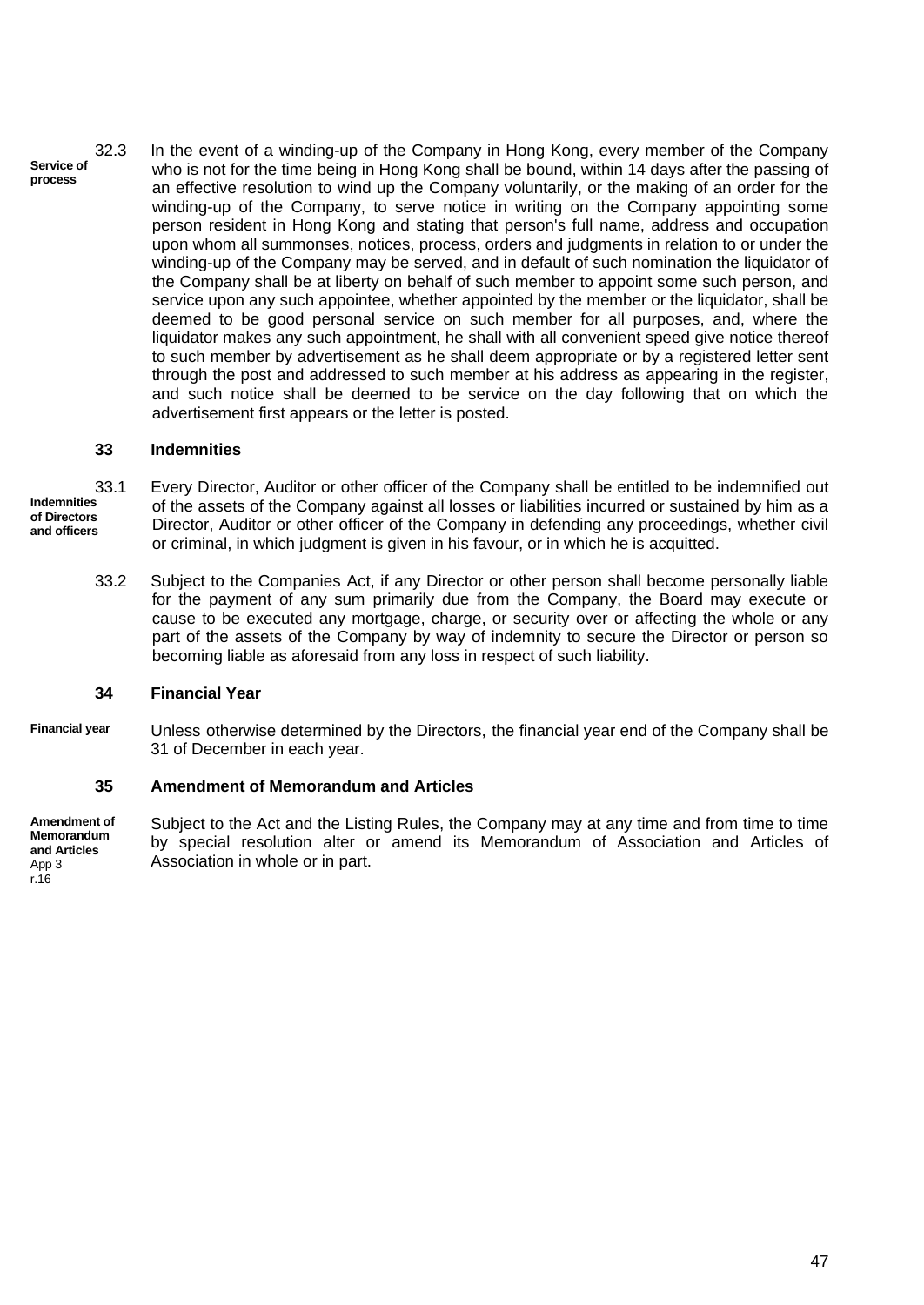**Service of process**

32.3 In the event of a winding-up of the Company in Hong Kong, every member of the Company who is not for the time being in Hong Kong shall be bound, within 14 days after the passing of an effective resolution to wind up the Company voluntarily, or the making of an order for the winding-up of the Company, to serve notice in writing on the Company appointing some person resident in Hong Kong and stating that person's full name, address and occupation upon whom all summonses, notices, process, orders and judgments in relation to or under the winding-up of the Company may be served, and in default of such nomination the liquidator of the Company shall be at liberty on behalf of such member to appoint some such person, and service upon any such appointee, whether appointed by the member or the liquidator, shall be deemed to be good personal service on such member for all purposes, and, where the liquidator makes any such appointment, he shall with all convenient speed give notice thereof to such member by advertisement as he shall deem appropriate or by a registered letter sent through the post and addressed to such member at his address as appearing in the register, and such notice shall be deemed to be service on the day following that on which the advertisement first appears or the letter is posted.

## 33 Indemnities

**Indemnities of Directors and officers**

33.1 Every Director, Auditor or other officer of the Company shall be entitled to be indemnified out of the assets of the Company against all losses or liabilities incurred or sustained by him as a Director, Auditor or other officer of the Company in defending any proceedings, whether civil or criminal, in which judgment is given in his favour, or in which he is acquitted.

33.2 Subject to the Companies Act, if any Director or other person shall become personally liable for the payment of any sum primarily due from the Company, the Board may execute or cause to be executed any mortgage, charge, or security over or affecting the whole or any part of the assets of the Company by way of indemnity to secure the Director or person so becoming liable as aforesaid from any loss in respect of such liability.

## 34 Financial Year

**Financial year**

Unless otherwise determined by the Directors, the financial year end of the Company shall be 31 of December in each year.

## 35 Amendment of Memorandum and Articles

**Amendment of Memorandum and Articles**
App 3
r.16

Subject to the Act and the Listing Rules, the Company may at any time and from time to time by special resolution alter or amend its Memorandum of Association and Articles of Association in whole or in part.